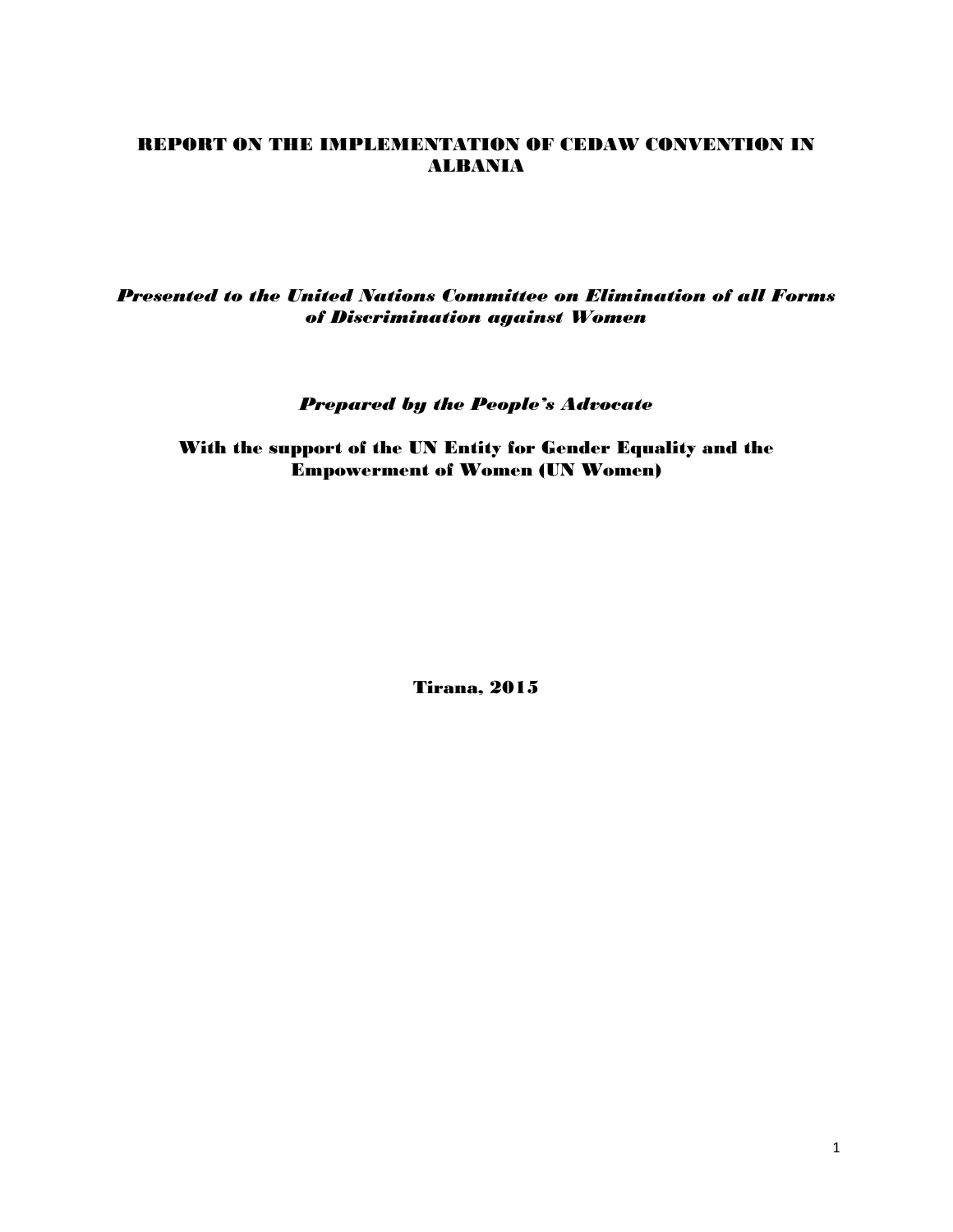# REPORT ON THE IMPLEMENTATION OF CEDAW CONVENTION IN ALBANIA

***Presented to the United Nations Committee on Elimination of all Forms of Discrimination against Women***

***Prepared by the People's Advocate***

**With the support of the UN Entity for Gender Equality and the Empowerment of Women (UN Women)**

**Tirana, 2015**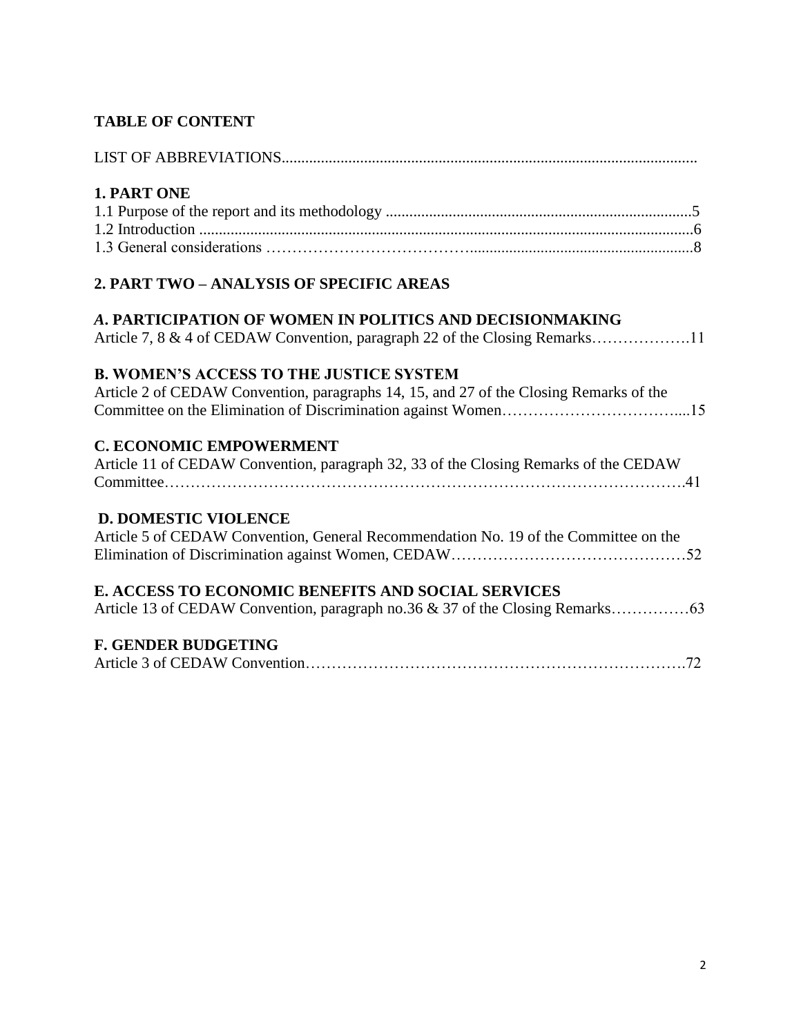**TABLE OF CONTENT**

LIST OF ABBREVIATIONS........................................................................................................

**1. PART ONE**

1.1 Purpose of the report and its methodology .............................................................................5

1.2 Introduction ..............................................................................................................................6

1.3 General considerations ………………………………….......................................................8

**2. PART TWO – ANALYSIS OF SPECIFIC AREAS**

***A*. PARTICIPATION OF WOMEN IN POLITICS AND DECISIONMAKING**

Article 7, 8 & 4 of CEDAW Convention, paragraph 22 of the Closing Remarks……………….11

**B. WOMEN'S ACCESS TO THE JUSTICE SYSTEM**

Article 2 of CEDAW Convention, paragraphs 14, 15, and 27 of the Closing Remarks of the Committee on the Elimination of Discrimination against Women……………………………....15

**C. ECONOMIC EMPOWERMENT**

Article 11 of CEDAW Convention, paragraph 32, 33 of the Closing Remarks of the CEDAW Committee…………………………………………………………………………………….41

**D. DOMESTIC VIOLENCE**

Article 5 of CEDAW Convention, General Recommendation No. 19 of the Committee on the Elimination of Discrimination against Women, CEDAW………………………………………52

**E. ACCESS TO ECONOMIC BENEFITS AND SOCIAL SERVICES**

Article 13 of CEDAW Convention, paragraph no.36 & 37 of the Closing Remarks……………63

**F. GENDER BUDGETING**

Article 3 of CEDAW Convention……………………………………………………………….72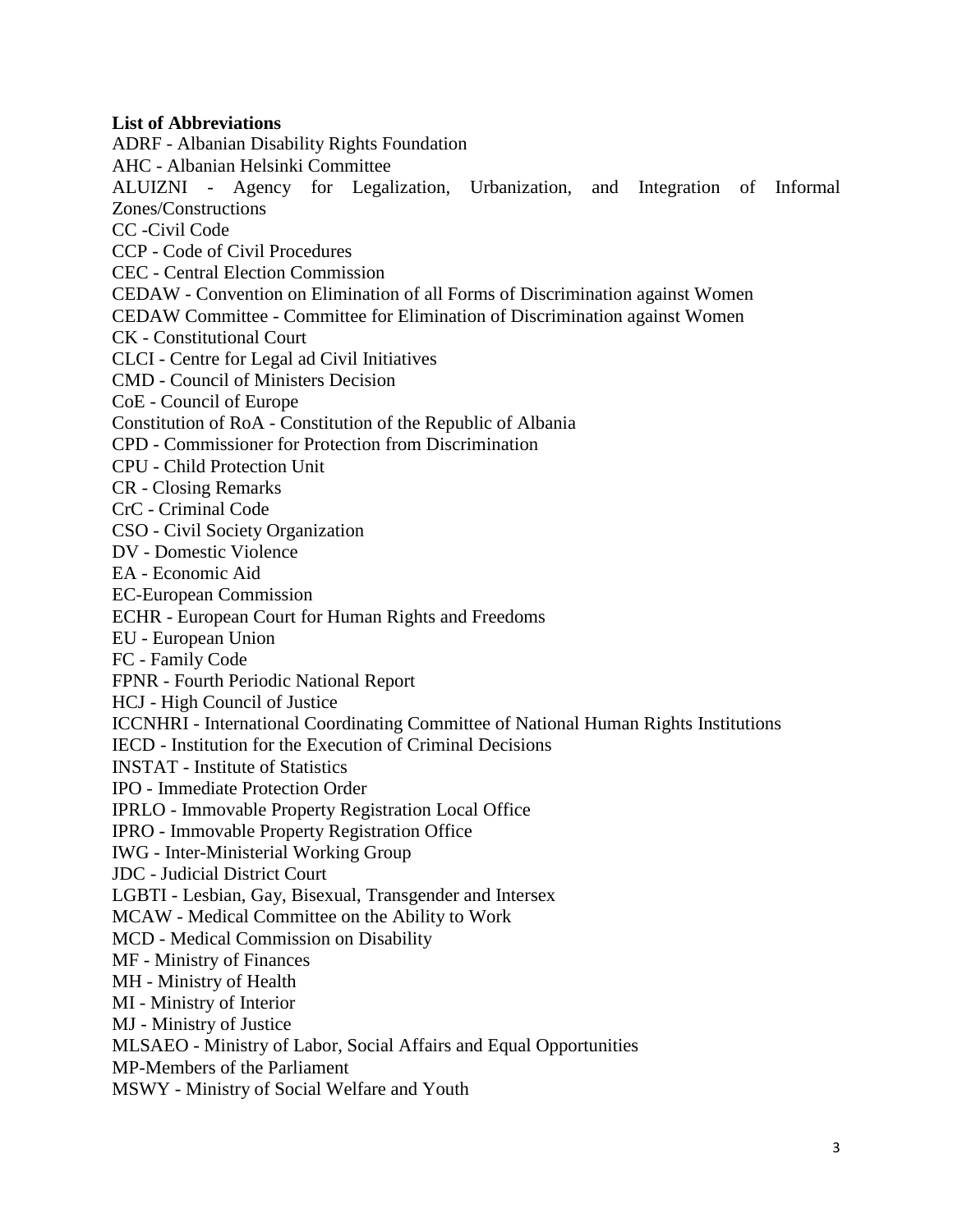**List of Abbreviations**

ADRF - Albanian Disability Rights Foundation

AHC - Albanian Helsinki Committee

ALUIZNI - Agency for Legalization, Urbanization, and Integration of Informal Zones/Constructions

CC -Civil Code

CCP - Code of Civil Procedures

CEC - Central Election Commission

CEDAW - Convention on Elimination of all Forms of Discrimination against Women

CEDAW Committee - Committee for Elimination of Discrimination against Women

CK - Constitutional Court

CLCI - Centre for Legal ad Civil Initiatives

CMD - Council of Ministers Decision

CoE - Council of Europe

Constitution of RoA - Constitution of the Republic of Albania

CPD - Commissioner for Protection from Discrimination

CPU - Child Protection Unit

CR - Closing Remarks

CrC - Criminal Code

CSO - Civil Society Organization

DV - Domestic Violence

EA - Economic Aid

EC-European Commission

ECHR - European Court for Human Rights and Freedoms

EU - European Union

FC - Family Code

FPNR - Fourth Periodic National Report

HCJ - High Council of Justice

ICCNHRI - International Coordinating Committee of National Human Rights Institutions

IECD - Institution for the Execution of Criminal Decisions

INSTAT - Institute of Statistics

IPO - Immediate Protection Order

IPRLO - Immovable Property Registration Local Office

IPRO - Immovable Property Registration Office

IWG - Inter-Ministerial Working Group

JDC - Judicial District Court

LGBTI - Lesbian, Gay, Bisexual, Transgender and Intersex

MCAW - Medical Committee on the Ability to Work

MCD - Medical Commission on Disability

MF - Ministry of Finances

MH - Ministry of Health

MI - Ministry of Interior

MJ - Ministry of Justice

MLSAEO - Ministry of Labor, Social Affairs and Equal Opportunities

MP-Members of the Parliament

MSWY - Ministry of Social Welfare and Youth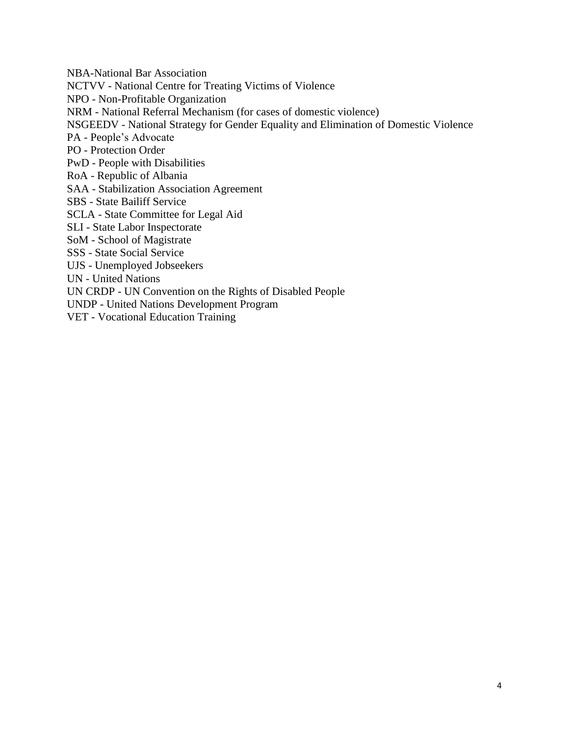NBA-National Bar Association
NCTVV - National Centre for Treating Victims of Violence
NPO - Non-Profitable Organization
NRM - National Referral Mechanism (for cases of domestic violence)
NSGEEDV - National Strategy for Gender Equality and Elimination of Domestic Violence
PA - People's Advocate
PO - Protection Order
PwD - People with Disabilities
RoA - Republic of Albania
SAA - Stabilization Association Agreement
SBS - State Bailiff Service
SCLA - State Committee for Legal Aid
SLI - State Labor Inspectorate
SoM - School of Magistrate
SSS - State Social Service
UJS - Unemployed Jobseekers
UN - United Nations
UN CRDP - UN Convention on the Rights of Disabled People
UNDP - United Nations Development Program
VET - Vocational Education Training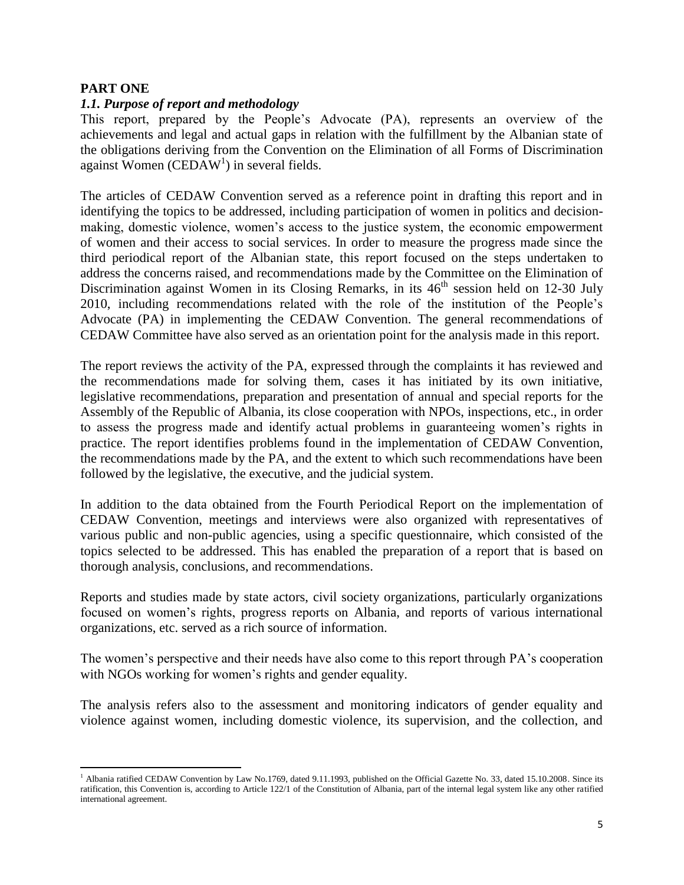**PART ONE**

***1.1. Purpose of report and methodology***

This report, prepared by the People's Advocate (PA), represents an overview of the achievements and legal and actual gaps in relation with the fulfillment by the Albanian state of the obligations deriving from the Convention on the Elimination of all Forms of Discrimination against Women (CEDAW[1]) in several fields.

The articles of CEDAW Convention served as a reference point in drafting this report and in identifying the topics to be addressed, including participation of women in politics and decision-making, domestic violence, women's access to the justice system, the economic empowerment of women and their access to social services. In order to measure the progress made since the third periodical report of the Albanian state, this report focused on the steps undertaken to address the concerns raised, and recommendations made by the Committee on the Elimination of Discrimination against Women in its Closing Remarks, in its 46th session held on 12-30 July 2010, including recommendations related with the role of the institution of the People's Advocate (PA) in implementing the CEDAW Convention. The general recommendations of CEDAW Committee have also served as an orientation point for the analysis made in this report.

The report reviews the activity of the PA, expressed through the complaints it has reviewed and the recommendations made for solving them, cases it has initiated by its own initiative, legislative recommendations, preparation and presentation of annual and special reports for the Assembly of the Republic of Albania, its close cooperation with NPOs, inspections, etc., in order to assess the progress made and identify actual problems in guaranteeing women's rights in practice. The report identifies problems found in the implementation of CEDAW Convention, the recommendations made by the PA, and the extent to which such recommendations have been followed by the legislative, the executive, and the judicial system.

In addition to the data obtained from the Fourth Periodical Report on the implementation of CEDAW Convention, meetings and interviews were also organized with representatives of various public and non-public agencies, using a specific questionnaire, which consisted of the topics selected to be addressed. This has enabled the preparation of a report that is based on thorough analysis, conclusions, and recommendations.

Reports and studies made by state actors, civil society organizations, particularly organizations focused on women's rights, progress reports on Albania, and reports of various international organizations, etc. served as a rich source of information.

The women's perspective and their needs have also come to this report through PA's cooperation with NGOs working for women's rights and gender equality.

The analysis refers also to the assessment and monitoring indicators of gender equality and violence against women, including domestic violence, its supervision, and the collection, and

---

[1] Albania ratified CEDAW Convention by Law No.1769, dated 9.11.1993, published on the Official Gazette No. 33, dated 15.10.2008. Since its ratification, this Convention is, according to Article 122/1 of the Constitution of Albania, part of the internal legal system like any other ratified international agreement.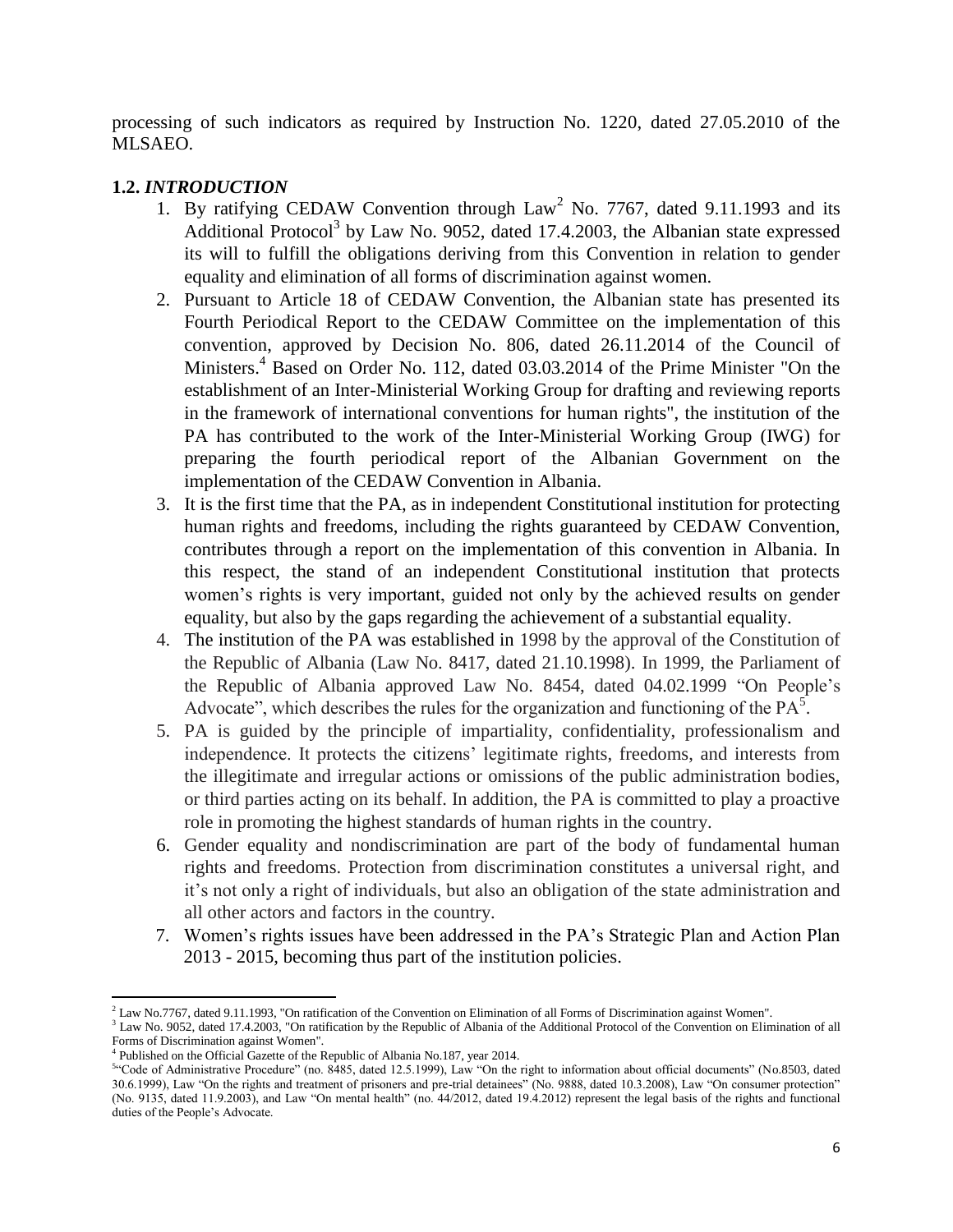processing of such indicators as required by Instruction No. 1220, dated 27.05.2010 of the MLSAEO.

### 1.2. *INTRODUCTION*

1. By ratifying CEDAW Convention through Law[2] No. 7767, dated 9.11.1993 and its Additional Protocol[3] by Law No. 9052, dated 17.4.2003, the Albanian state expressed its will to fulfill the obligations deriving from this Convention in relation to gender equality and elimination of all forms of discrimination against women.
2. Pursuant to Article 18 of CEDAW Convention, the Albanian state has presented its Fourth Periodical Report to the CEDAW Committee on the implementation of this convention, approved by Decision No. 806, dated 26.11.2014 of the Council of Ministers.[4] Based on Order No. 112, dated 03.03.2014 of the Prime Minister "On the establishment of an Inter-Ministerial Working Group for drafting and reviewing reports in the framework of international conventions for human rights", the institution of the PA has contributed to the work of the Inter-Ministerial Working Group (IWG) for preparing the fourth periodical report of the Albanian Government on the implementation of the CEDAW Convention in Albania.
3. It is the first time that the PA, as in independent Constitutional institution for protecting human rights and freedoms, including the rights guaranteed by CEDAW Convention, contributes through a report on the implementation of this convention in Albania. In this respect, the stand of an independent Constitutional institution that protects women's rights is very important, guided not only by the achieved results on gender equality, but also by the gaps regarding the achievement of a substantial equality.
4. The institution of the PA was established in 1998 by the approval of the Constitution of the Republic of Albania (Law No. 8417, dated 21.10.1998). In 1999, the Parliament of the Republic of Albania approved Law No. 8454, dated 04.02.1999 "On People's Advocate", which describes the rules for the organization and functioning of the PA[5].
5. PA is guided by the principle of impartiality, confidentiality, professionalism and independence. It protects the citizens' legitimate rights, freedoms, and interests from the illegitimate and irregular actions or omissions of the public administration bodies, or third parties acting on its behalf. In addition, the PA is committed to play a proactive role in promoting the highest standards of human rights in the country.
6. Gender equality and nondiscrimination are part of the body of fundamental human rights and freedoms. Protection from discrimination constitutes a universal right, and it's not only a right of individuals, but also an obligation of the state administration and all other actors and factors in the country.
7. Women's rights issues have been addressed in the PA's Strategic Plan and Action Plan 2013 - 2015, becoming thus part of the institution policies.

---

[2] Law No.7767, dated 9.11.1993, "On ratification of the Convention on Elimination of all Forms of Discrimination against Women".

[3] Law No. 9052, dated 17.4.2003, "On ratification by the Republic of Albania of the Additional Protocol of the Convention on Elimination of all Forms of Discrimination against Women".

[4] Published on the Official Gazette of the Republic of Albania No.187, year 2014.

[5] "Code of Administrative Procedure" (no. 8485, dated 12.5.1999), Law "On the right to information about official documents" (No.8503, dated 30.6.1999), Law "On the rights and treatment of prisoners and pre-trial detainees" (No. 9888, dated 10.3.2008), Law "On consumer protection" (No. 9135, dated 11.9.2003), and Law "On mental health" (no. 44/2012, dated 19.4.2012) represent the legal basis of the rights and functional duties of the People's Advocate.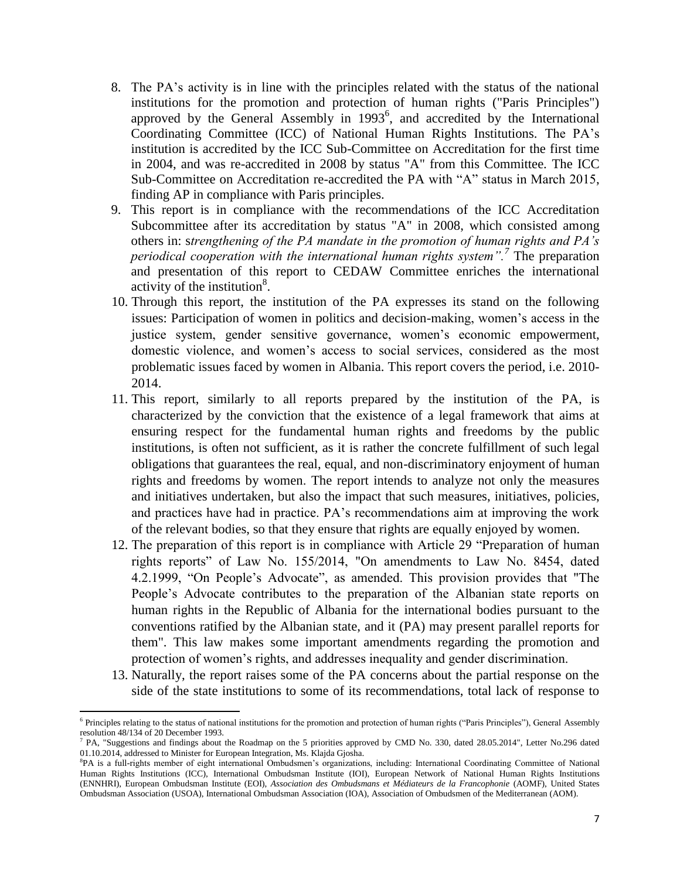8. The PA's activity is in line with the principles related with the status of the national institutions for the promotion and protection of human rights ("Paris Principles") approved by the General Assembly in 1993[6], and accredited by the International Coordinating Committee (ICC) of National Human Rights Institutions. The PA's institution is accredited by the ICC Sub-Committee on Accreditation for the first time in 2004, and was re-accredited in 2008 by status "A" from this Committee. The ICC Sub-Committee on Accreditation re-accredited the PA with "A" status in March 2015, finding AP in compliance with Paris principles.
9. This report is in compliance with the recommendations of the ICC Accreditation Subcommittee after its accreditation by status "A" in 2008, which consisted among others in: s*trengthening of the PA mandate in the promotion of human rights and PA's periodical cooperation with the international human rights system".[7]* The preparation and presentation of this report to CEDAW Committee enriches the international activity of the institution[8].
10. Through this report, the institution of the PA expresses its stand on the following issues: Participation of women in politics and decision-making, women's access in the justice system, gender sensitive governance, women's economic empowerment, domestic violence, and women's access to social services, considered as the most problematic issues faced by women in Albania. This report covers the period, i.e. 2010-2014.
11. This report, similarly to all reports prepared by the institution of the PA, is characterized by the conviction that the existence of a legal framework that aims at ensuring respect for the fundamental human rights and freedoms by the public institutions, is often not sufficient, as it is rather the concrete fulfillment of such legal obligations that guarantees the real, equal, and non-discriminatory enjoyment of human rights and freedoms by women. The report intends to analyze not only the measures and initiatives undertaken, but also the impact that such measures, initiatives, policies, and practices have had in practice. PA's recommendations aim at improving the work of the relevant bodies, so that they ensure that rights are equally enjoyed by women.
12. The preparation of this report is in compliance with Article 29 "Preparation of human rights reports" of Law No. 155/2014, "On amendments to Law No. 8454, dated 4.2.1999, "On People's Advocate", as amended. This provision provides that "The People's Advocate contributes to the preparation of the Albanian state reports on human rights in the Republic of Albania for the international bodies pursuant to the conventions ratified by the Albanian state, and it (PA) may present parallel reports for them". This law makes some important amendments regarding the promotion and protection of women's rights, and addresses inequality and gender discrimination.
13. Naturally, the report raises some of the PA concerns about the partial response on the side of the state institutions to some of its recommendations, total lack of response to

---

[6] Principles relating to the status of national institutions for the promotion and protection of human rights ("Paris Principles"), General Assembly resolution 48/134 of 20 December 1993.

[7] PA, "Suggestions and findings about the Roadmap on the 5 priorities approved by CMD No. 330, dated 28.05.2014", Letter No.296 dated 01.10.2014, addressed to Minister for European Integration, Ms. Klajda Gjosha.

[8] PA is a full-rights member of eight international Ombudsmen's organizations, including: International Coordinating Committee of National Human Rights Institutions (ICC), International Ombudsman Institute (IOI), European Network of National Human Rights Institutions (ENNHRI), European Ombudsman Institute (EOI), *Association des Ombudsmans et Médiateurs de la Francophonie* (AOMF), United States Ombudsman Association (USOA), International Ombudsman Association (IOA), Association of Ombudsmen of the Mediterranean (AOM).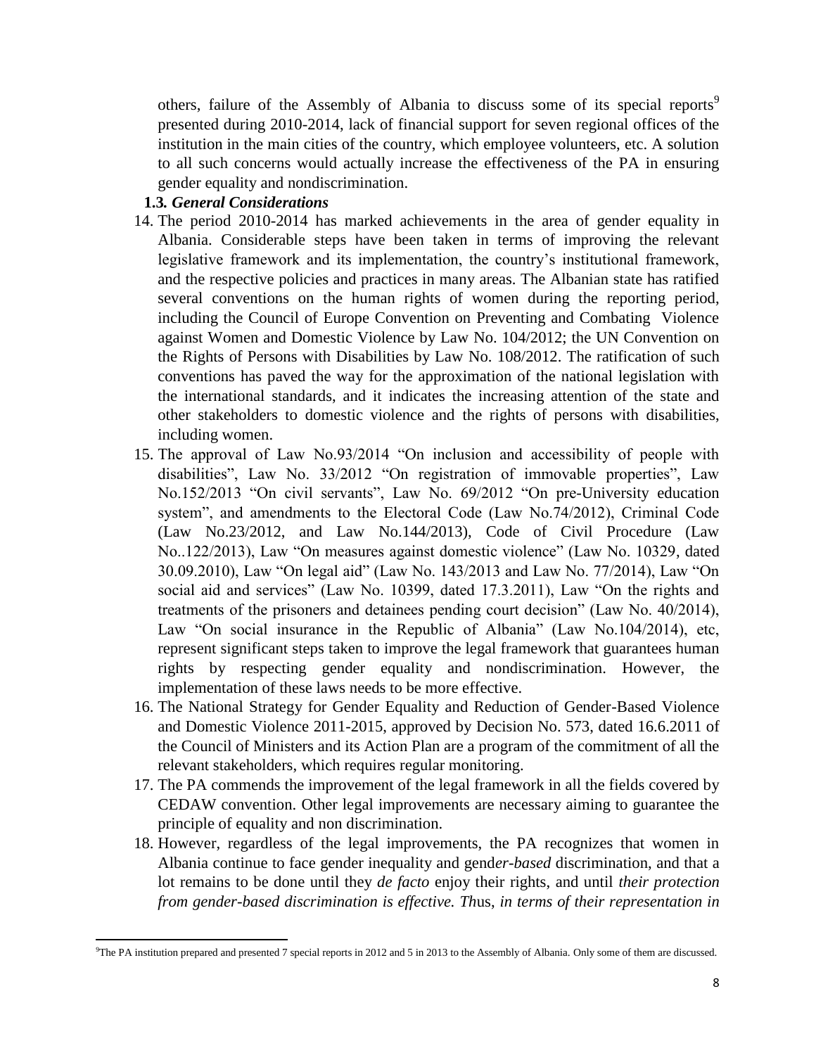others, failure of the Assembly of Albania to discuss some of its special reports[9] presented during 2010-2014, lack of financial support for seven regional offices of the institution in the main cities of the country, which employee volunteers, etc. A solution to all such concerns would actually increase the effectiveness of the PA in ensuring gender equality and nondiscrimination.

### 1.3. *General Considerations*

14. The period 2010-2014 has marked achievements in the area of gender equality in Albania. Considerable steps have been taken in terms of improving the relevant legislative framework and its implementation, the country's institutional framework, and the respective policies and practices in many areas. The Albanian state has ratified several conventions on the human rights of women during the reporting period, including the Council of Europe Convention on Preventing and Combating Violence against Women and Domestic Violence by Law No. 104/2012; the UN Convention on the Rights of Persons with Disabilities by Law No. 108/2012. The ratification of such conventions has paved the way for the approximation of the national legislation with the international standards, and it indicates the increasing attention of the state and other stakeholders to domestic violence and the rights of persons with disabilities, including women.
15. The approval of Law No.93/2014 "On inclusion and accessibility of people with disabilities", Law No. 33/2012 "On registration of immovable properties", Law No.152/2013 "On civil servants", Law No. 69/2012 "On pre-University education system", and amendments to the Electoral Code (Law No.74/2012), Criminal Code (Law No.23/2012, and Law No.144/2013), Code of Civil Procedure (Law No..122/2013), Law "On measures against domestic violence" (Law No. 10329, dated 30.09.2010), Law "On legal aid" (Law No. 143/2013 and Law No. 77/2014), Law "On social aid and services" (Law No. 10399, dated 17.3.2011), Law "On the rights and treatments of the prisoners and detainees pending court decision" (Law No. 40/2014), Law "On social insurance in the Republic of Albania" (Law No.104/2014), etc, represent significant steps taken to improve the legal framework that guarantees human rights by respecting gender equality and nondiscrimination. However, the implementation of these laws needs to be more effective.
16. The National Strategy for Gender Equality and Reduction of Gender-Based Violence and Domestic Violence 2011-2015, approved by Decision No. 573, dated 16.6.2011 of the Council of Ministers and its Action Plan are a program of the commitment of all the relevant stakeholders, which requires regular monitoring.
17. The PA commends the improvement of the legal framework in all the fields covered by CEDAW convention. Other legal improvements are necessary aiming to guarantee the principle of equality and non discrimination.
18. However, regardless of the legal improvements, the PA recognizes that women in Albania continue to face gender inequality and gend*er-based* discrimination, and that a lot remains to be done until they *de facto* enjoy their rights, and until *their protection from gender-based discrimination is effective. Th*us, *in terms of their representation in*

[9]The PA institution prepared and presented 7 special reports in 2012 and 5 in 2013 to the Assembly of Albania. Only some of them are discussed.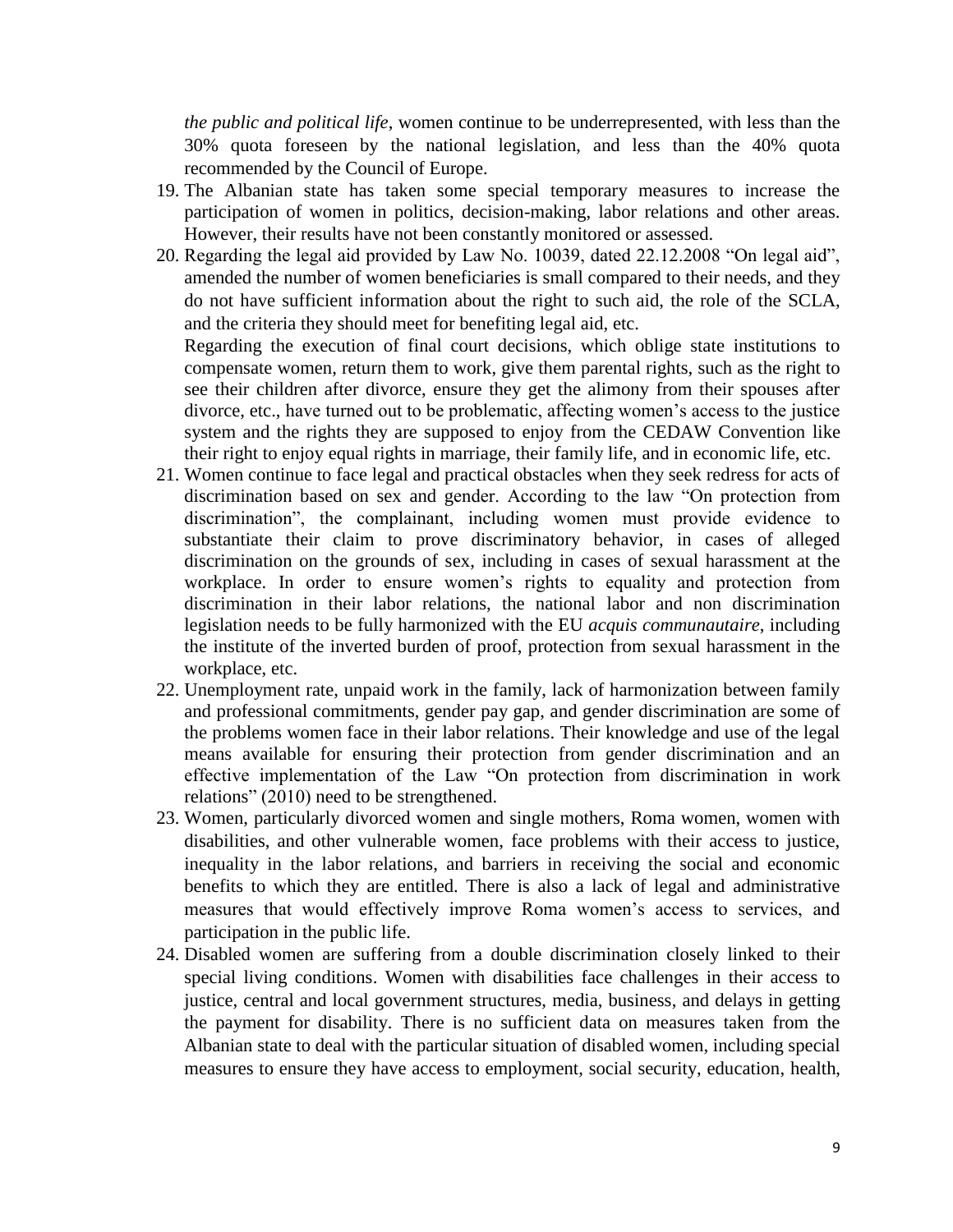*the public and political life*, women continue to be underrepresented, with less than the 30% quota foreseen by the national legislation, and less than the 40% quota recommended by the Council of Europe.

19. The Albanian state has taken some special temporary measures to increase the participation of women in politics, decision-making, labor relations and other areas. However, their results have not been constantly monitored or assessed.
20. Regarding the legal aid provided by Law No. 10039, dated 22.12.2008 "On legal aid", amended the number of women beneficiaries is small compared to their needs, and they do not have sufficient information about the right to such aid, the role of the SCLA, and the criteria they should meet for benefiting legal aid, etc.

    Regarding the execution of final court decisions, which oblige state institutions to compensate women, return them to work, give them parental rights, such as the right to see their children after divorce, ensure they get the alimony from their spouses after divorce, etc., have turned out to be problematic, affecting women's access to the justice system and the rights they are supposed to enjoy from the CEDAW Convention like their right to enjoy equal rights in marriage, their family life, and in economic life, etc.
21. Women continue to face legal and practical obstacles when they seek redress for acts of discrimination based on sex and gender. According to the law "On protection from discrimination", the complainant, including women must provide evidence to substantiate their claim to prove discriminatory behavior, in cases of alleged discrimination on the grounds of sex, including in cases of sexual harassment at the workplace. In order to ensure women's rights to equality and protection from discrimination in their labor relations, the national labor and non discrimination legislation needs to be fully harmonized with the EU *acquis communautaire*, including the institute of the inverted burden of proof, protection from sexual harassment in the workplace, etc.
22. Unemployment rate, unpaid work in the family, lack of harmonization between family and professional commitments, gender pay gap, and gender discrimination are some of the problems women face in their labor relations. Their knowledge and use of the legal means available for ensuring their protection from gender discrimination and an effective implementation of the Law "On protection from discrimination in work relations" (2010) need to be strengthened.
23. Women, particularly divorced women and single mothers, Roma women, women with disabilities, and other vulnerable women, face problems with their access to justice, inequality in the labor relations, and barriers in receiving the social and economic benefits to which they are entitled. There is also a lack of legal and administrative measures that would effectively improve Roma women's access to services, and participation in the public life.
24. Disabled women are suffering from a double discrimination closely linked to their special living conditions. Women with disabilities face challenges in their access to justice, central and local government structures, media, business, and delays in getting the payment for disability. There is no sufficient data on measures taken from the Albanian state to deal with the particular situation of disabled women, including special measures to ensure they have access to employment, social security, education, health,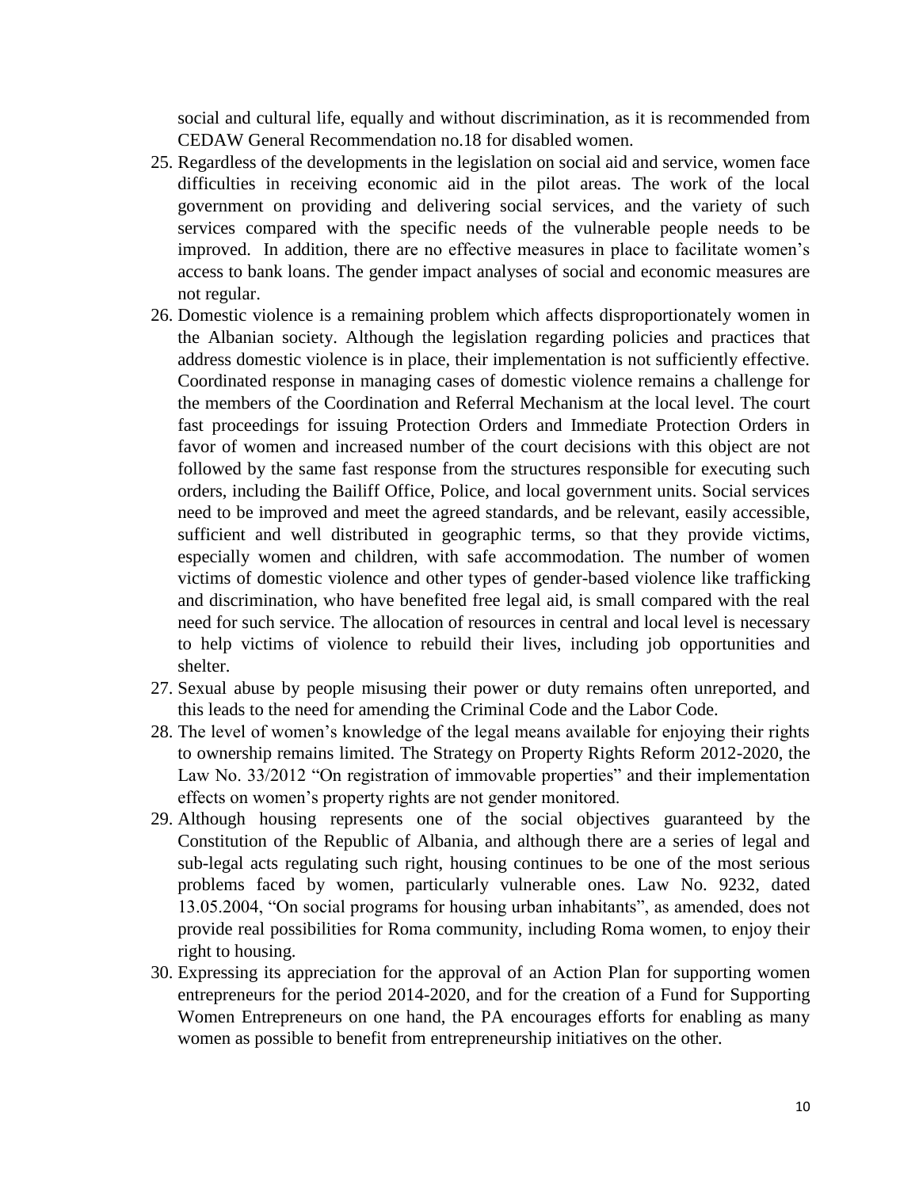social and cultural life, equally and without discrimination, as it is recommended from CEDAW General Recommendation no.18 for disabled women.

25. Regardless of the developments in the legislation on social aid and service, women face difficulties in receiving economic aid in the pilot areas. The work of the local government on providing and delivering social services, and the variety of such services compared with the specific needs of the vulnerable people needs to be improved. In addition, there are no effective measures in place to facilitate women's access to bank loans. The gender impact analyses of social and economic measures are not regular.
26. Domestic violence is a remaining problem which affects disproportionately women in the Albanian society. Although the legislation regarding policies and practices that address domestic violence is in place, their implementation is not sufficiently effective. Coordinated response in managing cases of domestic violence remains a challenge for the members of the Coordination and Referral Mechanism at the local level. The court fast proceedings for issuing Protection Orders and Immediate Protection Orders in favor of women and increased number of the court decisions with this object are not followed by the same fast response from the structures responsible for executing such orders, including the Bailiff Office, Police, and local government units. Social services need to be improved and meet the agreed standards, and be relevant, easily accessible, sufficient and well distributed in geographic terms, so that they provide victims, especially women and children, with safe accommodation. The number of women victims of domestic violence and other types of gender-based violence like trafficking and discrimination, who have benefited free legal aid, is small compared with the real need for such service. The allocation of resources in central and local level is necessary to help victims of violence to rebuild their lives, including job opportunities and shelter.
27. Sexual abuse by people misusing their power or duty remains often unreported, and this leads to the need for amending the Criminal Code and the Labor Code.
28. The level of women's knowledge of the legal means available for enjoying their rights to ownership remains limited. The Strategy on Property Rights Reform 2012-2020, the Law No. 33/2012 "On registration of immovable properties" and their implementation effects on women's property rights are not gender monitored.
29. Although housing represents one of the social objectives guaranteed by the Constitution of the Republic of Albania, and although there are a series of legal and sub-legal acts regulating such right, housing continues to be one of the most serious problems faced by women, particularly vulnerable ones. Law No. 9232, dated 13.05.2004, "On social programs for housing urban inhabitants", as amended, does not provide real possibilities for Roma community, including Roma women, to enjoy their right to housing.
30. Expressing its appreciation for the approval of an Action Plan for supporting women entrepreneurs for the period 2014-2020, and for the creation of a Fund for Supporting Women Entrepreneurs on one hand, the PA encourages efforts for enabling as many women as possible to benefit from entrepreneurship initiatives on the other.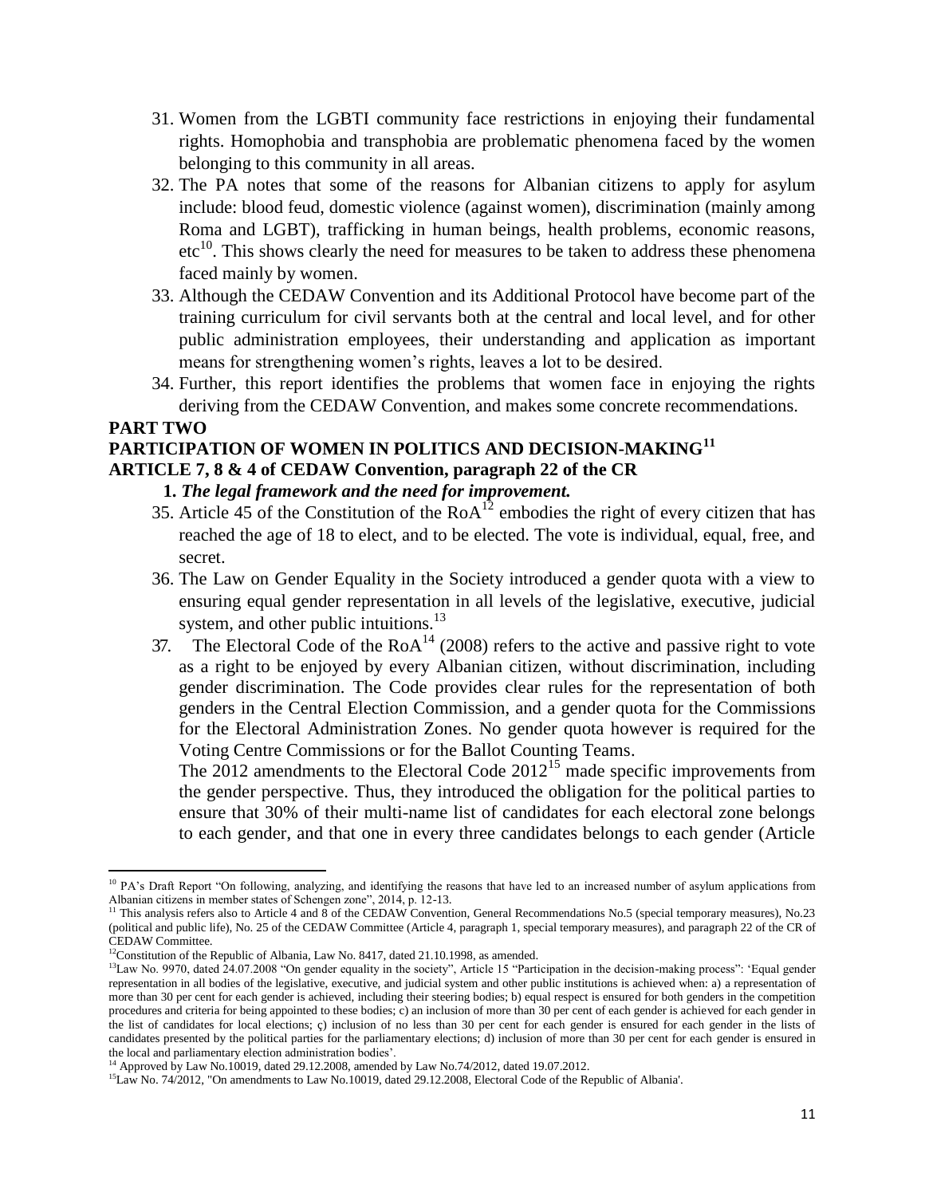31. Women from the LGBTI community face restrictions in enjoying their fundamental rights. Homophobia and transphobia are problematic phenomena faced by the women belonging to this community in all areas.
32. The PA notes that some of the reasons for Albanian citizens to apply for asylum include: blood feud, domestic violence (against women), discrimination (mainly among Roma and LGBT), trafficking in human beings, health problems, economic reasons, etc[10]. This shows clearly the need for measures to be taken to address these phenomena faced mainly by women.
33. Although the CEDAW Convention and its Additional Protocol have become part of the training curriculum for civil servants both at the central and local level, and for other public administration employees, their understanding and application as important means for strengthening women's rights, leaves a lot to be desired.
34. Further, this report identifies the problems that women face in enjoying the rights deriving from the CEDAW Convention, and makes some concrete recommendations.

## PART TWO

## PARTICIPATION OF WOMEN IN POLITICS AND DECISION-MAKING[11]

## ARTICLE 7, 8 & 4 of CEDAW Convention, paragraph 22 of the CR

### 1. *The legal framework and the need for improvement.*

35. Article 45 of the Constitution of the RoA[12] embodies the right of every citizen that has reached the age of 18 to elect, and to be elected. The vote is individual, equal, free, and secret.
36. The Law on Gender Equality in the Society introduced a gender quota with a view to ensuring equal gender representation in all levels of the legislative, executive, judicial system, and other public intuitions.[13]
37. The Electoral Code of the RoA[14] (2008) refers to the active and passive right to vote as a right to be enjoyed by every Albanian citizen, without discrimination, including gender discrimination. The Code provides clear rules for the representation of both genders in the Central Election Commission, and a gender quota for the Commissions for the Electoral Administration Zones. No gender quota however is required for the Voting Centre Commissions or for the Ballot Counting Teams.

    The 2012 amendments to the Electoral Code 2012[15] made specific improvements from the gender perspective. Thus, they introduced the obligation for the political parties to ensure that 30% of their multi-name list of candidates for each electoral zone belongs to each gender, and that one in every three candidates belongs to each gender (Article

---

[10] PA's Draft Report "On following, analyzing, and identifying the reasons that have led to an increased number of asylum applications from Albanian citizens in member states of Schengen zone", 2014, p. 12-13.

[11] This analysis refers also to Article 4 and 8 of the CEDAW Convention, General Recommendations No.5 (special temporary measures), No.23 (political and public life), No. 25 of the CEDAW Committee (Article 4, paragraph 1, special temporary measures), and paragraph 22 of the CR of CEDAW Committee.

[12] Constitution of the Republic of Albania, Law No. 8417, dated 21.10.1998, as amended.

[13] Law No. 9970, dated 24.07.2008 "On gender equality in the society", Article 15 "Participation in the decision-making process": 'Equal gender representation in all bodies of the legislative, executive, and judicial system and other public institutions is achieved when: a) a representation of more than 30 per cent for each gender is achieved, including their steering bodies; b) equal respect is ensured for both genders in the competition procedures and criteria for being appointed to these bodies; c) an inclusion of more than 30 per cent of each gender is achieved for each gender in the list of candidates for local elections; ç) inclusion of no less than 30 per cent for each gender is ensured for each gender in the lists of candidates presented by the political parties for the parliamentary elections; d) inclusion of more than 30 per cent for each gender is ensured in the local and parliamentary election administration bodies'.

[14] Approved by Law No.10019, dated 29.12.2008, amended by Law No.74/2012, dated 19.07.2012.

[15] Law No. 74/2012, "On amendments to Law No.10019, dated 29.12.2008, Electoral Code of the Republic of Albania'.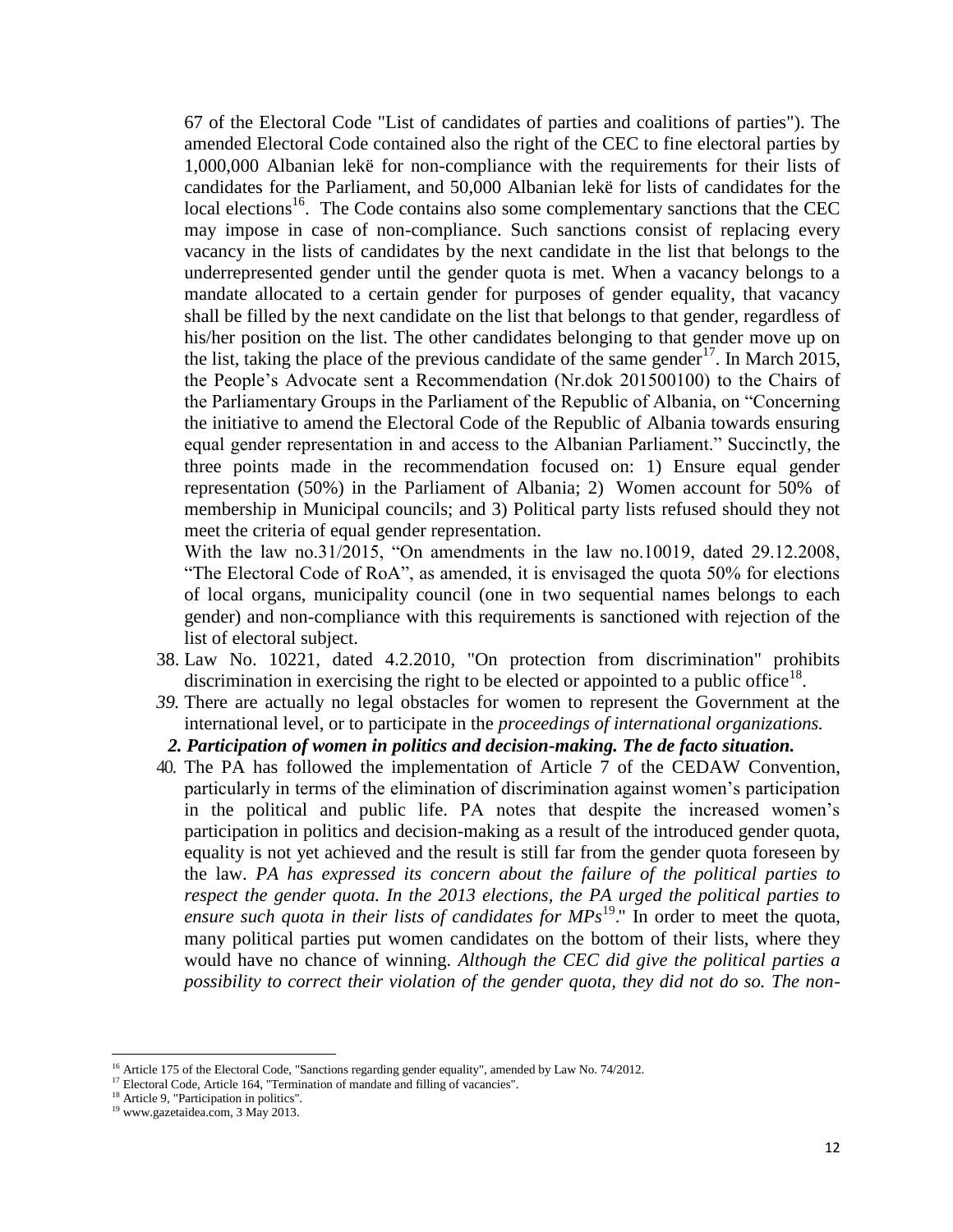67 of the Electoral Code "List of candidates of parties and coalitions of parties"). The amended Electoral Code contained also the right of the CEC to fine electoral parties by 1,000,000 Albanian lekë for non-compliance with the requirements for their lists of candidates for the Parliament, and 50,000 Albanian lekë for lists of candidates for the local elections[16]. The Code contains also some complementary sanctions that the CEC may impose in case of non-compliance. Such sanctions consist of replacing every vacancy in the lists of candidates by the next candidate in the list that belongs to the underrepresented gender until the gender quota is met. When a vacancy belongs to a mandate allocated to a certain gender for purposes of gender equality, that vacancy shall be filled by the next candidate on the list that belongs to that gender, regardless of his/her position on the list. The other candidates belonging to that gender move up on the list, taking the place of the previous candidate of the same gender[17]. In March 2015, the People's Advocate sent a Recommendation (Nr.dok 201500100) to the Chairs of the Parliamentary Groups in the Parliament of the Republic of Albania, on "Concerning the initiative to amend the Electoral Code of the Republic of Albania towards ensuring equal gender representation in and access to the Albanian Parliament." Succinctly, the three points made in the recommendation focused on: 1) Ensure equal gender representation (50%) in the Parliament of Albania; 2) Women account for 50% of membership in Municipal councils; and 3) Political party lists refused should they not meet the criteria of equal gender representation.

With the law no.31/2015, "On amendments in the law no.10019, dated 29.12.2008, "The Electoral Code of RoA", as amended, it is envisaged the quota 50% for elections of local organs, municipality council (one in two sequential names belongs to each gender) and non-compliance with this requirements is sanctioned with rejection of the list of electoral subject.

38. Law No. 10221, dated 4.2.2010, "On protection from discrimination" prohibits discrimination in exercising the right to be elected or appointed to a public office[18].
39. There are actually no legal obstacles for women to represent the Government at the international level, or to participate in the *proceedings of international organizations.*

***2. Participation of women in politics and decision-making. The de facto situation.***

40. The PA has followed the implementation of Article 7 of the CEDAW Convention, particularly in terms of the elimination of discrimination against women's participation in the political and public life. PA notes that despite the increased women's participation in politics and decision-making as a result of the introduced gender quota, equality is not yet achieved and the result is still far from the gender quota foreseen by the law. *PA has expressed its concern about the failure of the political parties to respect the gender quota. In the 2013 elections, the PA urged the political parties to ensure such quota in their lists of candidates for MPs*[19]." In order to meet the quota, many political parties put women candidates on the bottom of their lists, where they would have no chance of winning. *Although the CEC did give the political parties a possibility to correct their violation of the gender quota, they did not do so. The non-*

---

[16] Article 175 of the Electoral Code, "Sanctions regarding gender equality", amended by Law No. 74/2012.

[17] Electoral Code, Article 164, "Termination of mandate and filling of vacancies".

[18] Article 9, "Participation in politics".

[19] www.gazetaidea.com, 3 May 2013.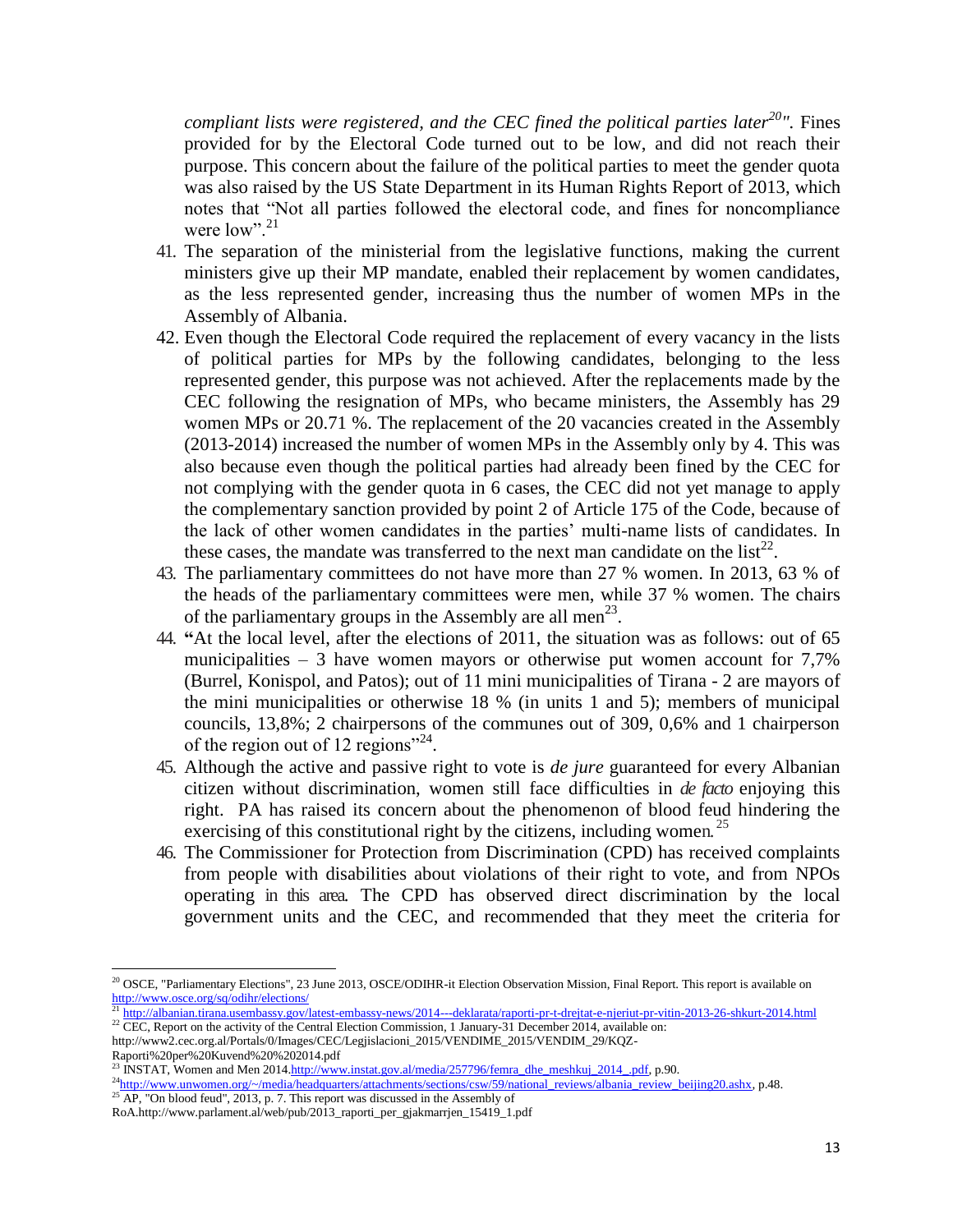*compliant lists were registered, and the CEC fined the political parties later[20]".* Fines provided for by the Electoral Code turned out to be low, and did not reach their purpose. This concern about the failure of the political parties to meet the gender quota was also raised by the US State Department in its Human Rights Report of 2013, which notes that "Not all parties followed the electoral code, and fines for noncompliance were low".[21]

41. The separation of the ministerial from the legislative functions, making the current ministers give up their MP mandate, enabled their replacement by women candidates, as the less represented gender, increasing thus the number of women MPs in the Assembly of Albania.
42. Even though the Electoral Code required the replacement of every vacancy in the lists of political parties for MPs by the following candidates, belonging to the less represented gender, this purpose was not achieved. After the replacements made by the CEC following the resignation of MPs, who became ministers, the Assembly has 29 women MPs or 20.71 %. The replacement of the 20 vacancies created in the Assembly (2013-2014) increased the number of women MPs in the Assembly only by 4. This was also because even though the political parties had already been fined by the CEC for not complying with the gender quota in 6 cases, the CEC did not yet manage to apply the complementary sanction provided by point 2 of Article 175 of the Code, because of the lack of other women candidates in the parties' multi-name lists of candidates. In these cases, the mandate was transferred to the next man candidate on the list[22].
43. The parliamentary committees do not have more than 27 % women. In 2013, 63 % of the heads of the parliamentary committees were men, while 37 % women. The chairs of the parliamentary groups in the Assembly are all men[23].
44. **"**At the local level, after the elections of 2011, the situation was as follows: out of 65 municipalities – 3 have women mayors or otherwise put women account for 7,7% (Burrel, Konispol, and Patos); out of 11 mini municipalities of Tirana - 2 are mayors of the mini municipalities or otherwise 18 % (in units 1 and 5); members of municipal councils, 13,8%; 2 chairpersons of the communes out of 309, 0,6% and 1 chairperson of the region out of 12 regions"[24].
45. Although the active and passive right to vote is *de jure* guaranteed for every Albanian citizen without discrimination, women still face difficulties in *de facto* enjoying this right. PA has raised its concern about the phenomenon of blood feud hindering the exercising of this constitutional right by the citizens, including women.[25]
46. The Commissioner for Protection from Discrimination (CPD) has received complaints from people with disabilities about violations of their right to vote, and from NPOs operating in this area. The CPD has observed direct discrimination by the local government units and the CEC, and recommended that they meet the criteria for

---

[20] OSCE, "Parliamentary Elections", 23 June 2013, OSCE/ODIHR-it Election Observation Mission, Final Report. This report is available on http://www.osce.org/sq/odihr/elections/

[21] http://albanian.tirana.usembassy.gov/latest-embassy-news/2014---deklarata/raporti-pr-t-drejtat-e-njeriut-pr-vitin-2013-26-shkurt-2014.html

[22] CEC, Report on the activity of the Central Election Commission, 1 January-31 December 2014, available on: http://www2.cec.org.al/Portals/0/Images/CEC/Legjislacioni_2015/VENDIME_2015/VENDIM_29/KQZ-Raporti%20per%20Kuvend%20%202014.pdf

[23] INSTAT, Women and Men 2014.http://www.instat.gov.al/media/257796/femra_dhe_meshkuj_2014_.pdf, p.90.

[24] http://www.unwomen.org/~/media/headquarters/attachments/sections/csw/59/national_reviews/albania_review_beijing20.ashx, p.48.

[25] AP, "On blood feud", 2013, p. 7. This report was discussed in the Assembly of RoA.http://www.parlament.al/web/pub/2013_raporti_per_gjakmarrjen_15419_1.pdf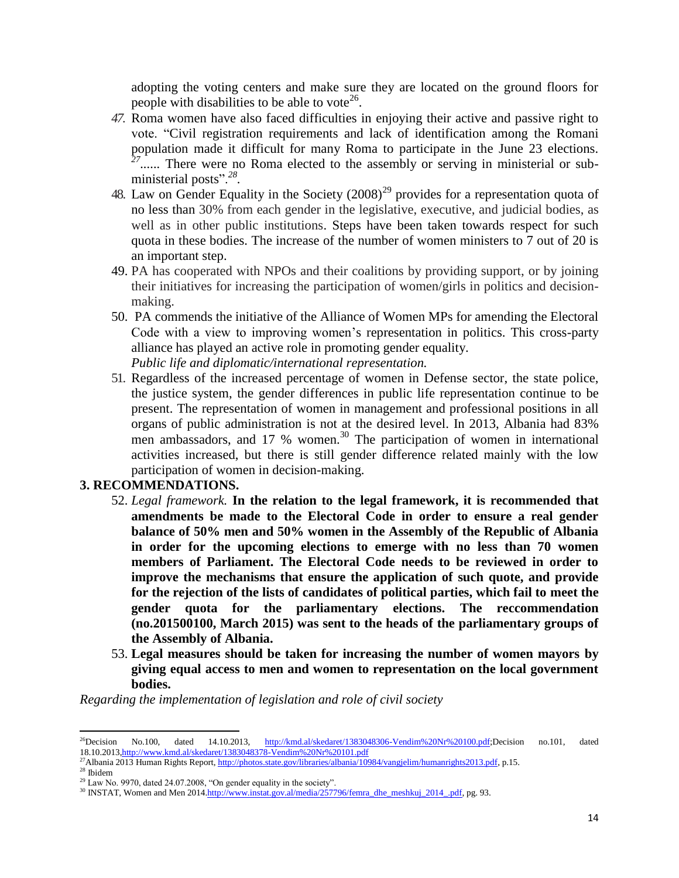adopting the voting centers and make sure they are located on the ground floors for people with disabilities to be able to vote[26].

47. Roma women have also faced difficulties in enjoying their active and passive right to vote. "Civil registration requirements and lack of identification among the Romani population made it difficult for many Roma to participate in the June 23 elections. [27]...... There were no Roma elected to the assembly or serving in ministerial or sub-ministerial posts".[28].
48. Law on Gender Equality in the Society (2008)[29] provides for a representation quota of no less than 30% from each gender in the legislative, executive, and judicial bodies, as well as in other public institutions. Steps have been taken towards respect for such quota in these bodies. The increase of the number of women ministers to 7 out of 20 is an important step.
49. PA has cooperated with NPOs and their coalitions by providing support, or by joining their initiatives for increasing the participation of women/girls in politics and decision-making.
50. PA commends the initiative of the Alliance of Women MPs for amending the Electoral Code with a view to improving women's representation in politics. This cross-party alliance has played an active role in promoting gender equality.

*Public life and diplomatic/international representation.*

51. Regardless of the increased percentage of women in Defense sector, the state police, the justice system, the gender differences in public life representation continue to be present. The representation of women in management and professional positions in all organs of public administration is not at the desired level. In 2013, Albania had 83% men ambassadors, and 17 % women.[30] The participation of women in international activities increased, but there is still gender difference related mainly with the low participation of women in decision-making.

## 3. RECOMMENDATIONS.

52. *Legal framework.* **In the relation to the legal framework, it is recommended that amendments be made to the Electoral Code in order to ensure a real gender balance of 50% men and 50% women in the Assembly of the Republic of Albania in order for the upcoming elections to emerge with no less than 70 women members of Parliament. The Electoral Code needs to be reviewed in order to improve the mechanisms that ensure the application of such quote, and provide for the rejection of the lists of candidates of political parties, which fail to meet the gender quota for the parliamentary elections. The reccommendation (no.201500100, March 2015) was sent to the heads of the parliamentary groups of the Assembly of Albania.**
53. **Legal measures should be taken for increasing the number of women mayors by giving equal access to men and women to representation on the local government bodies.**

*Regarding the implementation of legislation and role of civil society*

---

[26] Decision No.100, dated 14.10.2013, http://kmd.al/skedaret/1383048306-Vendim%20Nr%20100.pdf; Decision no.101, dated 18.10.2013, http://www.kmd.al/skedaret/1383048378-Vendim%20Nr%20101.pdf

[27] Albania 2013 Human Rights Report, http://photos.state.gov/libraries/albania/10984/vangjelim/humanrights2013.pdf, p.15.

[28] Ibidem

[29] Law No. 9970, dated 24.07.2008, "On gender equality in the society".

[30] INSTAT, Women and Men 2014. http://www.instat.gov.al/media/257796/femra_dhe_meshkuj_2014_.pdf, pg. 93.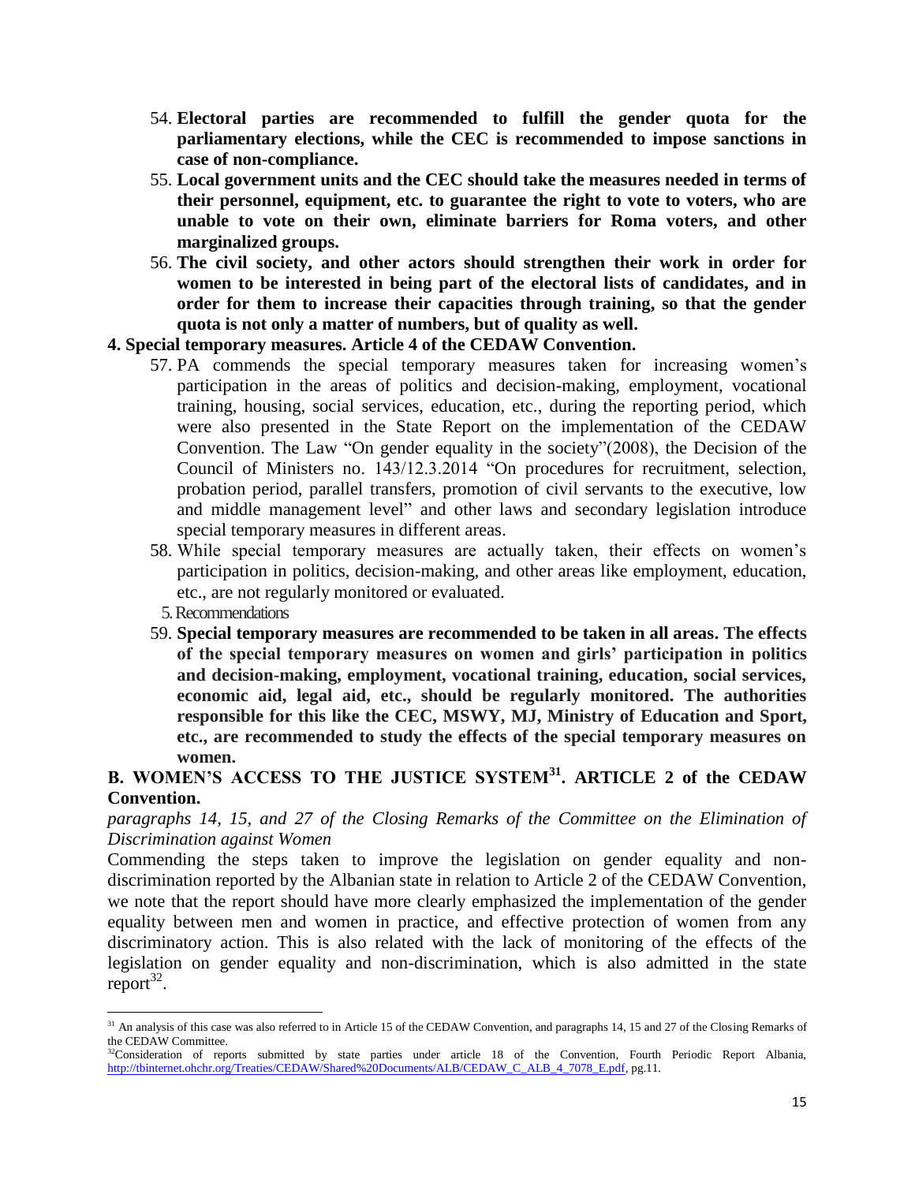54. **Electoral parties are recommended to fulfill the gender quota for the parliamentary elections, while the CEC is recommended to impose sanctions in case of non-compliance.**
55. **Local government units and the CEC should take the measures needed in terms of their personnel, equipment, etc. to guarantee the right to vote to voters, who are unable to vote on their own, eliminate barriers for Roma voters, and other marginalized groups.**
56. **The civil society, and other actors should strengthen their work in order for women to be interested in being part of the electoral lists of candidates, and in order for them to increase their capacities through training, so that the gender quota is not only a matter of numbers, but of quality as well.**

**4. Special temporary measures. Article 4 of the CEDAW Convention.**

57. PA commends the special temporary measures taken for increasing women's participation in the areas of politics and decision-making, employment, vocational training, housing, social services, education, etc., during the reporting period, which were also presented in the State Report on the implementation of the CEDAW Convention. The Law "On gender equality in the society"(2008), the Decision of the Council of Ministers no. 143/12.3.2014 "On procedures for recruitment, selection, probation period, parallel transfers, promotion of civil servants to the executive, low and middle management level" and other laws and secondary legislation introduce special temporary measures in different areas.
58. While special temporary measures are actually taken, their effects on women's participation in politics, decision-making, and other areas like employment, education, etc., are not regularly monitored or evaluated.

5. Recommendations

59. **Special temporary measures are recommended to be taken in all areas. The effects of the special temporary measures on women and girls' participation in politics and decision-making, employment, vocational training, education, social services, economic aid, legal aid, etc., should be regularly monitored. The authorities responsible for this like the CEC, MSWY, MJ, Ministry of Education and Sport, etc., are recommended to study the effects of the special temporary measures on women.**

## B. WOMEN'S ACCESS TO THE JUSTICE SYSTEM[31]. ARTICLE 2 of the CEDAW Convention.

*paragraphs 14, 15, and 27 of the Closing Remarks of the Committee on the Elimination of Discrimination against Women*

Commending the steps taken to improve the legislation on gender equality and non-discrimination reported by the Albanian state in relation to Article 2 of the CEDAW Convention, we note that the report should have more clearly emphasized the implementation of the gender equality between men and women in practice, and effective protection of women from any discriminatory action. This is also related with the lack of monitoring of the effects of the legislation on gender equality and non-discrimination, which is also admitted in the state report[32].

---

[31] An analysis of this case was also referred to in Article 15 of the CEDAW Convention, and paragraphs 14, 15 and 27 of the Closing Remarks of the CEDAW Committee.

[32] Consideration of reports submitted by state parties under article 18 of the Convention, Fourth Periodic Report Albania, http://tbinternet.ohchr.org/Treaties/CEDAW/Shared%20Documents/ALB/CEDAW_C_ALB_4_7078_E.pdf, pg.11.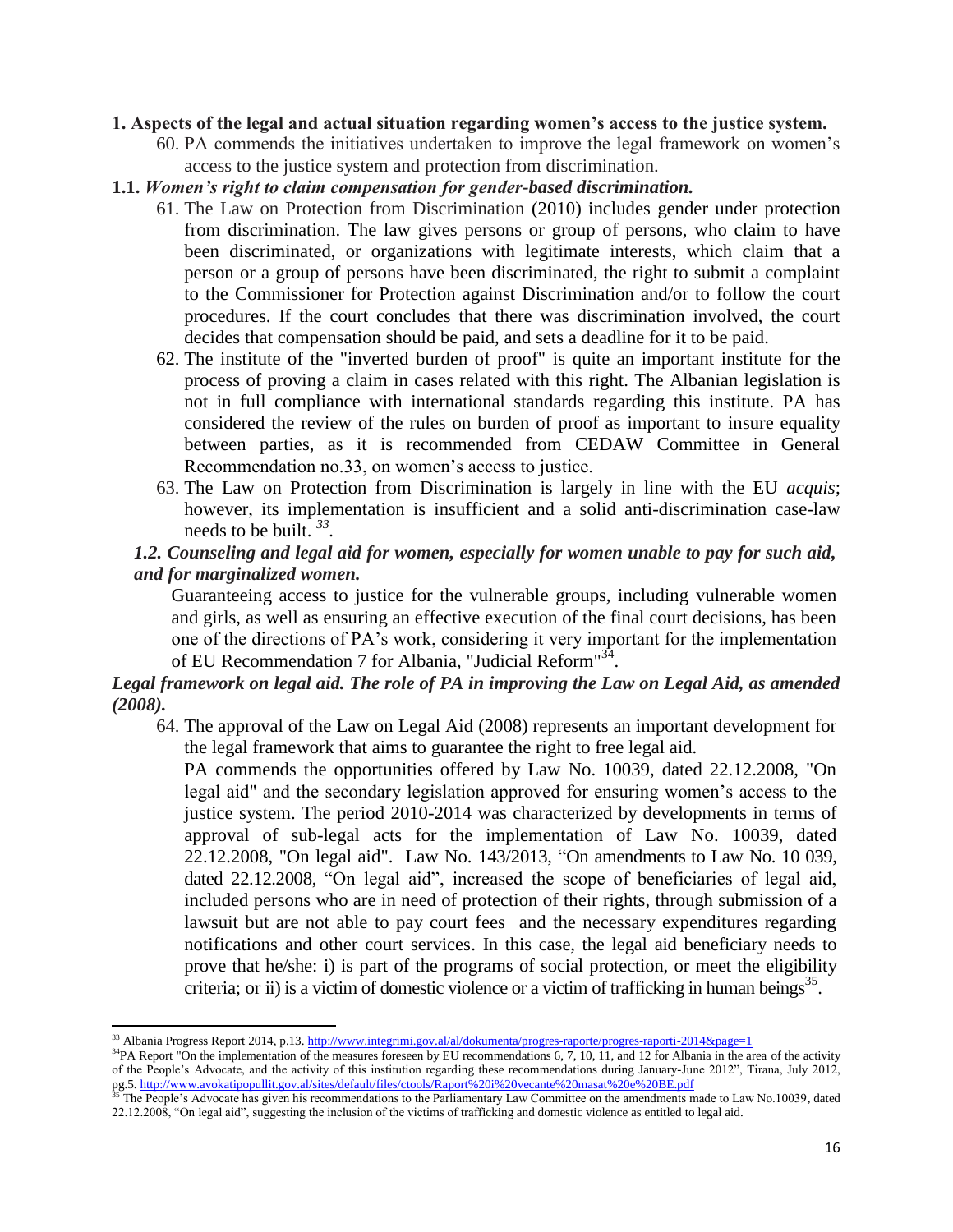## 1. Aspects of the legal and actual situation regarding women's access to the justice system.

60. PA commends the initiatives undertaken to improve the legal framework on women's access to the justice system and protection from discrimination.

### 1.1. *Women's right to claim compensation for gender-based discrimination.*

61. The Law on Protection from Discrimination (2010) includes gender under protection from discrimination. The law gives persons or group of persons, who claim to have been discriminated, or organizations with legitimate interests, which claim that a person or a group of persons have been discriminated, the right to submit a complaint to the Commissioner for Protection against Discrimination and/or to follow the court procedures. If the court concludes that there was discrimination involved, the court decides that compensation should be paid, and sets a deadline for it to be paid.
62. The institute of the "inverted burden of proof" is quite an important institute for the process of proving a claim in cases related with this right. The Albanian legislation is not in full compliance with international standards regarding this institute. PA has considered the review of the rules on burden of proof as important to insure equality between parties, as it is recommended from CEDAW Committee in General Recommendation no.33, on women's access to justice.
63. The Law on Protection from Discrimination is largely in line with the EU *acquis*; however, its implementation is insufficient and a solid anti-discrimination case-law needs to be built. [33].

### *1.2. Counseling and legal aid for women, especially for women unable to pay for such aid, and for marginalized women.*

Guaranteeing access to justice for the vulnerable groups, including vulnerable women and girls, as well as ensuring an effective execution of the final court decisions, has been one of the directions of PA's work, considering it very important for the implementation of EU Recommendation 7 for Albania, "Judicial Reform"[34].

***Legal framework on legal aid. The role of PA in improving the Law on Legal Aid, as amended (2008).***

64. The approval of the Law on Legal Aid (2008) represents an important development for the legal framework that aims to guarantee the right to free legal aid.

    PA commends the opportunities offered by Law No. 10039, dated 22.12.2008, "On legal aid" and the secondary legislation approved for ensuring women's access to the justice system. The period 2010-2014 was characterized by developments in terms of approval of sub-legal acts for the implementation of Law No. 10039, dated 22.12.2008, "On legal aid". Law No. 143/2013, "On amendments to Law No. 10 039, dated 22.12.2008, "On legal aid", increased the scope of beneficiaries of legal aid, included persons who are in need of protection of their rights, through submission of a lawsuit but are not able to pay court fees and the necessary expenditures regarding notifications and other court services. In this case, the legal aid beneficiary needs to prove that he/she: i) is part of the programs of social protection, or meet the eligibility criteria; or ii) is a victim of domestic violence or a victim of trafficking in human beings[35].

---

[33] Albania Progress Report 2014, p.13. http://www.integrimi.gov.al/al/dokumenta/progres-raporte/progres-raporti-2014&page=1

[34] PA Report "On the implementation of the measures foreseen by EU recommendations 6, 7, 10, 11, and 12 for Albania in the area of the activity of the People's Advocate, and the activity of this institution regarding these recommendations during January-June 2012", Tirana, July 2012, pg.5. http://www.avokatipopullit.gov.al/sites/default/files/ctools/Raport%20i%20vecante%20masat%20e%20BE.pdf

[35] The People's Advocate has given his recommendations to the Parliamentary Law Committee on the amendments made to Law No.10039, dated 22.12.2008, "On legal aid", suggesting the inclusion of the victims of trafficking and domestic violence as entitled to legal aid.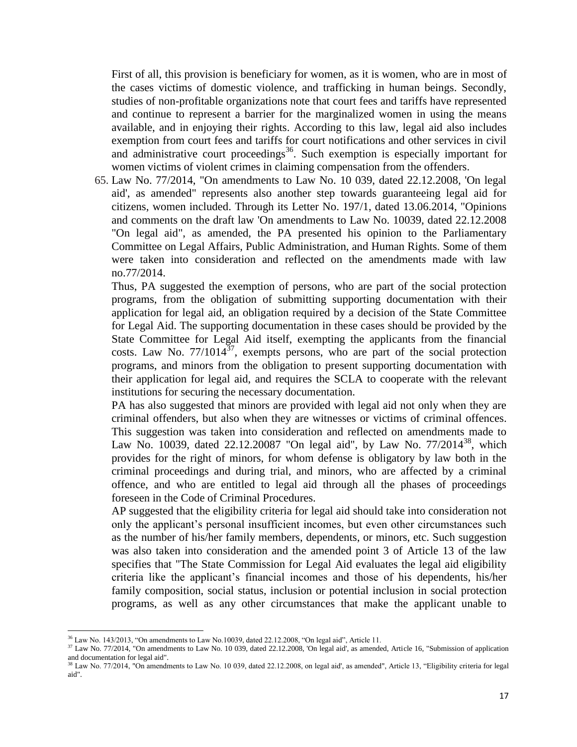First of all, this provision is beneficiary for women, as it is women, who are in most of the cases victims of domestic violence, and trafficking in human beings. Secondly, studies of non-profitable organizations note that court fees and tariffs have represented and continue to represent a barrier for the marginalized women in using the means available, and in enjoying their rights. According to this law, legal aid also includes exemption from court fees and tariffs for court notifications and other services in civil and administrative court proceedings[36]. Such exemption is especially important for women victims of violent crimes in claiming compensation from the offenders.

65. Law No. 77/2014, "On amendments to Law No. 10 039, dated 22.12.2008, 'On legal aid', as amended" represents also another step towards guaranteeing legal aid for citizens, women included. Through its Letter No. 197/1, dated 13.06.2014, "Opinions and comments on the draft law 'On amendments to Law No. 10039, dated 22.12.2008 "On legal aid", as amended, the PA presented his opinion to the Parliamentary Committee on Legal Affairs, Public Administration, and Human Rights. Some of them were taken into consideration and reflected on the amendments made with law no.77/2014.

Thus, PA suggested the exemption of persons, who are part of the social protection programs, from the obligation of submitting supporting documentation with their application for legal aid, an obligation required by a decision of the State Committee for Legal Aid. The supporting documentation in these cases should be provided by the State Committee for Legal Aid itself, exempting the applicants from the financial costs. Law No. 77/1014[37], exempts persons, who are part of the social protection programs, and minors from the obligation to present supporting documentation with their application for legal aid, and requires the SCLA to cooperate with the relevant institutions for securing the necessary documentation.

PA has also suggested that minors are provided with legal aid not only when they are criminal offenders, but also when they are witnesses or victims of criminal offences. This suggestion was taken into consideration and reflected on amendments made to Law No. 10039, dated 22.12.20087 "On legal aid", by Law No. 77/2014[38], which provides for the right of minors, for whom defense is obligatory by law both in the criminal proceedings and during trial, and minors, who are affected by a criminal offence, and who are entitled to legal aid through all the phases of proceedings foreseen in the Code of Criminal Procedures.

AP suggested that the eligibility criteria for legal aid should take into consideration not only the applicant's personal insufficient incomes, but even other circumstances such as the number of his/her family members, dependents, or minors, etc. Such suggestion was also taken into consideration and the amended point 3 of Article 13 of the law specifies that "The State Commission for Legal Aid evaluates the legal aid eligibility criteria like the applicant's financial incomes and those of his dependents, his/her family composition, social status, inclusion or potential inclusion in social protection programs, as well as any other circumstances that make the applicant unable to

---

[36] Law No. 143/2013, "On amendments to Law No.10039, dated 22.12.2008, "On legal aid", Article 11.

[37] Law No. 77/2014, "On amendments to Law No. 10 039, dated 22.12.2008, 'On legal aid', as amended, Article 16, "Submission of application and documentation for legal aid".

[38] Law No. 77/2014, "On amendments to Law No. 10 039, dated 22.12.2008, on legal aid', as amended", Article 13, "Eligibility criteria for legal aid".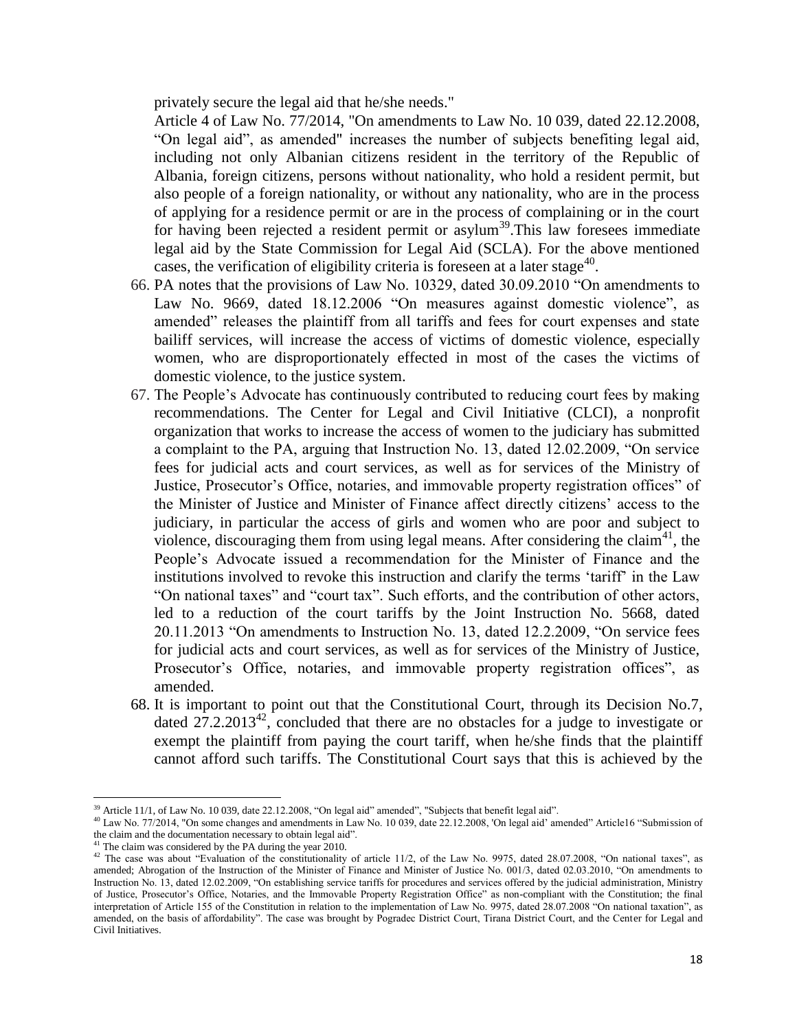privately secure the legal aid that he/she needs."

Article 4 of Law No. 77/2014, "On amendments to Law No. 10 039, dated 22.12.2008, “On legal aid”, as amended" increases the number of subjects benefiting legal aid, including not only Albanian citizens resident in the territory of the Republic of Albania, foreign citizens, persons without nationality, who hold a resident permit, but also people of a foreign nationality, or without any nationality, who are in the process of applying for a residence permit or are in the process of complaining or in the court for having been rejected a resident permit or asylum[39].This law foresees immediate legal aid by the State Commission for Legal Aid (SCLA). For the above mentioned cases, the verification of eligibility criteria is foreseen at a later stage[40].

66. PA notes that the provisions of Law No. 10329, dated 30.09.2010 “On amendments to Law No. 9669, dated 18.12.2006 “On measures against domestic violence”, as amended” releases the plaintiff from all tariffs and fees for court expenses and state bailiff services, will increase the access of victims of domestic violence, especially women, who are disproportionately effected in most of the cases the victims of domestic violence, to the justice system.
67. The People’s Advocate has continuously contributed to reducing court fees by making recommendations. The Center for Legal and Civil Initiative (CLCI), a nonprofit organization that works to increase the access of women to the judiciary has submitted a complaint to the PA, arguing that Instruction No. 13, dated 12.02.2009, “On service fees for judicial acts and court services, as well as for services of the Ministry of Justice, Prosecutor’s Office, notaries, and immovable property registration offices” of the Minister of Justice and Minister of Finance affect directly citizens’ access to the judiciary, in particular the access of girls and women who are poor and subject to violence, discouraging them from using legal means. After considering the claim[41], the People’s Advocate issued a recommendation for the Minister of Finance and the institutions involved to revoke this instruction and clarify the terms ‘tariff’ in the Law “On national taxes” and “court tax”. Such efforts, and the contribution of other actors, led to a reduction of the court tariffs by the Joint Instruction No. 5668, dated 20.11.2013 “On amendments to Instruction No. 13, dated 12.2.2009, “On service fees for judicial acts and court services, as well as for services of the Ministry of Justice, Prosecutor’s Office, notaries, and immovable property registration offices”, as amended.
68. It is important to point out that the Constitutional Court, through its Decision No.7, dated 27.2.2013[42], concluded that there are no obstacles for a judge to investigate or exempt the plaintiff from paying the court tariff, when he/she finds that the plaintiff cannot afford such tariffs. The Constitutional Court says that this is achieved by the

---

[39] Article 11/1, of Law No. 10 039, date 22.12.2008, “On legal aid” amended”, "Subjects that benefit legal aid".

[40] Law No. 77/2014, "On some changes and amendments in Law No. 10 039, date 22.12.2008, 'On legal aid' amended” Article16 “Submission of the claim and the documentation necessary to obtain legal aid”.

[41] The claim was considered by the PA during the year 2010.

[42] The case was about “Evaluation of the constitutionality of article 11/2, of the Law No. 9975, dated 28.07.2008, “On national taxes”, as amended; Abrogation of the Instruction of the Minister of Finance and Minister of Justice No. 001/3, dated 02.03.2010, “On amendments to Instruction No. 13, dated 12.02.2009, “On establishing service tariffs for procedures and services offered by the judicial administration, Ministry of Justice, Prosecutor’s Office, Notaries, and the Immovable Property Registration Office” as non-compliant with the Constitution; the final interpretation of Article 155 of the Constitution in relation to the implementation of Law No. 9975, dated 28.07.2008 “On national taxation”, as amended, on the basis of affordability”. The case was brought by Pogradec District Court, Tirana District Court, and the Center for Legal and Civil Initiatives.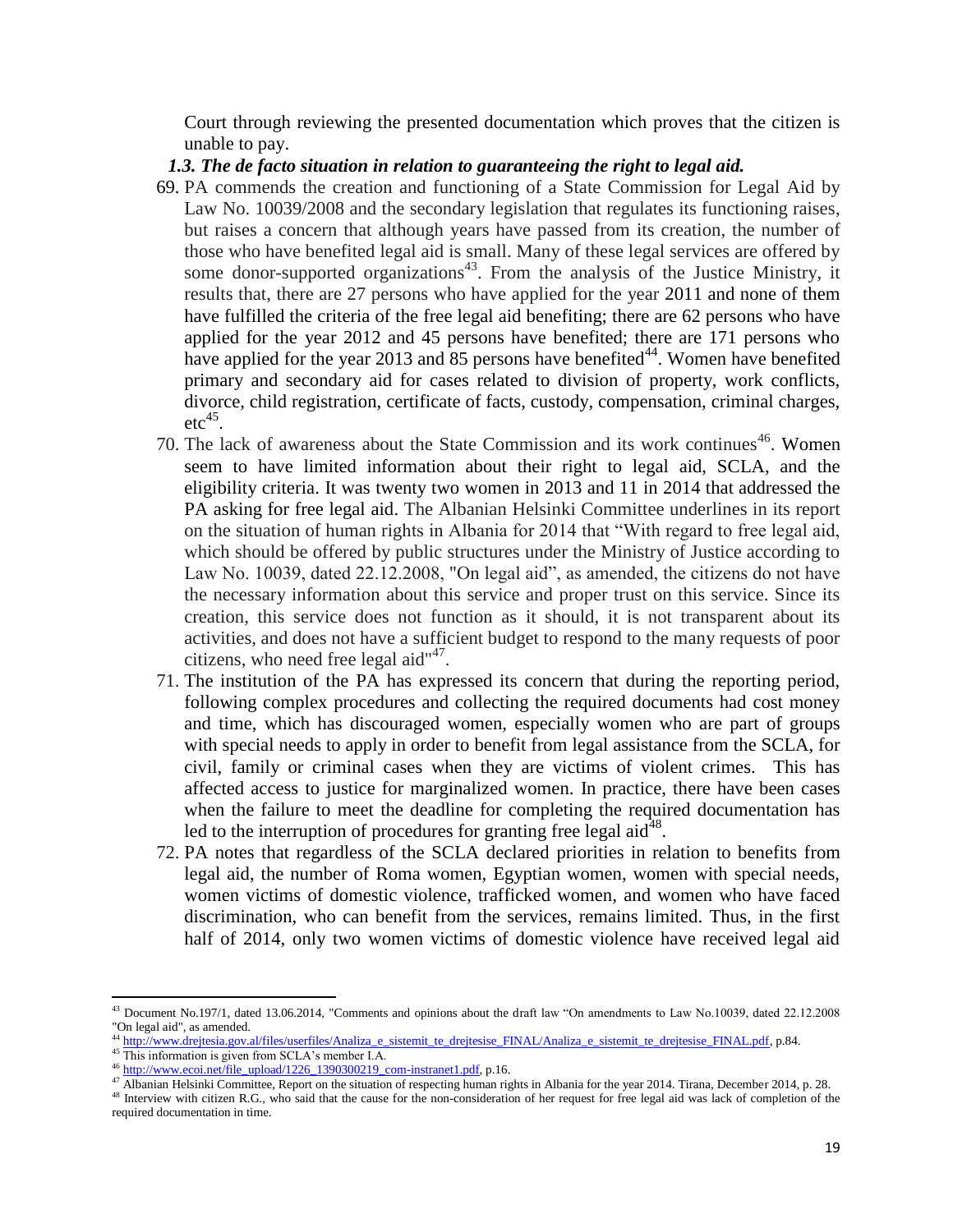Court through reviewing the presented documentation which proves that the citizen is unable to pay.

### *1.3. The de facto situation in relation to guaranteeing the right to legal aid.*

69. PA commends the creation and functioning of a State Commission for Legal Aid by Law No. 10039/2008 and the secondary legislation that regulates its functioning raises, but raises a concern that although years have passed from its creation, the number of those who have benefited legal aid is small. Many of these legal services are offered by some donor-supported organizations[43]. From the analysis of the Justice Ministry, it results that, there are 27 persons who have applied for the year 2011 and none of them have fulfilled the criteria of the free legal aid benefiting; there are 62 persons who have applied for the year 2012 and 45 persons have benefited; there are 171 persons who have applied for the year 2013 and 85 persons have benefited[44]. Women have benefited primary and secondary aid for cases related to division of property, work conflicts, divorce, child registration, certificate of facts, custody, compensation, criminal charges, etc[45].
70. The lack of awareness about the State Commission and its work continues[46]. Women seem to have limited information about their right to legal aid, SCLA, and the eligibility criteria. It was twenty two women in 2013 and 11 in 2014 that addressed the PA asking for free legal aid. The Albanian Helsinki Committee underlines in its report on the situation of human rights in Albania for 2014 that "With regard to free legal aid, which should be offered by public structures under the Ministry of Justice according to Law No. 10039, dated 22.12.2008, "On legal aid", as amended, the citizens do not have the necessary information about this service and proper trust on this service. Since its creation, this service does not function as it should, it is not transparent about its activities, and does not have a sufficient budget to respond to the many requests of poor citizens, who need free legal aid"[47].
71. The institution of the PA has expressed its concern that during the reporting period, following complex procedures and collecting the required documents had cost money and time, which has discouraged women, especially women who are part of groups with special needs to apply in order to benefit from legal assistance from the SCLA, for civil, family or criminal cases when they are victims of violent crimes. This has affected access to justice for marginalized women. In practice, there have been cases when the failure to meet the deadline for completing the required documentation has led to the interruption of procedures for granting free legal aid[48].
72. PA notes that regardless of the SCLA declared priorities in relation to benefits from legal aid, the number of Roma women, Egyptian women, women with special needs, women victims of domestic violence, trafficked women, and women who have faced discrimination, who can benefit from the services, remains limited. Thus, in the first half of 2014, only two women victims of domestic violence have received legal aid

---

[43] Document No.197/1, dated 13.06.2014, "Comments and opinions about the draft law "On amendments to Law No.10039, dated 22.12.2008 "On legal aid", as amended.

[44] http://www.drejtesia.gov.al/files/userfiles/Analiza_e_sistemit_te_drejtesise_FINAL/Analiza_e_sistemit_te_drejtesise_FINAL.pdf, p.84.

[45] This information is given from SCLA's member I.A.

[46] http://www.ecoi.net/file_upload/1226_1390300219_com-instranet1.pdf, p.16.

[47] Albanian Helsinki Committee, Report on the situation of respecting human rights in Albania for the year 2014. Tirana, December 2014, p. 28.

[48] Interview with citizen R.G., who said that the cause for the non-consideration of her request for free legal aid was lack of completion of the required documentation in time.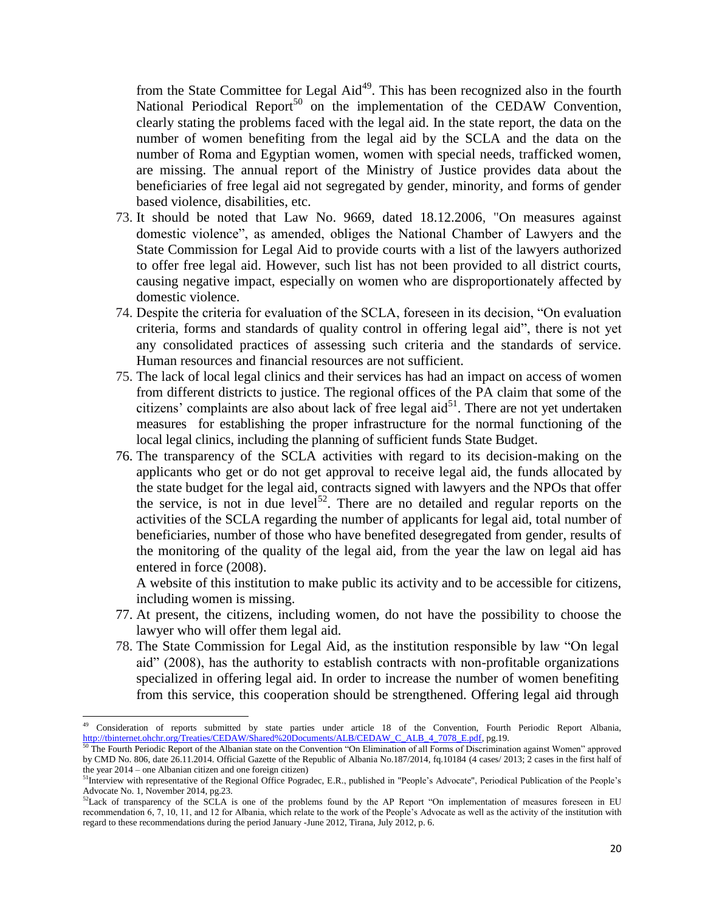from the State Committee for Legal Aid[49]. This has been recognized also in the fourth National Periodical Report[50] on the implementation of the CEDAW Convention, clearly stating the problems faced with the legal aid. In the state report, the data on the number of women benefiting from the legal aid by the SCLA and the data on the number of Roma and Egyptian women, women with special needs, trafficked women, are missing. The annual report of the Ministry of Justice provides data about the beneficiaries of free legal aid not segregated by gender, minority, and forms of gender based violence, disabilities, etc.

73. It should be noted that Law No. 9669, dated 18.12.2006, "On measures against domestic violence", as amended, obliges the National Chamber of Lawyers and the State Commission for Legal Aid to provide courts with a list of the lawyers authorized to offer free legal aid. However, such list has not been provided to all district courts, causing negative impact, especially on women who are disproportionately affected by domestic violence.
74. Despite the criteria for evaluation of the SCLA, foreseen in its decision, "On evaluation criteria, forms and standards of quality control in offering legal aid", there is not yet any consolidated practices of assessing such criteria and the standards of service. Human resources and financial resources are not sufficient.
75. The lack of local legal clinics and their services has had an impact on access of women from different districts to justice. The regional offices of the PA claim that some of the citizens' complaints are also about lack of free legal aid[51]. There are not yet undertaken measures for establishing the proper infrastructure for the normal functioning of the local legal clinics, including the planning of sufficient funds State Budget.
76. The transparency of the SCLA activities with regard to its decision-making on the applicants who get or do not get approval to receive legal aid, the funds allocated by the state budget for the legal aid, contracts signed with lawyers and the NPOs that offer the service, is not in due level[52]. There are no detailed and regular reports on the activities of the SCLA regarding the number of applicants for legal aid, total number of beneficiaries, number of those who have benefited desegregated from gender, results of the monitoring of the quality of the legal aid, from the year the law on legal aid has entered in force (2008).

    A website of this institution to make public its activity and to be accessible for citizens, including women is missing.
77. At present, the citizens, including women, do not have the possibility to choose the lawyer who will offer them legal aid.
78. The State Commission for Legal Aid, as the institution responsible by law "On legal aid" (2008), has the authority to establish contracts with non-profitable organizations specialized in offering legal aid. In order to increase the number of women benefiting from this service, this cooperation should be strengthened. Offering legal aid through

---

[49] Consideration of reports submitted by state parties under article 18 of the Convention, Fourth Periodic Report Albania, http://tbinternet.ohchr.org/Treaties/CEDAW/Shared%20Documents/ALB/CEDAW_C_ALB_4_7078_E.pdf, pg.19.

[50] The Fourth Periodic Report of the Albanian state on the Convention "On Elimination of all Forms of Discrimination against Women" approved by CMD No. 806, date 26.11.2014. Official Gazette of the Republic of Albania No.187/2014, fq.10184 (4 cases/ 2013; 2 cases in the first half of the year 2014 – one Albanian citizen and one foreign citizen)

[51] Interview with representative of the Regional Office Pogradec, E.R., published in "People's Advocate", Periodical Publication of the People's Advocate No. 1, November 2014, pg.23.

[52] Lack of transparency of the SCLA is one of the problems found by the AP Report "On implementation of measures foreseen in EU recommendation 6, 7, 10, 11, and 12 for Albania, which relate to the work of the People's Advocate as well as the activity of the institution with regard to these recommendations during the period January -June 2012, Tirana, July 2012, p. 6.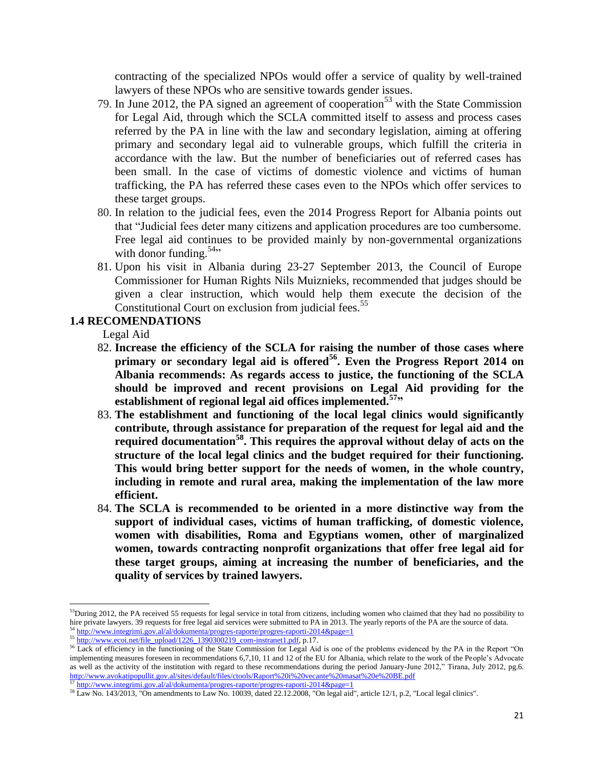contracting of the specialized NPOs would offer a service of quality by well-trained lawyers of these NPOs who are sensitive towards gender issues.

79. In June 2012, the PA signed an agreement of cooperation[53] with the State Commission for Legal Aid, through which the SCLA committed itself to assess and process cases referred by the PA in line with the law and secondary legislation, aiming at offering primary and secondary legal aid to vulnerable groups, which fulfill the criteria in accordance with the law. But the number of beneficiaries out of referred cases has been small. In the case of victims of domestic violence and victims of human trafficking, the PA has referred these cases even to the NPOs which offer services to these target groups.
80. In relation to the judicial fees, even the 2014 Progress Report for Albania points out that "Judicial fees deter many citizens and application procedures are too cumbersome. Free legal aid continues to be provided mainly by non-governmental organizations with donor funding.[54]"
81. Upon his visit in Albania during 23-27 September 2013, the Council of Europe Commissioner for Human Rights Nils Muiznieks, recommended that judges should be given a clear instruction, which would help them execute the decision of the Constitutional Court on exclusion from judicial fees.[55]

### 1.4 RECOMENDATIONS

Legal Aid

82. **Increase the efficiency of the SCLA for raising the number of those cases where primary or secondary legal aid is offered[56]. Even the Progress Report 2014 on Albania recommends: As regards access to justice, the functioning of the SCLA should be improved and recent provisions on Legal Aid providing for the establishment of regional legal aid offices implemented.[57]"**
83. **The establishment and functioning of the local legal clinics would significantly contribute, through assistance for preparation of the request for legal aid and the required documentation[58]. This requires the approval without delay of acts on the structure of the local legal clinics and the budget required for their functioning. This would bring better support for the needs of women, in the whole country, including in remote and rural area, making the implementation of the law more efficient.**
84. **The SCLA is recommended to be oriented in a more distinctive way from the support of individual cases, victims of human trafficking, of domestic violence, women with disabilities, Roma and Egyptians women, other of marginalized women, towards contracting nonprofit organizations that offer free legal aid for these target groups, aiming at increasing the number of beneficiaries, and the quality of services by trained lawyers.**

---

[53] During 2012, the PA received 55 requests for legal service in total from citizens, including women who claimed that they had no possibility to hire private lawyers. 39 requests for free legal aid services were submitted to PA in 2013. The yearly reports of the PA are the source of data.

[54] http://www.integrimi.gov.al/al/dokumenta/progres-raporte/progres-raporti-2014&page=1

[55] http://www.ecoi.net/file_upload/1226_1390300219_com-instranet1.pdf, p.17.

[56] Lack of efficiency in the functioning of the State Commission for Legal Aid is one of the problems evidenced by the PA in the Report "On implementing measures foreseen in recommendations 6,7,10, 11 and 12 of the EU for Albania, which relate to the work of the People's Advocate as well as the activity of the institution with regard to these recommendations during the period January-June 2012," Tirana, July 2012, pg.6. http://www.avokatipopullit.gov.al/sites/default/files/ctools/Raport%20i%20vecante%20masat%20e%20BE.pdf

[57] http://www.integrimi.gov.al/al/dokumenta/progres-raporte/progres-raporti-2014&page=1

[58] Law No. 143/2013, "On amendments to Law No. 10039, dated 22.12.2008, "On legal aid", article 12/1, p.2, "Local legal clinics".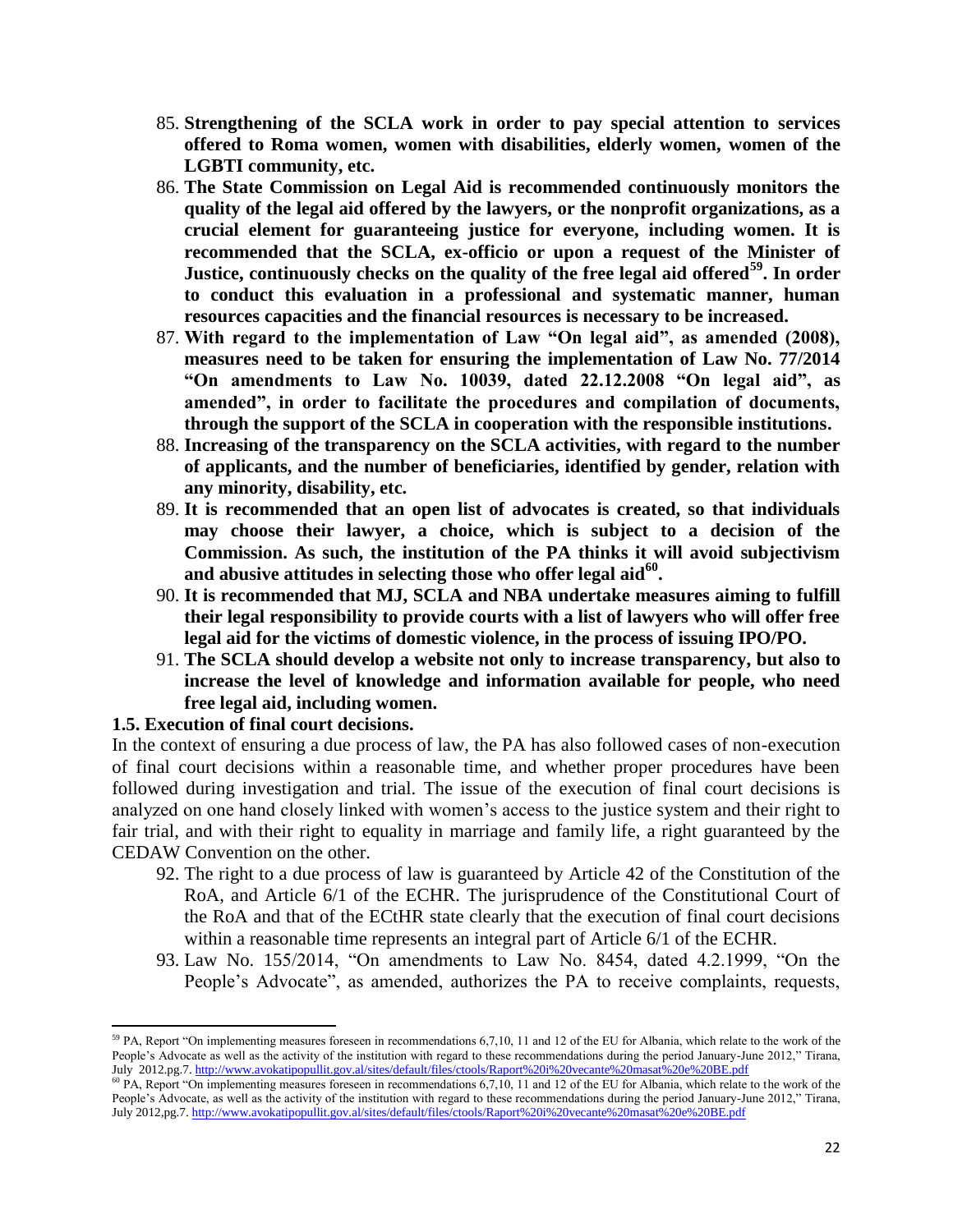85. **Strengthening of the SCLA work in order to pay special attention to services offered to Roma women, women with disabilities, elderly women, women of the LGBTI community, etc.**
86. **The State Commission on Legal Aid is recommended continuously monitors the quality of the legal aid offered by the lawyers, or the nonprofit organizations, as a crucial element for guaranteeing justice for everyone, including women. It is recommended that the SCLA, ex-officio or upon a request of the Minister of Justice, continuously checks on the quality of the free legal aid offered[59]. In order to conduct this evaluation in a professional and systematic manner, human resources capacities and the financial resources is necessary to be increased.**
87. **With regard to the implementation of Law "On legal aid", as amended (2008), measures need to be taken for ensuring the implementation of Law No. 77/2014 "On amendments to Law No. 10039, dated 22.12.2008 "On legal aid", as amended", in order to facilitate the procedures and compilation of documents, through the support of the SCLA in cooperation with the responsible institutions.**
88. **Increasing of the transparency on the SCLA activities, with regard to the number of applicants, and the number of beneficiaries, identified by gender, relation with any minority, disability, etc.**
89. **It is recommended that an open list of advocates is created, so that individuals may choose their lawyer, a choice, which is subject to a decision of the Commission. As such, the institution of the PA thinks it will avoid subjectivism and abusive attitudes in selecting those who offer legal aid[60].**
90. **It is recommended that MJ, SCLA and NBA undertake measures aiming to fulfill their legal responsibility to provide courts with a list of lawyers who will offer free legal aid for the victims of domestic violence, in the process of issuing IPO/PO.**
91. **The SCLA should develop a website not only to increase transparency, but also to increase the level of knowledge and information available for people, who need free legal aid, including women.**

### 1.5. Execution of final court decisions.

In the context of ensuring a due process of law, the PA has also followed cases of non-execution of final court decisions within a reasonable time, and whether proper procedures have been followed during investigation and trial. The issue of the execution of final court decisions is analyzed on one hand closely linked with women's access to the justice system and their right to fair trial, and with their right to equality in marriage and family life, a right guaranteed by the CEDAW Convention on the other.

92. The right to a due process of law is guaranteed by Article 42 of the Constitution of the RoA, and Article 6/1 of the ECHR. The jurisprudence of the Constitutional Court of the RoA and that of the ECtHR state clearly that the execution of final court decisions within a reasonable time represents an integral part of Article 6/1 of the ECHR.
93. Law No. 155/2014, "On amendments to Law No. 8454, dated 4.2.1999, "On the People's Advocate", as amended, authorizes the PA to receive complaints, requests,

---

[59] PA, Report "On implementing measures foreseen in recommendations 6,7,10, 11 and 12 of the EU for Albania, which relate to the work of the People's Advocate as well as the activity of the institution with regard to these recommendations during the period January-June 2012," Tirana, July 2012.pg.7. http://www.avokatipopullit.gov.al/sites/default/files/ctools/Raport%20i%20vecante%20masat%20e%20BE.pdf

[60] PA, Report "On implementing measures foreseen in recommendations 6,7,10, 11 and 12 of the EU for Albania, which relate to the work of the People's Advocate, as well as the activity of the institution with regard to these recommendations during the period January-June 2012," Tirana, July 2012,pg.7. http://www.avokatipopullit.gov.al/sites/default/files/ctools/Raport%20i%20vecante%20masat%20e%20BE.pdf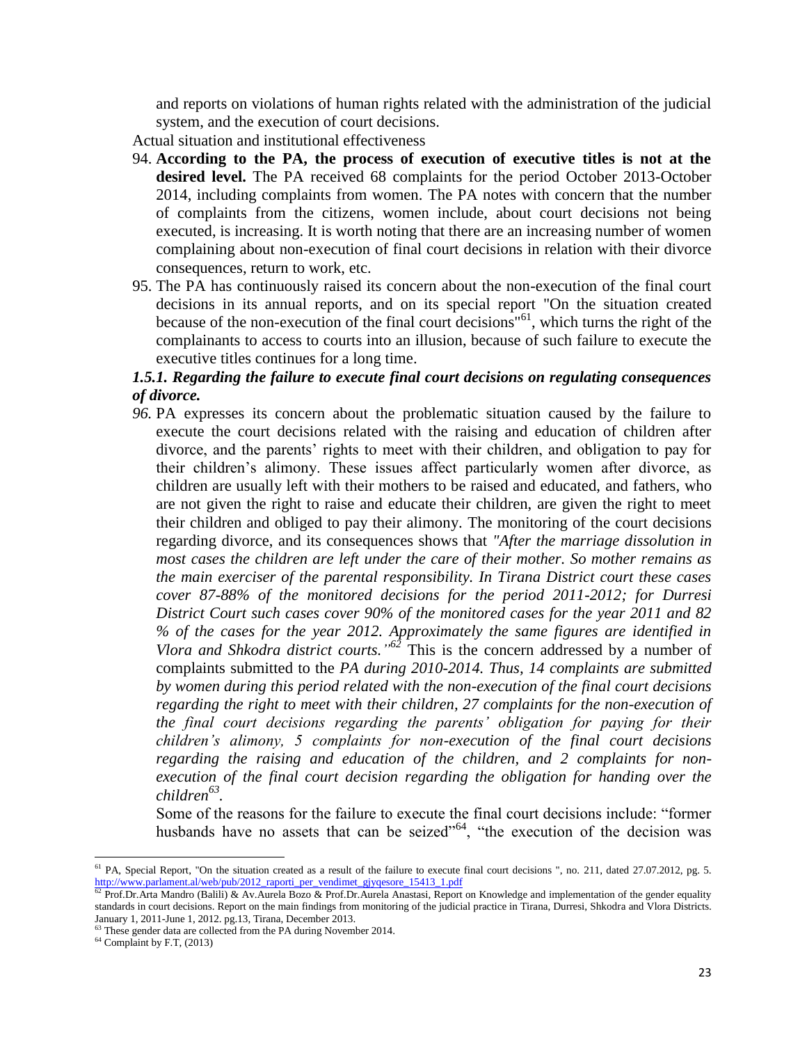and reports on violations of human rights related with the administration of the judicial system, and the execution of court decisions.

Actual situation and institutional effectiveness

94. **According to the PA, the process of execution of executive titles is not at the desired level.** The PA received 68 complaints for the period October 2013-October 2014, including complaints from women. The PA notes with concern that the number of complaints from the citizens, women include, about court decisions not being executed, is increasing. It is worth noting that there are an increasing number of women complaining about non-execution of final court decisions in relation with their divorce consequences, return to work, etc.
95. The PA has continuously raised its concern about the non-execution of the final court decisions in its annual reports, and on its special report "On the situation created because of the non-execution of the final court decisions"[61], which turns the right of the complainants to access to courts into an illusion, because of such failure to execute the executive titles continues for a long time.

### *1.5.1. Regarding the failure to execute final court decisions on regulating consequences of divorce.*

*96.* PA expresses its concern about the problematic situation caused by the failure to execute the court decisions related with the raising and education of children after divorce, and the parents' rights to meet with their children, and obligation to pay for their children's alimony. These issues affect particularly women after divorce, as children are usually left with their mothers to be raised and educated, and fathers, who are not given the right to raise and educate their children, are given the right to meet their children and obliged to pay their alimony. The monitoring of the court decisions regarding divorce, and its consequences shows that *"After the marriage dissolution in most cases the children are left under the care of their mother. So mother remains as the main exerciser of the parental responsibility. In Tirana District court these cases cover 87-88% of the monitored decisions for the period 2011-2012; for Durresi District Court such cases cover 90% of the monitored cases for the year 2011 and 82 % of the cases for the year 2012. Approximately the same figures are identified in Vlora and Shkodra district courts."*[62] This is the concern addressed by a number of complaints submitted to the *PA during 2010-2014. Thus, 14 complaints are submitted by women during this period related with the non-execution of the final court decisions regarding the right to meet with their children, 27 complaints for the non-execution of the final court decisions regarding the parents' obligation for paying for their children's alimony, 5 complaints for non-execution of the final court decisions regarding the raising and education of the children, and 2 complaints for non-execution of the final court decision regarding the obligation for handing over the children*[63].

Some of the reasons for the failure to execute the final court decisions include: "former husbands have no assets that can be seized"[64], "the execution of the decision was

---

[61] PA, Special Report, "On the situation created as a result of the failure to execute final court decisions ", no. 211, dated 27.07.2012, pg. 5. http://www.parlament.al/web/pub/2012_raporti_per_vendimet_gjyqesore_15413_1.pdf

[62] Prof.Dr.Arta Mandro (Balili) & Av.Aurela Bozo & Prof.Dr.Aurela Anastasi, Report on Knowledge and implementation of the gender equality standards in court decisions. Report on the main findings from monitoring of the judicial practice in Tirana, Durresi, Shkodra and Vlora Districts. January 1, 2011-June 1, 2012. pg.13, Tirana, December 2013.

[63] These gender data are collected from the PA during November 2014.

[64] Complaint by F.T, (2013)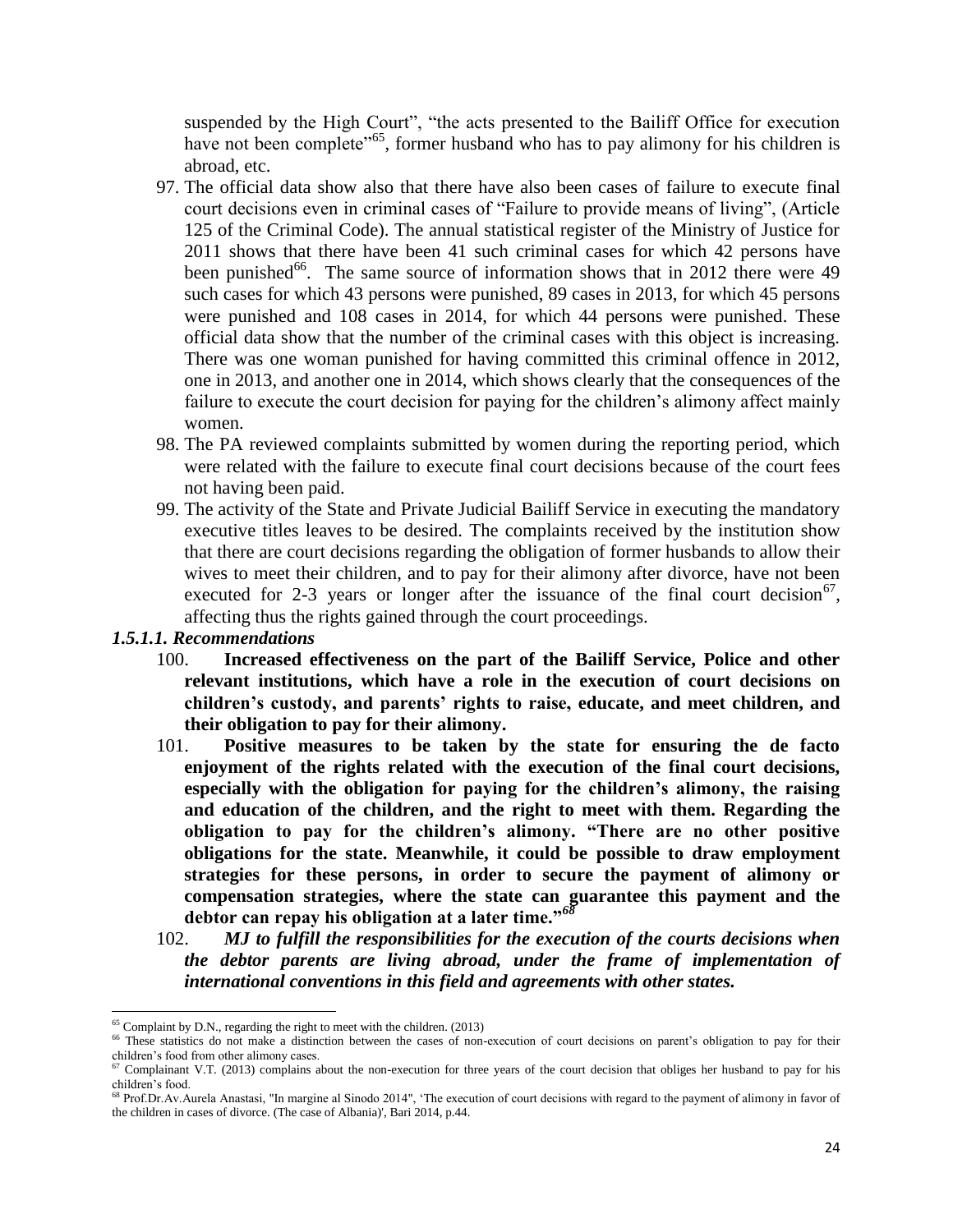suspended by the High Court", "the acts presented to the Bailiff Office for execution have not been complete"[65], former husband who has to pay alimony for his children is abroad, etc.

97. The official data show also that there have also been cases of failure to execute final court decisions even in criminal cases of "Failure to provide means of living", (Article 125 of the Criminal Code). The annual statistical register of the Ministry of Justice for 2011 shows that there have been 41 such criminal cases for which 42 persons have been punished[66]. The same source of information shows that in 2012 there were 49 such cases for which 43 persons were punished, 89 cases in 2013, for which 45 persons were punished and 108 cases in 2014, for which 44 persons were punished. These official data show that the number of the criminal cases with this object is increasing. There was one woman punished for having committed this criminal offence in 2012, one in 2013, and another one in 2014, which shows clearly that the consequences of the failure to execute the court decision for paying for the children's alimony affect mainly women.
98. The PA reviewed complaints submitted by women during the reporting period, which were related with the failure to execute final court decisions because of the court fees not having been paid.
99. The activity of the State and Private Judicial Bailiff Service in executing the mandatory executive titles leaves to be desired. The complaints received by the institution show that there are court decisions regarding the obligation of former husbands to allow their wives to meet their children, and to pay for their alimony after divorce, have not been executed for 2-3 years or longer after the issuance of the final court decision[67], affecting thus the rights gained through the court proceedings.

#### *1.5.1.1. Recommendations*

100. **Increased effectiveness on the part of the Bailiff Service, Police and other relevant institutions, which have a role in the execution of court decisions on children's custody, and parents' rights to raise, educate, and meet children, and their obligation to pay for their alimony.**
101. **Positive measures to be taken by the state for ensuring the de facto enjoyment of the rights related with the execution of the final court decisions, especially with the obligation for paying for the children's alimony, the raising and education of the children, and the right to meet with them. Regarding the obligation to pay for the children's alimony. "There are no other positive obligations for the state. Meanwhile, it could be possible to draw employment strategies for these persons, in order to secure the payment of alimony or compensation strategies, where the state can guarantee this payment and the debtor can repay his obligation at a later time."**[68]
102. ***MJ to fulfill the responsibilities for the execution of the courts decisions when the debtor parents are living abroad, under the frame of implementation of international conventions in this field and agreements with other states.***

---

[65] Complaint by D.N., regarding the right to meet with the children. (2013)

[66] These statistics do not make a distinction between the cases of non-execution of court decisions on parent's obligation to pay for their children's food from other alimony cases.

[67] Complainant V.T. (2013) complains about the non-execution for three years of the court decision that obliges her husband to pay for his children's food.

[68] Prof.Dr.Av.Aurela Anastasi, "In margine al Sinodo 2014", 'The execution of court decisions with regard to the payment of alimony in favor of the children in cases of divorce. (The case of Albania)', Bari 2014, p.44.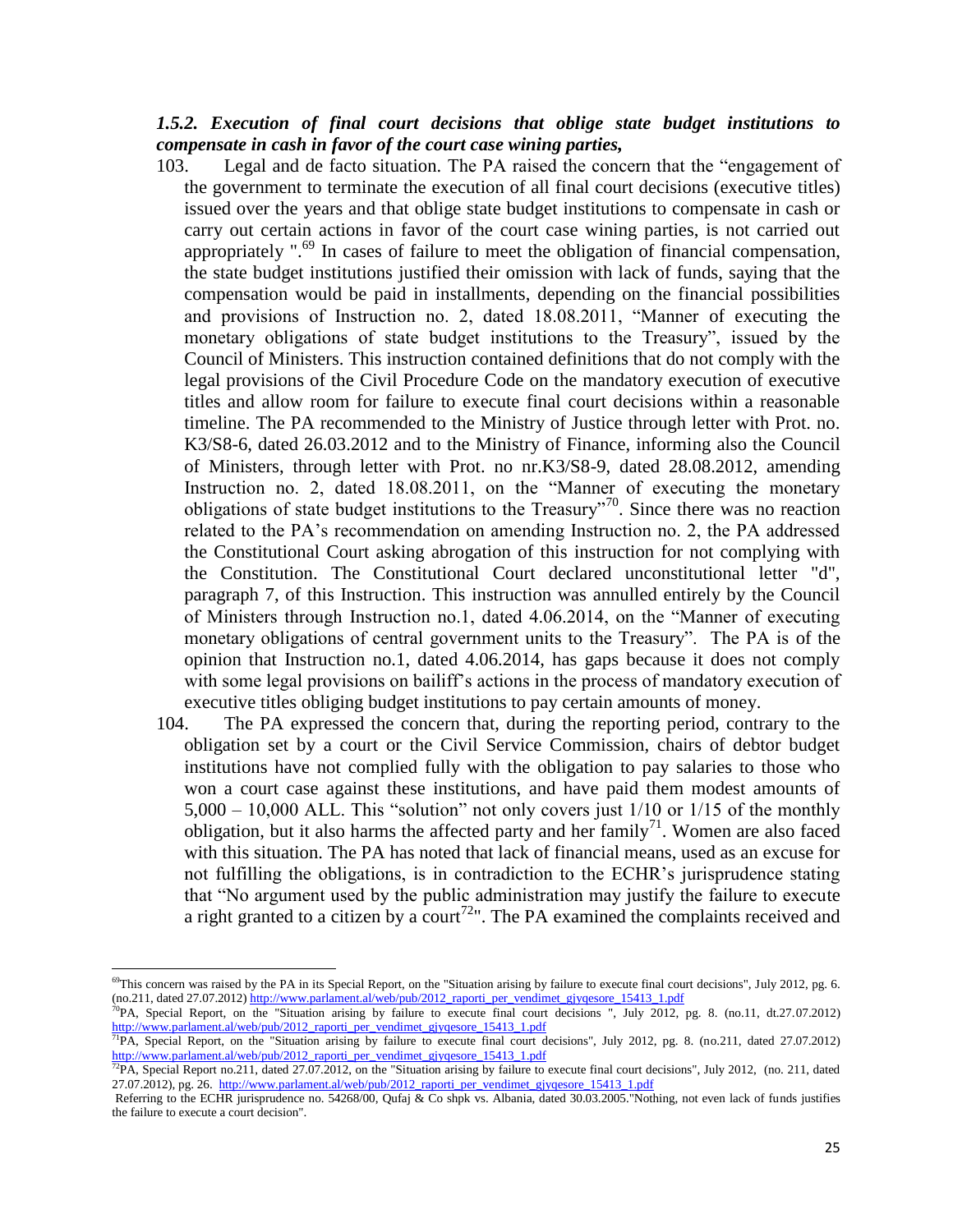### *1.5.2. Execution of final court decisions that oblige state budget institutions to compensate in cash in favor of the court case wining parties,*

103. Legal and de facto situation. The PA raised the concern that the "engagement of the government to terminate the execution of all final court decisions (executive titles) issued over the years and that oblige state budget institutions to compensate in cash or carry out certain actions in favor of the court case wining parties, is not carried out appropriately ".[69] In cases of failure to meet the obligation of financial compensation, the state budget institutions justified their omission with lack of funds, saying that the compensation would be paid in installments, depending on the financial possibilities and provisions of Instruction no. 2, dated 18.08.2011, "Manner of executing the monetary obligations of state budget institutions to the Treasury", issued by the Council of Ministers. This instruction contained definitions that do not comply with the legal provisions of the Civil Procedure Code on the mandatory execution of executive titles and allow room for failure to execute final court decisions within a reasonable timeline. The PA recommended to the Ministry of Justice through letter with Prot. no. K3/S8-6, dated 26.03.2012 and to the Ministry of Finance, informing also the Council of Ministers, through letter with Prot. no nr.K3/S8-9, dated 28.08.2012, amending Instruction no. 2, dated 18.08.2011, on the "Manner of executing the monetary obligations of state budget institutions to the Treasury"[70]. Since there was no reaction related to the PA's recommendation on amending Instruction no. 2, the PA addressed the Constitutional Court asking abrogation of this instruction for not complying with the Constitution. The Constitutional Court declared unconstitutional letter "d", paragraph 7, of this Instruction. This instruction was annulled entirely by the Council of Ministers through Instruction no.1, dated 4.06.2014, on the "Manner of executing monetary obligations of central government units to the Treasury". The PA is of the opinion that Instruction no.1, dated 4.06.2014, has gaps because it does not comply with some legal provisions on bailiff's actions in the process of mandatory execution of executive titles obliging budget institutions to pay certain amounts of money.

104. The PA expressed the concern that, during the reporting period, contrary to the obligation set by a court or the Civil Service Commission, chairs of debtor budget institutions have not complied fully with the obligation to pay salaries to those who won a court case against these institutions, and have paid them modest amounts of 5,000 – 10,000 ALL. This "solution" not only covers just 1/10 or 1/15 of the monthly obligation, but it also harms the affected party and her family[71]. Women are also faced with this situation. The PA has noted that lack of financial means, used as an excuse for not fulfilling the obligations, is in contradiction to the ECHR's jurisprudence stating that "No argument used by the public administration may justify the failure to execute a right granted to a citizen by a court[72]". The PA examined the complaints received and

---

[69] This concern was raised by the PA in its Special Report, on the "Situation arising by failure to execute final court decisions", July 2012, pg. 6. (no.211, dated 27.07.2012) http://www.parlament.al/web/pub/2012_raporti_per_vendimet_gjyqesore_15413_1.pdf

[70] PA, Special Report, on the "Situation arising by failure to execute final court decisions ", July 2012, pg. 8. (no.11, dt.27.07.2012) http://www.parlament.al/web/pub/2012_raporti_per_vendimet_gjyqesore_15413_1.pdf

[71] PA, Special Report, on the "Situation arising by failure to execute final court decisions", July 2012, pg. 8. (no.211, dated 27.07.2012) http://www.parlament.al/web/pub/2012_raporti_per_vendimet_gjyqesore_15413_1.pdf

[72] PA, Special Report no.211, dated 27.07.2012, on the "Situation arising by failure to execute final court decisions", July 2012, (no. 211, dated 27.07.2012), pg. 26. http://www.parlament.al/web/pub/2012_raporti_per_vendimet_gjyqesore_15413_1.pdf

Referring to the ECHR jurisprudence no. 54268/00, Qufaj & Co shpk vs. Albania, dated 30.03.2005."Nothing, not even lack of funds justifies the failure to execute a court decision".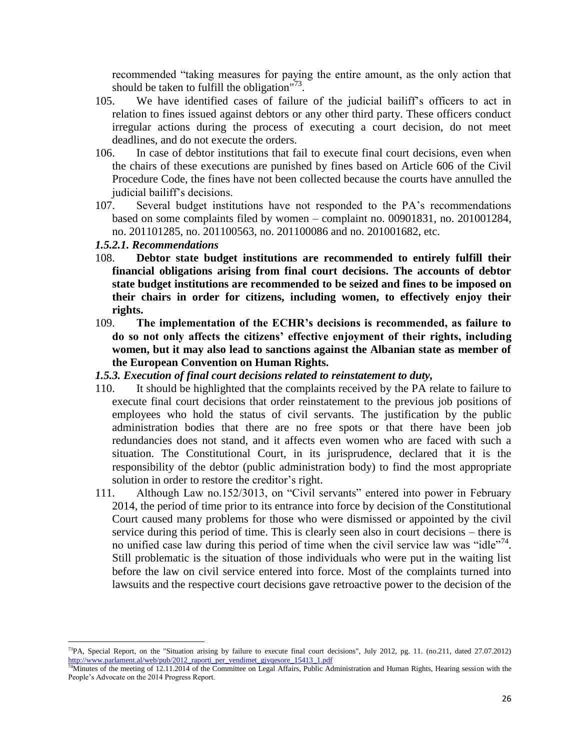recommended "taking measures for paying the entire amount, as the only action that should be taken to fulfill the obligation"[73].

105. We have identified cases of failure of the judicial bailiff's officers to act in relation to fines issued against debtors or any other third party. These officers conduct irregular actions during the process of executing a court decision, do not meet deadlines, and do not execute the orders.

106. In case of debtor institutions that fail to execute final court decisions, even when the chairs of these executions are punished by fines based on Article 606 of the Civil Procedure Code, the fines have not been collected because the courts have annulled the judicial bailiff's decisions.

107. Several budget institutions have not responded to the PA's recommendations based on some complaints filed by women – complaint no. 00901831, no. 201001284, no. 201101285, no. 201100563, no. 201100086 and no. 201001682, etc.

#### *1.5.2.1. Recommendations*

108. **Debtor state budget institutions are recommended to entirely fulfill their financial obligations arising from final court decisions. The accounts of debtor state budget institutions are recommended to be seized and fines to be imposed on their chairs in order for citizens, including women, to effectively enjoy their rights.**

109. **The implementation of the ECHR's decisions is recommended, as failure to do so not only affects the citizens' effective enjoyment of their rights, including women, but it may also lead to sanctions against the Albanian state as member of the European Convention on Human Rights.**

### *1.5.3. Execution of final court decisions related to reinstatement to duty,*

110. It should be highlighted that the complaints received by the PA relate to failure to execute final court decisions that order reinstatement to the previous job positions of employees who hold the status of civil servants. The justification by the public administration bodies that there are no free spots or that there have been job redundancies does not stand, and it affects even women who are faced with such a situation. The Constitutional Court, in its jurisprudence, declared that it is the responsibility of the debtor (public administration body) to find the most appropriate solution in order to restore the creditor's right.

111. Although Law no.152/3013, on "Civil servants" entered into power in February 2014, the period of time prior to its entrance into force by decision of the Constitutional Court caused many problems for those who were dismissed or appointed by the civil service during this period of time. This is clearly seen also in court decisions – there is no unified case law during this period of time when the civil service law was "idle"[74]. Still problematic is the situation of those individuals who were put in the waiting list before the law on civil service entered into force. Most of the complaints turned into lawsuits and the respective court decisions gave retroactive power to the decision of the

---

[73] PA, Special Report, on the "Situation arising by failure to execute final court decisions", July 2012, pg. 11. (no.211, dated 27.07.2012) http://www.parlament.al/web/pub/2012_raporti_per_vendimet_gjyqesore_15413_1.pdf

[74] Minutes of the meeting of 12.11.2014 of the Committee on Legal Affairs, Public Administration and Human Rights, Hearing session with the People's Advocate on the 2014 Progress Report.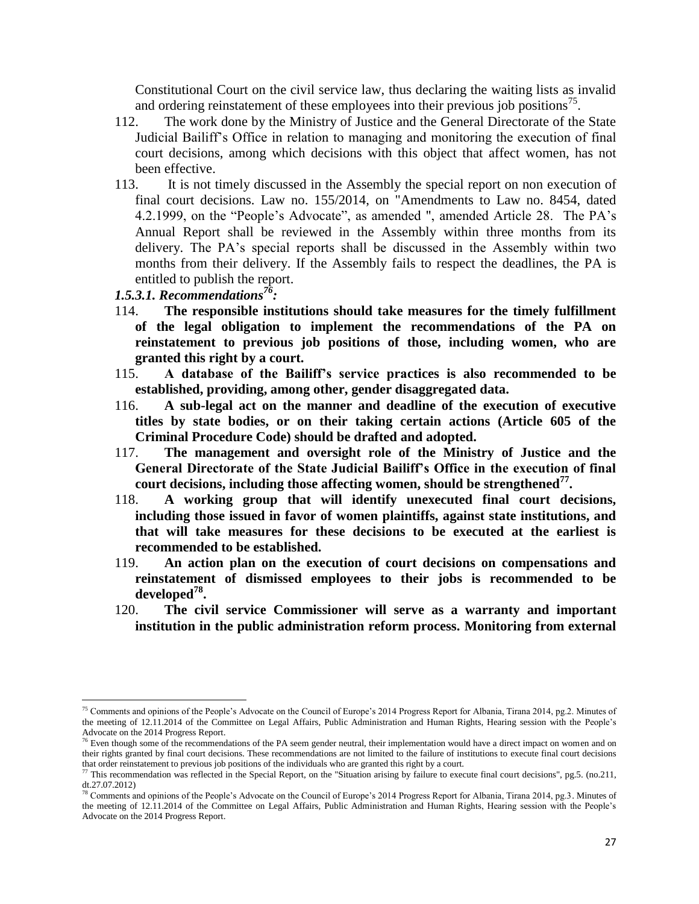Constitutional Court on the civil service law, thus declaring the waiting lists as invalid and ordering reinstatement of these employees into their previous job positions[75].

112. The work done by the Ministry of Justice and the General Directorate of the State Judicial Bailiff's Office in relation to managing and monitoring the execution of final court decisions, among which decisions with this object that affect women, has not been effective.

113. It is not timely discussed in the Assembly the special report on non execution of final court decisions. Law no. 155/2014, on "Amendments to Law no. 8454, dated 4.2.1999, on the "People's Advocate", as amended ", amended Article 28. The PA's Annual Report shall be reviewed in the Assembly within three months from its delivery. The PA's special reports shall be discussed in the Assembly within two months from their delivery. If the Assembly fails to respect the deadlines, the PA is entitled to publish the report.

***1.5.3.1. Recommendations[76]:***

114. **The responsible institutions should take measures for the timely fulfillment of the legal obligation to implement the recommendations of the PA on reinstatement to previous job positions of those, including women, who are granted this right by a court.**

115. **A database of the Bailiff's service practices is also recommended to be established, providing, among other, gender disaggregated data.**

116. **A sub-legal act on the manner and deadline of the execution of executive titles by state bodies, or on their taking certain actions (Article 605 of the Criminal Procedure Code) should be drafted and adopted.**

117. **The management and oversight role of the Ministry of Justice and the General Directorate of the State Judicial Bailiff's Office in the execution of final court decisions, including those affecting women, should be strengthened[77].**

118. **A working group that will identify unexecuted final court decisions, including those issued in favor of women plaintiffs, against state institutions, and that will take measures for these decisions to be executed at the earliest is recommended to be established.**

119. **An action plan on the execution of court decisions on compensations and reinstatement of dismissed employees to their jobs is recommended to be developed[78].**

120. **The civil service Commissioner will serve as a warranty and important institution in the public administration reform process. Monitoring from external**

---

[75] Comments and opinions of the People's Advocate on the Council of Europe's 2014 Progress Report for Albania, Tirana 2014, pg.2. Minutes of the meeting of 12.11.2014 of the Committee on Legal Affairs, Public Administration and Human Rights, Hearing session with the People's Advocate on the 2014 Progress Report.

[76] Even though some of the recommendations of the PA seem gender neutral, their implementation would have a direct impact on women and on their rights granted by final court decisions. These recommendations are not limited to the failure of institutions to execute final court decisions that order reinstatement to previous job positions of the individuals who are granted this right by a court.

[77] This recommendation was reflected in the Special Report, on the "Situation arising by failure to execute final court decisions", pg.5. (no.211, dt.27.07.2012)

[78] Comments and opinions of the People's Advocate on the Council of Europe's 2014 Progress Report for Albania, Tirana 2014, pg.3. Minutes of the meeting of 12.11.2014 of the Committee on Legal Affairs, Public Administration and Human Rights, Hearing session with the People's Advocate on the 2014 Progress Report.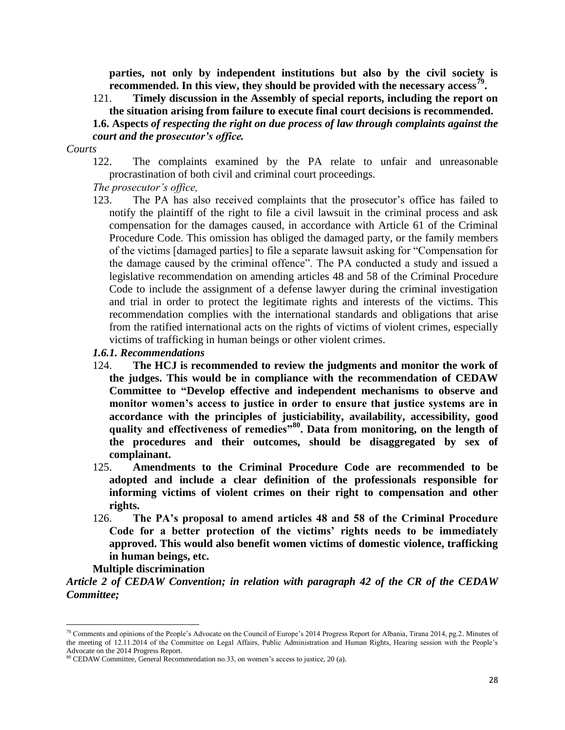**parties, not only by independent institutions but also by the civil society is recommended. In this view, they should be provided with the necessary access[79].**

121. **Timely discussion in the Assembly of special reports, including the report on the situation arising from failure to execute final court decisions is recommended.**

**1.6. Aspects *of respecting the right on due process of law through complaints against the court and the prosecutor's office.***

*Courts*

122. The complaints examined by the PA relate to unfair and unreasonable procrastination of both civil and criminal court proceedings.

*The prosecutor's office,*

123. The PA has also received complaints that the prosecutor's office has failed to notify the plaintiff of the right to file a civil lawsuit in the criminal process and ask compensation for the damages caused, in accordance with Article 61 of the Criminal Procedure Code. This omission has obliged the damaged party, or the family members of the victims [damaged parties] to file a separate lawsuit asking for "Compensation for the damage caused by the criminal offence". The PA conducted a study and issued a legislative recommendation on amending articles 48 and 58 of the Criminal Procedure Code to include the assignment of a defense lawyer during the criminal investigation and trial in order to protect the legitimate rights and interests of the victims. This recommendation complies with the international standards and obligations that arise from the ratified international acts on the rights of victims of violent crimes, especially victims of trafficking in human beings or other violent crimes.

***1.6.1. Recommendations***

124. **The HCJ is recommended to review the judgments and monitor the work of the judges. This would be in compliance with the recommendation of CEDAW Committee to "Develop effective and independent mechanisms to observe and monitor women's access to justice in order to ensure that justice systems are in accordance with the principles of justiciability, availability, accessibility, good quality and effectiveness of remedies"[80]. Data from monitoring, on the length of the procedures and their outcomes, should be disaggregated by sex of complainant.**

125. **Amendments to the Criminal Procedure Code are recommended to be adopted and include a clear definition of the professionals responsible for informing victims of violent crimes on their right to compensation and other rights.**

126. **The PA's proposal to amend articles 48 and 58 of the Criminal Procedure Code for a better protection of the victims' rights needs to be immediately approved. This would also benefit women victims of domestic violence, trafficking in human beings, etc.**

**Multiple discrimination**

***Article 2 of CEDAW Convention; in relation with paragraph 42 of the CR of the CEDAW Committee;***

---

[79] Comments and opinions of the People's Advocate on the Council of Europe's 2014 Progress Report for Albania, Tirana 2014, pg.2. Minutes of the meeting of 12.11.2014 of the Committee on Legal Affairs, Public Administration and Human Rights, Hearing session with the People's Advocate on the 2014 Progress Report.

[80] CEDAW Committee, General Recommendation no.33, on women's access to justice, 20 (a).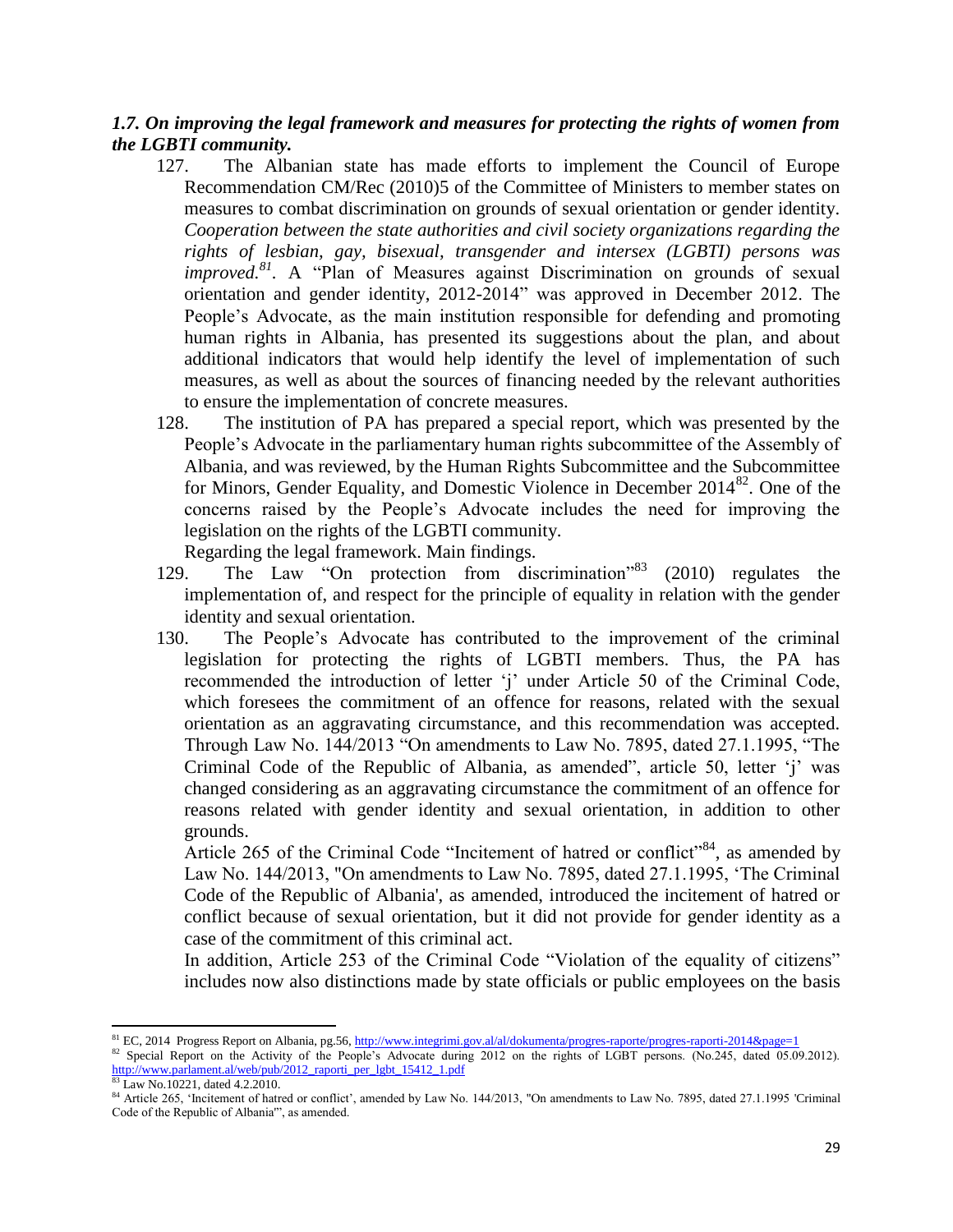### *1.7. On improving the legal framework and measures for protecting the rights of women from the LGBTI community.*

127. The Albanian state has made efforts to implement the Council of Europe Recommendation CM/Rec (2010)5 of the Committee of Ministers to member states on measures to combat discrimination on grounds of sexual orientation or gender identity. *Cooperation between the state authorities and civil society organizations regarding the rights of lesbian, gay, bisexual, transgender and intersex (LGBTI) persons was improved.*[81]. A "Plan of Measures against Discrimination on grounds of sexual orientation and gender identity, 2012-2014" was approved in December 2012. The People's Advocate, as the main institution responsible for defending and promoting human rights in Albania, has presented its suggestions about the plan, and about additional indicators that would help identify the level of implementation of such measures, as well as about the sources of financing needed by the relevant authorities to ensure the implementation of concrete measures.

128. The institution of PA has prepared a special report, which was presented by the People's Advocate in the parliamentary human rights subcommittee of the Assembly of Albania, and was reviewed, by the Human Rights Subcommittee and the Subcommittee for Minors, Gender Equality, and Domestic Violence in December 2014[82]. One of the concerns raised by the People's Advocate includes the need for improving the legislation on the rights of the LGBTI community.

Regarding the legal framework. Main findings.

129. The Law "On protection from discrimination"[83] (2010) regulates the implementation of, and respect for the principle of equality in relation with the gender identity and sexual orientation.

130. The People's Advocate has contributed to the improvement of the criminal legislation for protecting the rights of LGBTI members. Thus, the PA has recommended the introduction of letter 'j' under Article 50 of the Criminal Code, which foresees the commitment of an offence for reasons, related with the sexual orientation as an aggravating circumstance, and this recommendation was accepted. Through Law No. 144/2013 "On amendments to Law No. 7895, dated 27.1.1995, "The Criminal Code of the Republic of Albania, as amended", article 50, letter 'j' was changed considering as an aggravating circumstance the commitment of an offence for reasons related with gender identity and sexual orientation, in addition to other grounds.

Article 265 of the Criminal Code "Incitement of hatred or conflict"[84], as amended by Law No. 144/2013, "On amendments to Law No. 7895, dated 27.1.1995, 'The Criminal Code of the Republic of Albania', as amended, introduced the incitement of hatred or conflict because of sexual orientation, but it did not provide for gender identity as a case of the commitment of this criminal act.

In addition, Article 253 of the Criminal Code "Violation of the equality of citizens" includes now also distinctions made by state officials or public employees on the basis

---

[81] EC, 2014 Progress Report on Albania, pg.56, http://www.integrimi.gov.al/al/dokumenta/progres-raporte/progres-raporti-2014&page=1

[82] Special Report on the Activity of the People's Advocate during 2012 on the rights of LGBT persons. (No.245, dated 05.09.2012). http://www.parlament.al/web/pub/2012_raporti_per_lgbt_15412_1.pdf

[83] Law No.10221, dated 4.2.2010.

[84] Article 265, 'Incitement of hatred or conflict', amended by Law No. 144/2013, "On amendments to Law No. 7895, dated 27.1.1995 'Criminal Code of the Republic of Albania'", as amended.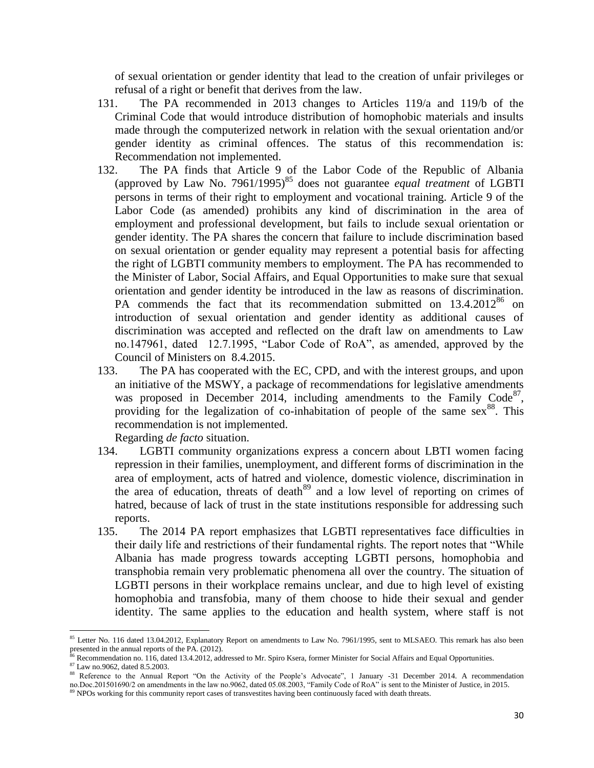of sexual orientation or gender identity that lead to the creation of unfair privileges or refusal of a right or benefit that derives from the law.

131. The PA recommended in 2013 changes to Articles 119/a and 119/b of the Criminal Code that would introduce distribution of homophobic materials and insults made through the computerized network in relation with the sexual orientation and/or gender identity as criminal offences. The status of this recommendation is: Recommendation not implemented.

132. The PA finds that Article 9 of the Labor Code of the Republic of Albania (approved by Law No. 7961/1995)[85] does not guarantee *equal treatment* of LGBTI persons in terms of their right to employment and vocational training. Article 9 of the Labor Code (as amended) prohibits any kind of discrimination in the area of employment and professional development, but fails to include sexual orientation or gender identity. The PA shares the concern that failure to include discrimination based on sexual orientation or gender equality may represent a potential basis for affecting the right of LGBTI community members to employment. The PA has recommended to the Minister of Labor, Social Affairs, and Equal Opportunities to make sure that sexual orientation and gender identity be introduced in the law as reasons of discrimination. PA commends the fact that its recommendation submitted on 13.4.2012[86] on introduction of sexual orientation and gender identity as additional causes of discrimination was accepted and reflected on the draft law on amendments to Law no.147961, dated 12.7.1995, "Labor Code of RoA", as amended, approved by the Council of Ministers on 8.4.2015.

133. The PA has cooperated with the EC, CPD, and with the interest groups, and upon an initiative of the MSWY, a package of recommendations for legislative amendments was proposed in December 2014, including amendments to the Family Code[87], providing for the legalization of co-inhabitation of people of the same sex[88]. This recommendation is not implemented.

Regarding *de facto* situation.

134. LGBTI community organizations express a concern about LBTI women facing repression in their families, unemployment, and different forms of discrimination in the area of employment, acts of hatred and violence, domestic violence, discrimination in the area of education, threats of death[89] and a low level of reporting on crimes of hatred, because of lack of trust in the state institutions responsible for addressing such reports.

135. The 2014 PA report emphasizes that LGBTI representatives face difficulties in their daily life and restrictions of their fundamental rights. The report notes that "While Albania has made progress towards accepting LGBTI persons, homophobia and transphobia remain very problematic phenomena all over the country. The situation of LGBTI persons in their workplace remains unclear, and due to high level of existing homophobia and transfobia, many of them choose to hide their sexual and gender identity. The same applies to the education and health system, where staff is not

---

[85] Letter No. 116 dated 13.04.2012, Explanatory Report on amendments to Law No. 7961/1995, sent to MLSAEO. This remark has also been presented in the annual reports of the PA. (2012).

[86] Recommendation no. 116, dated 13.4.2012, addressed to Mr. Spiro Ksera, former Minister for Social Affairs and Equal Opportunities.

[87] Law no.9062, dated 8.5.2003.

[88] Reference to the Annual Report "On the Activity of the People's Advocate", 1 January -31 December 2014. A recommendation no.Doc.201501690/2 on amendments in the law no.9062, dated 05.08.2003, "Family Code of RoA" is sent to the Minister of Justice, in 2015.

[89] NPOs working for this community report cases of transvestites having been continuously faced with death threats.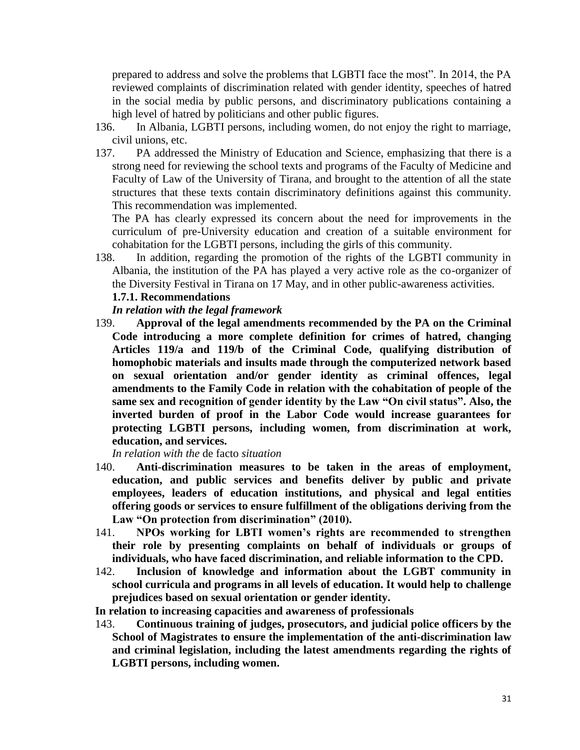prepared to address and solve the problems that LGBTI face the most". In 2014, the PA reviewed complaints of discrimination related with gender identity, speeches of hatred in the social media by public persons, and discriminatory publications containing a high level of hatred by politicians and other public figures.

136. In Albania, LGBTI persons, including women, do not enjoy the right to marriage, civil unions, etc.

137. PA addressed the Ministry of Education and Science, emphasizing that there is a strong need for reviewing the school texts and programs of the Faculty of Medicine and Faculty of Law of the University of Tirana, and brought to the attention of all the state structures that these texts contain discriminatory definitions against this community. This recommendation was implemented.

The PA has clearly expressed its concern about the need for improvements in the curriculum of pre-University education and creation of a suitable environment for cohabitation for the LGBTI persons, including the girls of this community.

138. In addition, regarding the promotion of the rights of the LGBTI community in Albania, the institution of the PA has played a very active role as the co-organizer of the Diversity Festival in Tirana on 17 May, and in other public-awareness activities.

### 1.7.1. Recommendations

***In relation with the legal framework***

139. **Approval of the legal amendments recommended by the PA on the Criminal Code introducing a more complete definition for crimes of hatred, changing Articles 119/a and 119/b of the Criminal Code, qualifying distribution of homophobic materials and insults made through the computerized network based on sexual orientation and/or gender identity as criminal offences, legal amendments to the Family Code in relation with the cohabitation of people of the same sex and recognition of gender identity by the Law "On civil status". Also, the inverted burden of proof in the Labor Code would increase guarantees for protecting LGBTI persons, including women, from discrimination at work, education, and services.**

*In relation with the* de facto *situation*

140. **Anti-discrimination measures to be taken in the areas of employment, education, and public services and benefits deliver by public and private employees, leaders of education institutions, and physical and legal entities offering goods or services to ensure fulfillment of the obligations deriving from the Law "On protection from discrimination" (2010).**

141. **NPOs working for LBTI women's rights are recommended to strengthen their role by presenting complaints on behalf of individuals or groups of individuals, who have faced discrimination, and reliable information to the CPD.**

142. **Inclusion of knowledge and information about the LGBT community in school curricula and programs in all levels of education. It would help to challenge prejudices based on sexual orientation or gender identity.**

**In relation to increasing capacities and awareness of professionals**

143. **Continuous training of judges, prosecutors, and judicial police officers by the School of Magistrates to ensure the implementation of the anti-discrimination law and criminal legislation, including the latest amendments regarding the rights of LGBTI persons, including women.**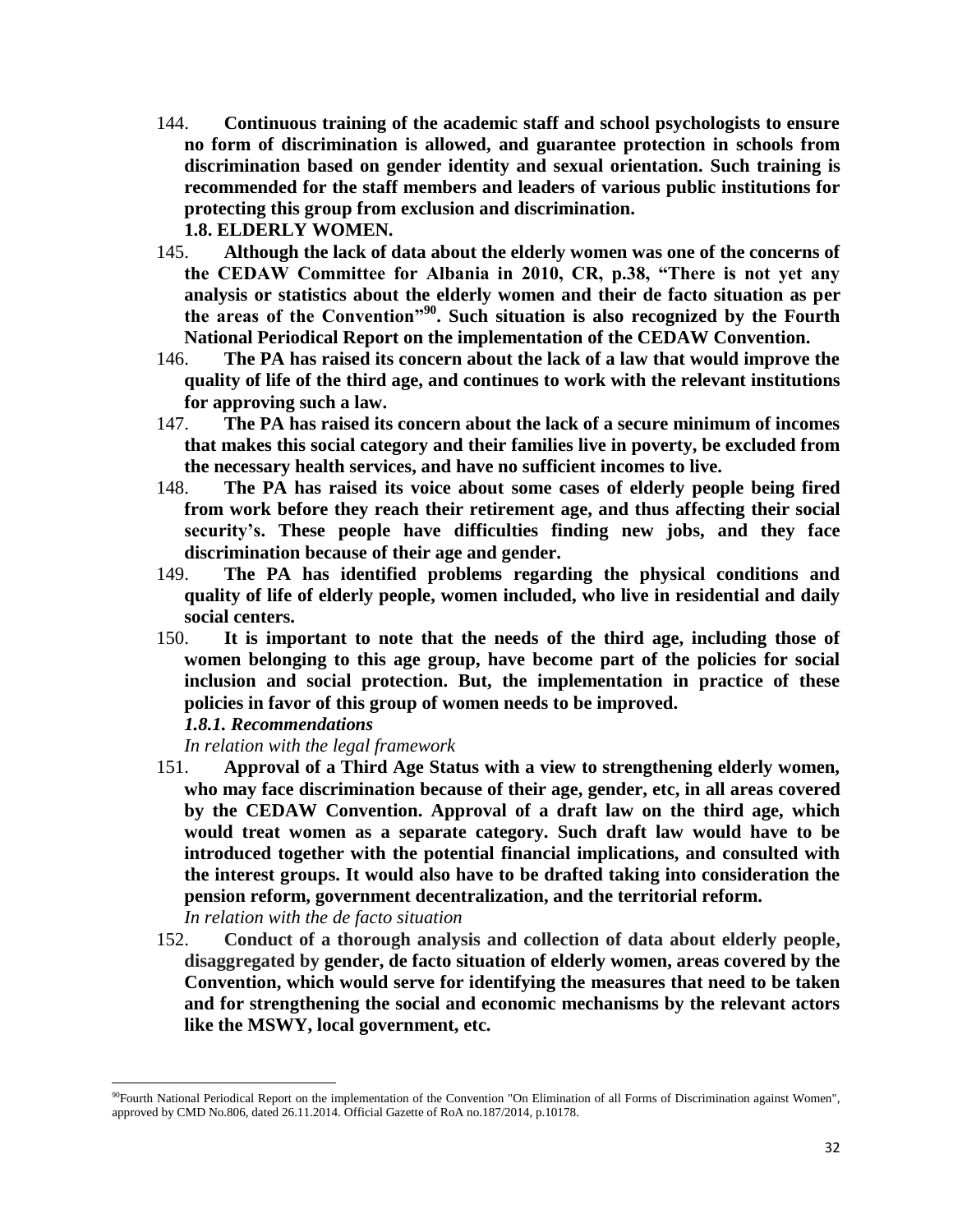144. **Continuous training of the academic staff and school psychologists to ensure no form of discrimination is allowed, and guarantee protection in schools from discrimination based on gender identity and sexual orientation. Such training is recommended for the staff members and leaders of various public institutions for protecting this group from exclusion and discrimination.**

### 1.8. ELDERLY WOMEN.

145. **Although the lack of data about the elderly women was one of the concerns of the CEDAW Committee for Albania in 2010, CR, p.38, "There is not yet any analysis or statistics about the elderly women and their de facto situation as per the areas of the Convention"[90]. Such situation is also recognized by the Fourth National Periodical Report on the implementation of the CEDAW Convention.**

146. **The PA has raised its concern about the lack of a law that would improve the quality of life of the third age, and continues to work with the relevant institutions for approving such a law.**

147. **The PA has raised its concern about the lack of a secure minimum of incomes that makes this social category and their families live in poverty, be excluded from the necessary health services, and have no sufficient incomes to live.**

148. **The PA has raised its voice about some cases of elderly people being fired from work before they reach their retirement age, and thus affecting their social security's. These people have difficulties finding new jobs, and they face discrimination because of their age and gender.**

149. **The PA has identified problems regarding the physical conditions and quality of life of elderly people, women included, who live in residential and daily social centers.**

150. **It is important to note that the needs of the third age, including those of women belonging to this age group, have become part of the policies for social inclusion and social protection. But, the implementation in practice of these policies in favor of this group of women needs to be improved.**

#### *1.8.1. Recommendations*

*In relation with the legal framework*

151. **Approval of a Third Age Status with a view to strengthening elderly women, who may face discrimination because of their age, gender, etc, in all areas covered by the CEDAW Convention. Approval of a draft law on the third age, which would treat women as a separate category. Such draft law would have to be introduced together with the potential financial implications, and consulted with the interest groups. It would also have to be drafted taking into consideration the pension reform, government decentralization, and the territorial reform.**

*In relation with the de facto situation*

152. **Conduct of a thorough analysis and collection of data about elderly people, disaggregated by gender, de facto situation of elderly women, areas covered by the Convention, which would serve for identifying the measures that need to be taken and for strengthening the social and economic mechanisms by the relevant actors like the MSWY, local government, etc.**

---

[90] Fourth National Periodical Report on the implementation of the Convention "On Elimination of all Forms of Discrimination against Women", approved by CMD No.806, dated 26.11.2014. Official Gazette of RoA no.187/2014, p.10178.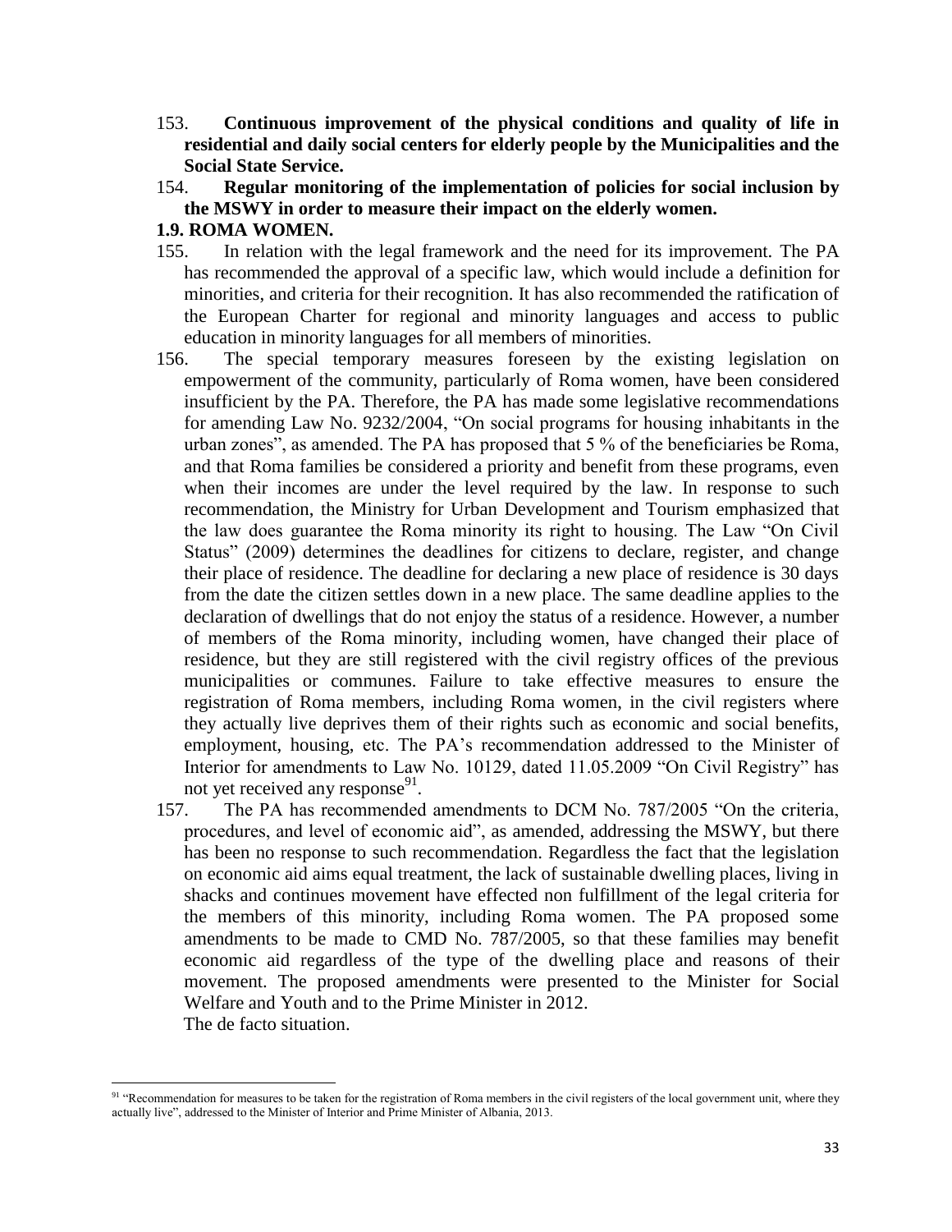153. **Continuous improvement of the physical conditions and quality of life in residential and daily social centers for elderly people by the Municipalities and the Social State Service.**

154. **Regular monitoring of the implementation of policies for social inclusion by the MSWY in order to measure their impact on the elderly women.**

### 1.9. ROMA WOMEN.

155. In relation with the legal framework and the need for its improvement. The PA has recommended the approval of a specific law, which would include a definition for minorities, and criteria for their recognition. It has also recommended the ratification of the European Charter for regional and minority languages and access to public education in minority languages for all members of minorities.

156. The special temporary measures foreseen by the existing legislation on empowerment of the community, particularly of Roma women, have been considered insufficient by the PA. Therefore, the PA has made some legislative recommendations for amending Law No. 9232/2004, "On social programs for housing inhabitants in the urban zones", as amended. The PA has proposed that 5 % of the beneficiaries be Roma, and that Roma families be considered a priority and benefit from these programs, even when their incomes are under the level required by the law. In response to such recommendation, the Ministry for Urban Development and Tourism emphasized that the law does guarantee the Roma minority its right to housing. The Law "On Civil Status" (2009) determines the deadlines for citizens to declare, register, and change their place of residence. The deadline for declaring a new place of residence is 30 days from the date the citizen settles down in a new place. The same deadline applies to the declaration of dwellings that do not enjoy the status of a residence. However, a number of members of the Roma minority, including women, have changed their place of residence, but they are still registered with the civil registry offices of the previous municipalities or communes. Failure to take effective measures to ensure the registration of Roma members, including Roma women, in the civil registers where they actually live deprives them of their rights such as economic and social benefits, employment, housing, etc. The PA's recommendation addressed to the Minister of Interior for amendments to Law No. 10129, dated 11.05.2009 "On Civil Registry" has not yet received any response[91].

157. The PA has recommended amendments to DCM No. 787/2005 "On the criteria, procedures, and level of economic aid", as amended, addressing the MSWY, but there has been no response to such recommendation. Regardless the fact that the legislation on economic aid aims equal treatment, the lack of sustainable dwelling places, living in shacks and continues movement have effected non fulfillment of the legal criteria for the members of this minority, including Roma women. The PA proposed some amendments to be made to CMD No. 787/2005, so that these families may benefit economic aid regardless of the type of the dwelling place and reasons of their movement. The proposed amendments were presented to the Minister for Social Welfare and Youth and to the Prime Minister in 2012.

The de facto situation.

[91] "Recommendation for measures to be taken for the registration of Roma members in the civil registers of the local government unit, where they actually live", addressed to the Minister of Interior and Prime Minister of Albania, 2013.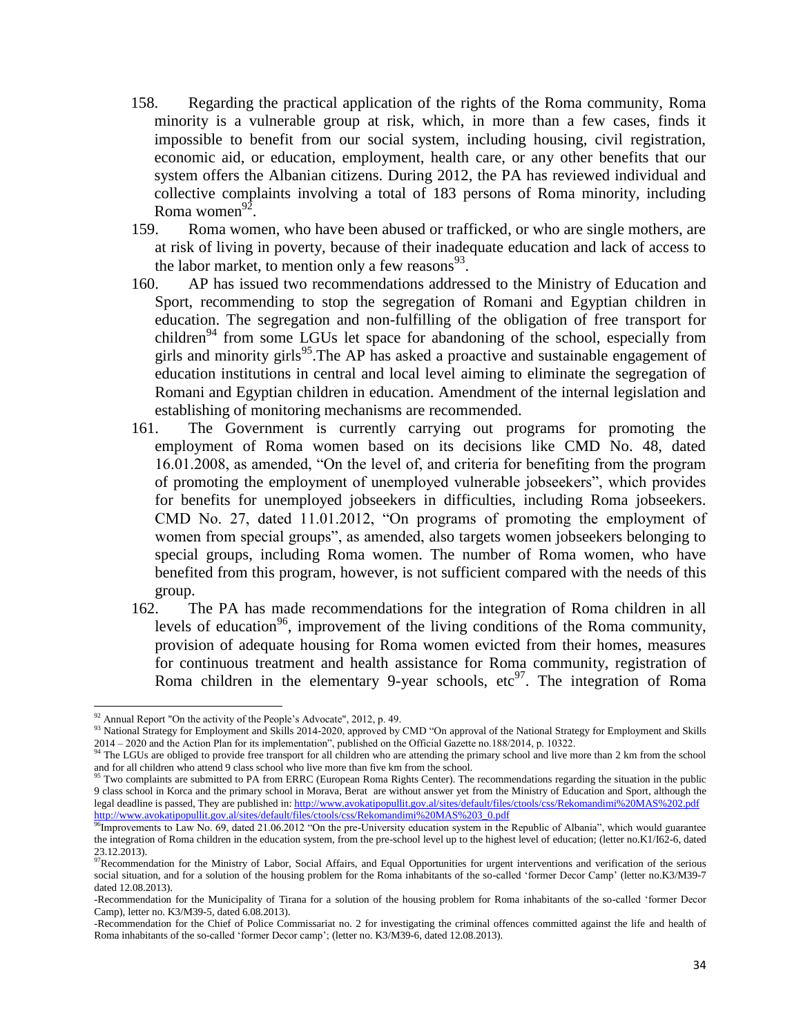158. Regarding the practical application of the rights of the Roma community, Roma minority is a vulnerable group at risk, which, in more than a few cases, finds it impossible to benefit from our social system, including housing, civil registration, economic aid, or education, employment, health care, or any other benefits that our system offers the Albanian citizens. During 2012, the PA has reviewed individual and collective complaints involving a total of 183 persons of Roma minority, including Roma women[92].

159. Roma women, who have been abused or trafficked, or who are single mothers, are at risk of living in poverty, because of their inadequate education and lack of access to the labor market, to mention only a few reasons[93].

160. AP has issued two recommendations addressed to the Ministry of Education and Sport, recommending to stop the segregation of Romani and Egyptian children in education. The segregation and non-fulfilling of the obligation of free transport for children[94] from some LGUs let space for abandoning of the school, especially from girls and minority girls[95].The AP has asked a proactive and sustainable engagement of education institutions in central and local level aiming to eliminate the segregation of Romani and Egyptian children in education. Amendment of the internal legislation and establishing of monitoring mechanisms are recommended.

161. The Government is currently carrying out programs for promoting the employment of Roma women based on its decisions like CMD No. 48, dated 16.01.2008, as amended, "On the level of, and criteria for benefiting from the program of promoting the employment of unemployed vulnerable jobseekers", which provides for benefits for unemployed jobseekers in difficulties, including Roma jobseekers. CMD No. 27, dated 11.01.2012, "On programs of promoting the employment of women from special groups", as amended, also targets women jobseekers belonging to special groups, including Roma women. The number of Roma women, who have benefited from this program, however, is not sufficient compared with the needs of this group.

162. The PA has made recommendations for the integration of Roma children in all levels of education[96], improvement of the living conditions of the Roma community, provision of adequate housing for Roma women evicted from their homes, measures for continuous treatment and health assistance for Roma community, registration of Roma children in the elementary 9-year schools, etc[97]. The integration of Roma

---

[92] Annual Report "On the activity of the People's Advocate", 2012, p. 49.

[93] National Strategy for Employment and Skills 2014-2020, approved by CMD "On approval of the National Strategy for Employment and Skills 2014 – 2020 and the Action Plan for its implementation", published on the Official Gazette no.188/2014, p. 10322.

[94] The LGUs are obliged to provide free transport for all children who are attending the primary school and live more than 2 km from the school and for all children who attend 9 class school who live more than five km from the school.

[95] Two complaints are submitted to PA from ERRC (European Roma Rights Center). The recommendations regarding the situation in the public 9 class school in Korca and the primary school in Morava, Berat are without answer yet from the Ministry of Education and Sport, although the legal deadline is passed, They are published in: http://www.avokatipopullit.gov.al/sites/default/files/ctools/css/Rekomandimi%20MAS%202.pdf http://www.avokatipopullit.gov.al/sites/default/files/ctools/css/Rekomandimi%20MAS%203_0.pdf

[96] Improvements to Law No. 69, dated 21.06.2012 "On the pre-University education system in the Republic of Albania", which would guarantee the integration of Roma children in the education system, from the pre-school level up to the highest level of education; (letter no.K1/I62-6, dated 23.12.2013).

[97] Recommendation for the Ministry of Labor, Social Affairs, and Equal Opportunities for urgent interventions and verification of the serious social situation, and for a solution of the housing problem for the Roma inhabitants of the so-called 'former Decor Camp' (letter no.K3/M39-7 dated 12.08.2013).

-Recommendation for the Municipality of Tirana for a solution of the housing problem for Roma inhabitants of the so-called 'former Decor Camp), letter no. K3/M39-5, dated 6.08.2013).

-Recommendation for the Chief of Police Commissariat no. 2 for investigating the criminal offences committed against the life and health of Roma inhabitants of the so-called 'former Decor camp'; (letter no. K3/M39-6, dated 12.08.2013).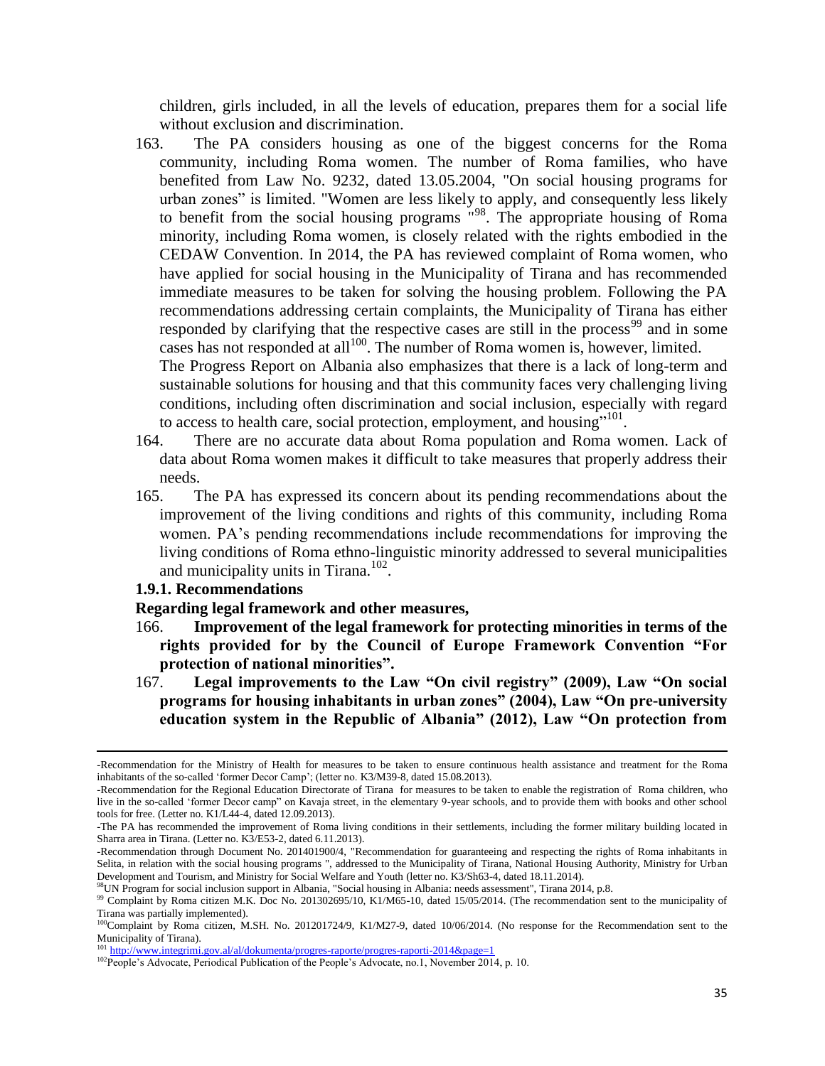children, girls included, in all the levels of education, prepares them for a social life without exclusion and discrimination.

163. The PA considers housing as one of the biggest concerns for the Roma community, including Roma women. The number of Roma families, who have benefited from Law No. 9232, dated 13.05.2004, "On social housing programs for urban zones" is limited. "Women are less likely to apply, and consequently less likely to benefit from the social housing programs "[98]. The appropriate housing of Roma minority, including Roma women, is closely related with the rights embodied in the CEDAW Convention. In 2014, the PA has reviewed complaint of Roma women, who have applied for social housing in the Municipality of Tirana and has recommended immediate measures to be taken for solving the housing problem. Following the PA recommendations addressing certain complaints, the Municipality of Tirana has either responded by clarifying that the respective cases are still in the process[99] and in some cases has not responded at all[100]. The number of Roma women is, however, limited.
The Progress Report on Albania also emphasizes that there is a lack of long-term and sustainable solutions for housing and that this community faces very challenging living conditions, including often discrimination and social inclusion, especially with regard to access to health care, social protection, employment, and housing"[101].

164. There are no accurate data about Roma population and Roma women. Lack of data about Roma women makes it difficult to take measures that properly address their needs.

165. The PA has expressed its concern about its pending recommendations about the improvement of the living conditions and rights of this community, including Roma women. PA's pending recommendations include recommendations for improving the living conditions of Roma ethno-linguistic minority addressed to several municipalities and municipality units in Tirana.[102].

**1.9.1. Recommendations**

**Regarding legal framework and other measures,**

166. **Improvement of the legal framework for protecting minorities in terms of the rights provided for by the Council of Europe Framework Convention "For protection of national minorities".**

167. **Legal improvements to the Law "On civil registry" (2009), Law "On social programs for housing inhabitants in urban zones" (2004), Law "On pre-university education system in the Republic of Albania" (2012), Law "On protection from**

---

-Recommendation for the Ministry of Health for measures to be taken to ensure continuous health assistance and treatment for the Roma inhabitants of the so-called 'former Decor Camp'; (letter no. K3/M39-8, dated 15.08.2013).

-Recommendation for the Regional Education Directorate of Tirana for measures to be taken to enable the registration of Roma children, who live in the so-called 'former Decor camp" on Kavaja street, in the elementary 9-year schools, and to provide them with books and other school tools for free. (Letter no. K1/L44-4, dated 12.09.2013).

-The PA has recommended the improvement of Roma living conditions in their settlements, including the former military building located in Sharra area in Tirana. (Letter no. K3/E53-2, dated 6.11.2013).

-Recommendation through Document No. 201401900/4, "Recommendation for guaranteeing and respecting the rights of Roma inhabitants in Selita, in relation with the social housing programs ", addressed to the Municipality of Tirana, National Housing Authority, Ministry for Urban Development and Tourism, and Ministry for Social Welfare and Youth (letter no. K3/Sh63-4, dated 18.11.2014).

[98] UN Program for social inclusion support in Albania, "Social housing in Albania: needs assessment", Tirana 2014, p.8.

[99] Complaint by Roma citizen M.K. Doc No. 201302695/10, K1/M65-10, dated 15/05/2014. (The recommendation sent to the municipality of Tirana was partially implemented).

[100] Complaint by Roma citizen, M.SH. No. 201201724/9, K1/M27-9, dated 10/06/2014. (No response for the Recommendation sent to the Municipality of Tirana).

[101] http://www.integrimi.gov.al/al/dokumenta/progres-raporte/progres-raporti-2014&page=1

[102] People's Advocate, Periodical Publication of the People's Advocate, no.1, November 2014, p. 10.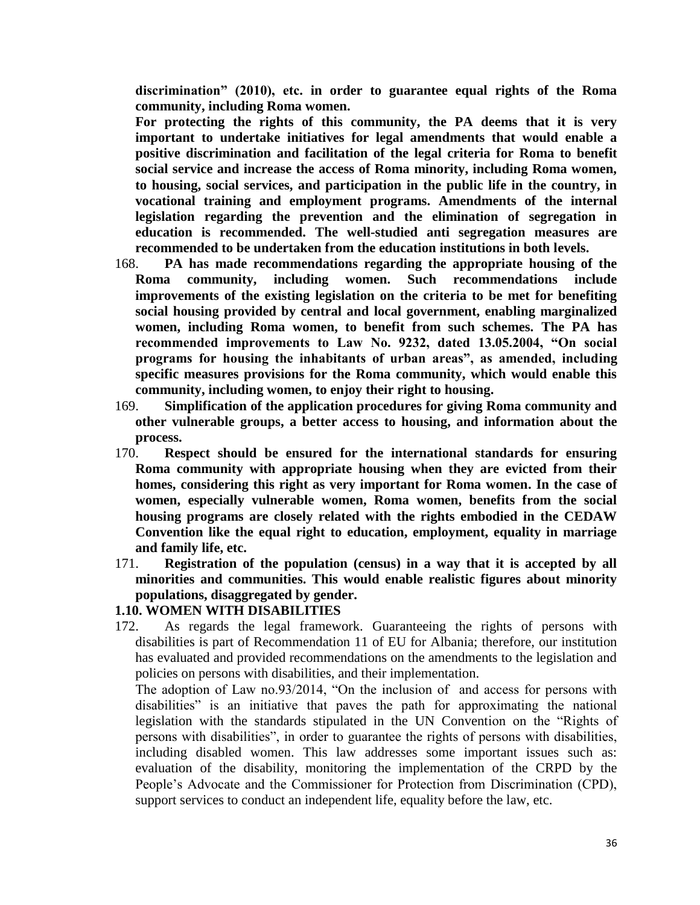**discrimination" (2010), etc. in order to guarantee equal rights of the Roma community, including Roma women.**

**For protecting the rights of this community, the PA deems that it is very important to undertake initiatives for legal amendments that would enable a positive discrimination and facilitation of the legal criteria for Roma to benefit social service and increase the access of Roma minority, including Roma women, to housing, social services, and participation in the public life in the country, in vocational training and employment programs. Amendments of the internal legislation regarding the prevention and the elimination of segregation in education is recommended. The well-studied anti segregation measures are recommended to be undertaken from the education institutions in both levels.**

168. **PA has made recommendations regarding the appropriate housing of the Roma community, including women. Such recommendations include improvements of the existing legislation on the criteria to be met for benefiting social housing provided by central and local government, enabling marginalized women, including Roma women, to benefit from such schemes. The PA has recommended improvements to Law No. 9232, dated 13.05.2004, "On social programs for housing the inhabitants of urban areas", as amended, including specific measures provisions for the Roma community, which would enable this community, including women, to enjoy their right to housing.**
169. **Simplification of the application procedures for giving Roma community and other vulnerable groups, a better access to housing, and information about the process.**
170. **Respect should be ensured for the international standards for ensuring Roma community with appropriate housing when they are evicted from their homes, considering this right as very important for Roma women. In the case of women, especially vulnerable women, Roma women, benefits from the social housing programs are closely related with the rights embodied in the CEDAW Convention like the equal right to education, employment, equality in marriage and family life, etc.**
171. **Registration of the population (census) in a way that it is accepted by all minorities and communities. This would enable realistic figures about minority populations, disaggregated by gender.**

### 1.10. WOMEN WITH DISABILITIES

172. As regards the legal framework. Guaranteeing the rights of persons with disabilities is part of Recommendation 11 of EU for Albania; therefore, our institution has evaluated and provided recommendations on the amendments to the legislation and policies on persons with disabilities, and their implementation.

The adoption of Law no.93/2014, "On the inclusion of and access for persons with disabilities" is an initiative that paves the path for approximating the national legislation with the standards stipulated in the UN Convention on the "Rights of persons with disabilities", in order to guarantee the rights of persons with disabilities, including disabled women. This law addresses some important issues such as: evaluation of the disability, monitoring the implementation of the CRPD by the People's Advocate and the Commissioner for Protection from Discrimination (CPD), support services to conduct an independent life, equality before the law, etc.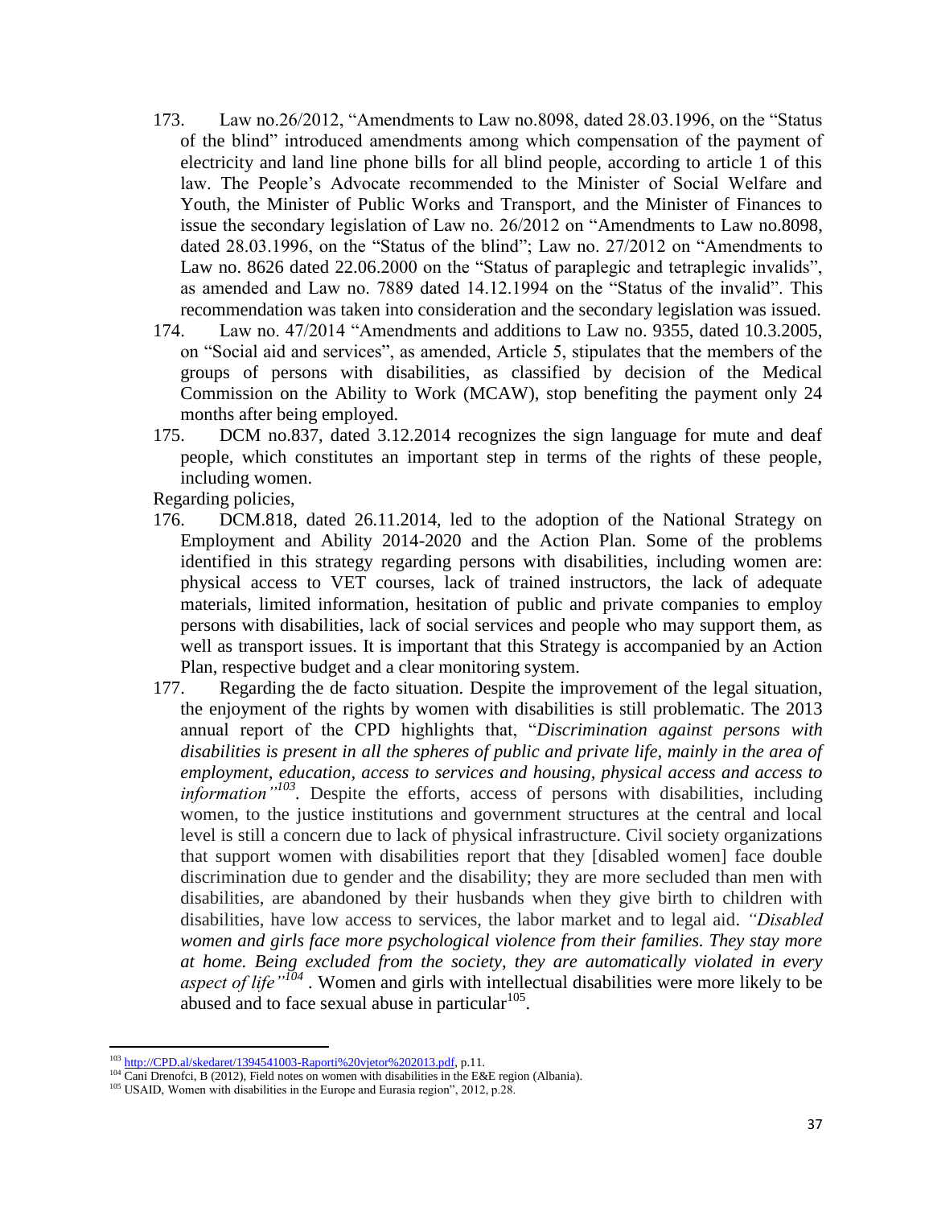173. Law no.26/2012, "Amendments to Law no.8098, dated 28.03.1996, on the "Status of the blind" introduced amendments among which compensation of the payment of electricity and land line phone bills for all blind people, according to article 1 of this law. The People's Advocate recommended to the Minister of Social Welfare and Youth, the Minister of Public Works and Transport, and the Minister of Finances to issue the secondary legislation of Law no. 26/2012 on "Amendments to Law no.8098, dated 28.03.1996, on the "Status of the blind"; Law no. 27/2012 on "Amendments to Law no. 8626 dated 22.06.2000 on the "Status of paraplegic and tetraplegic invalids", as amended and Law no. 7889 dated 14.12.1994 on the "Status of the invalid". This recommendation was taken into consideration and the secondary legislation was issued.

174. Law no. 47/2014 "Amendments and additions to Law no. 9355, dated 10.3.2005, on "Social aid and services", as amended, Article 5, stipulates that the members of the groups of persons with disabilities, as classified by decision of the Medical Commission on the Ability to Work (MCAW), stop benefiting the payment only 24 months after being employed.

175. DCM no.837, dated 3.12.2014 recognizes the sign language for mute and deaf people, which constitutes an important step in terms of the rights of these people, including women.

Regarding policies,

176. DCM.818, dated 26.11.2014, led to the adoption of the National Strategy on Employment and Ability 2014-2020 and the Action Plan. Some of the problems identified in this strategy regarding persons with disabilities, including women are: physical access to VET courses, lack of trained instructors, the lack of adequate materials, limited information, hesitation of public and private companies to employ persons with disabilities, lack of social services and people who may support them, as well as transport issues. It is important that this Strategy is accompanied by an Action Plan, respective budget and a clear monitoring system.

177. Regarding the de facto situation. Despite the improvement of the legal situation, the enjoyment of the rights by women with disabilities is still problematic. The 2013 annual report of the CPD highlights that, "*Discrimination against persons with disabilities is present in all the spheres of public and private life, mainly in the area of employment, education, access to services and housing, physical access and access to information"*[103]. Despite the efforts, access of persons with disabilities, including women, to the justice institutions and government structures at the central and local level is still a concern due to lack of physical infrastructure. Civil society organizations that support women with disabilities report that they [disabled women] face double discrimination due to gender and the disability; they are more secluded than men with disabilities, are abandoned by their husbands when they give birth to children with disabilities, have low access to services, the labor market and to legal aid. *"Disabled women and girls face more psychological violence from their families. They stay more at home. Being excluded from the society, they are automatically violated in every aspect of life"*[104] . Women and girls with intellectual disabilities were more likely to be abused and to face sexual abuse in particular[105].

---

[103] http://CPD.al/skedaret/1394541003-Raporti%20vjetor%202013.pdf, p.11.

[104] Cani Drenofci, B (2012), Field notes on women with disabilities in the E&E region (Albania).

[105] USAID, Women with disabilities in the Europe and Eurasia region", 2012, p.28.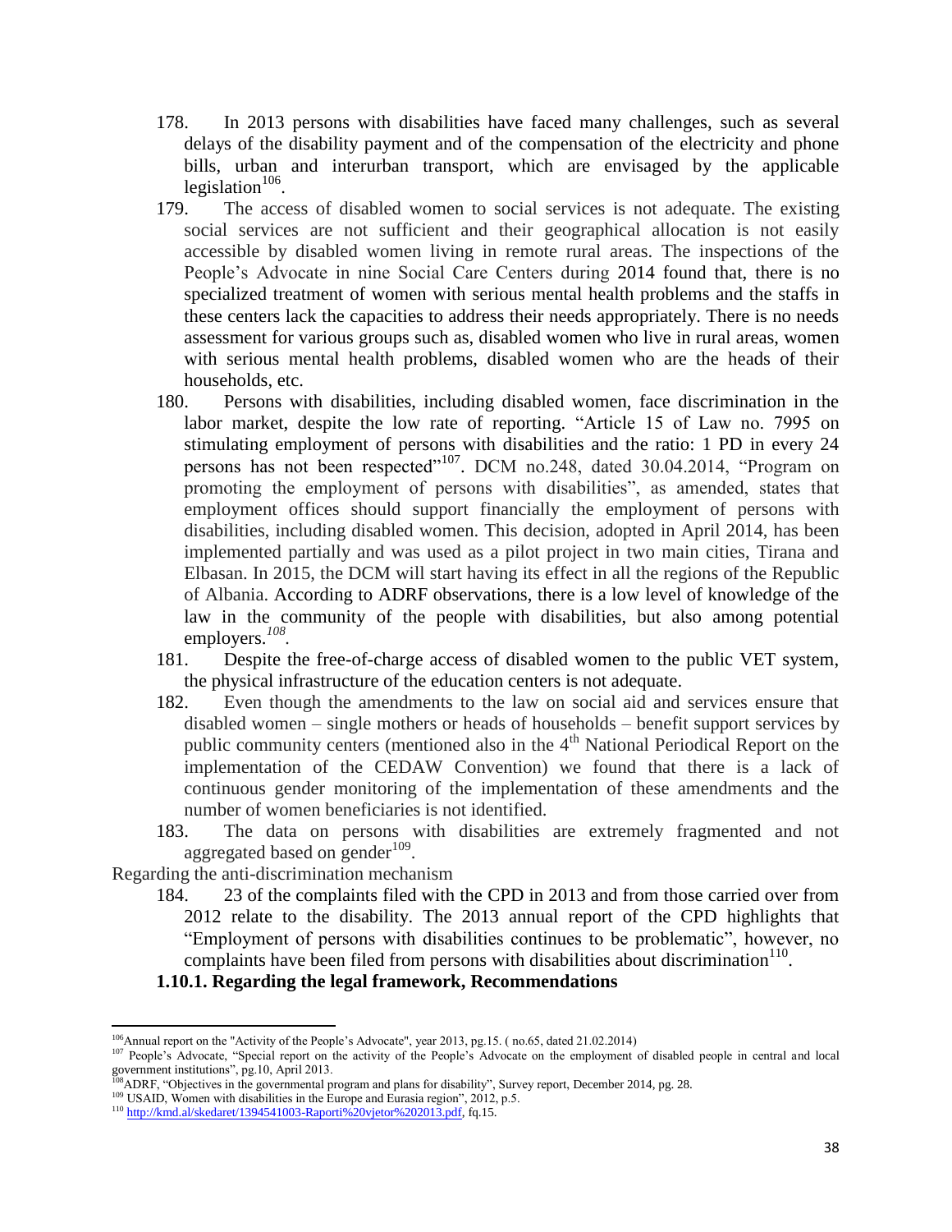178. In 2013 persons with disabilities have faced many challenges, such as several delays of the disability payment and of the compensation of the electricity and phone bills, urban and interurban transport, which are envisaged by the applicable legislation[106].

179. The access of disabled women to social services is not adequate. The existing social services are not sufficient and their geographical allocation is not easily accessible by disabled women living in remote rural areas. The inspections of the People's Advocate in nine Social Care Centers during 2014 found that, there is no specialized treatment of women with serious mental health problems and the staffs in these centers lack the capacities to address their needs appropriately. There is no needs assessment for various groups such as, disabled women who live in rural areas, women with serious mental health problems, disabled women who are the heads of their households, etc.

180. Persons with disabilities, including disabled women, face discrimination in the labor market, despite the low rate of reporting. "Article 15 of Law no. 7995 on stimulating employment of persons with disabilities and the ratio: 1 PD in every 24 persons has not been respected"[107]. DCM no.248, dated 30.04.2014, "Program on promoting the employment of persons with disabilities", as amended, states that employment offices should support financially the employment of persons with disabilities, including disabled women. This decision, adopted in April 2014, has been implemented partially and was used as a pilot project in two main cities, Tirana and Elbasan. In 2015, the DCM will start having its effect in all the regions of the Republic of Albania. According to ADRF observations, there is a low level of knowledge of the law in the community of the people with disabilities, but also among potential employers.[108].

181. Despite the free-of-charge access of disabled women to the public VET system, the physical infrastructure of the education centers is not adequate.

182. Even though the amendments to the law on social aid and services ensure that disabled women – single mothers or heads of households – benefit support services by public community centers (mentioned also in the 4th National Periodical Report on the implementation of the CEDAW Convention) we found that there is a lack of continuous gender monitoring of the implementation of these amendments and the number of women beneficiaries is not identified.

183. The data on persons with disabilities are extremely fragmented and not aggregated based on gender[109].

Regarding the anti-discrimination mechanism

184. 23 of the complaints filed with the CPD in 2013 and from those carried over from 2012 relate to the disability. The 2013 annual report of the CPD highlights that "Employment of persons with disabilities continues to be problematic", however, no complaints have been filed from persons with disabilities about discrimination[110].

### 1.10.1. Regarding the legal framework, Recommendations

---

[106] Annual report on the "Activity of the People's Advocate", year 2013, pg.15. ( no.65, dated 21.02.2014)

[107] People's Advocate, "Special report on the activity of the People's Advocate on the employment of disabled people in central and local government institutions", pg.10, April 2013.

[108] ADRF, "Objectives in the governmental program and plans for disability", Survey report, December 2014, pg. 28.

[109] USAID, Women with disabilities in the Europe and Eurasia region", 2012, p.5.

[110] http://kmd.al/skedaret/1394541003-Raporti%20vjetor%202013.pdf, fq.15.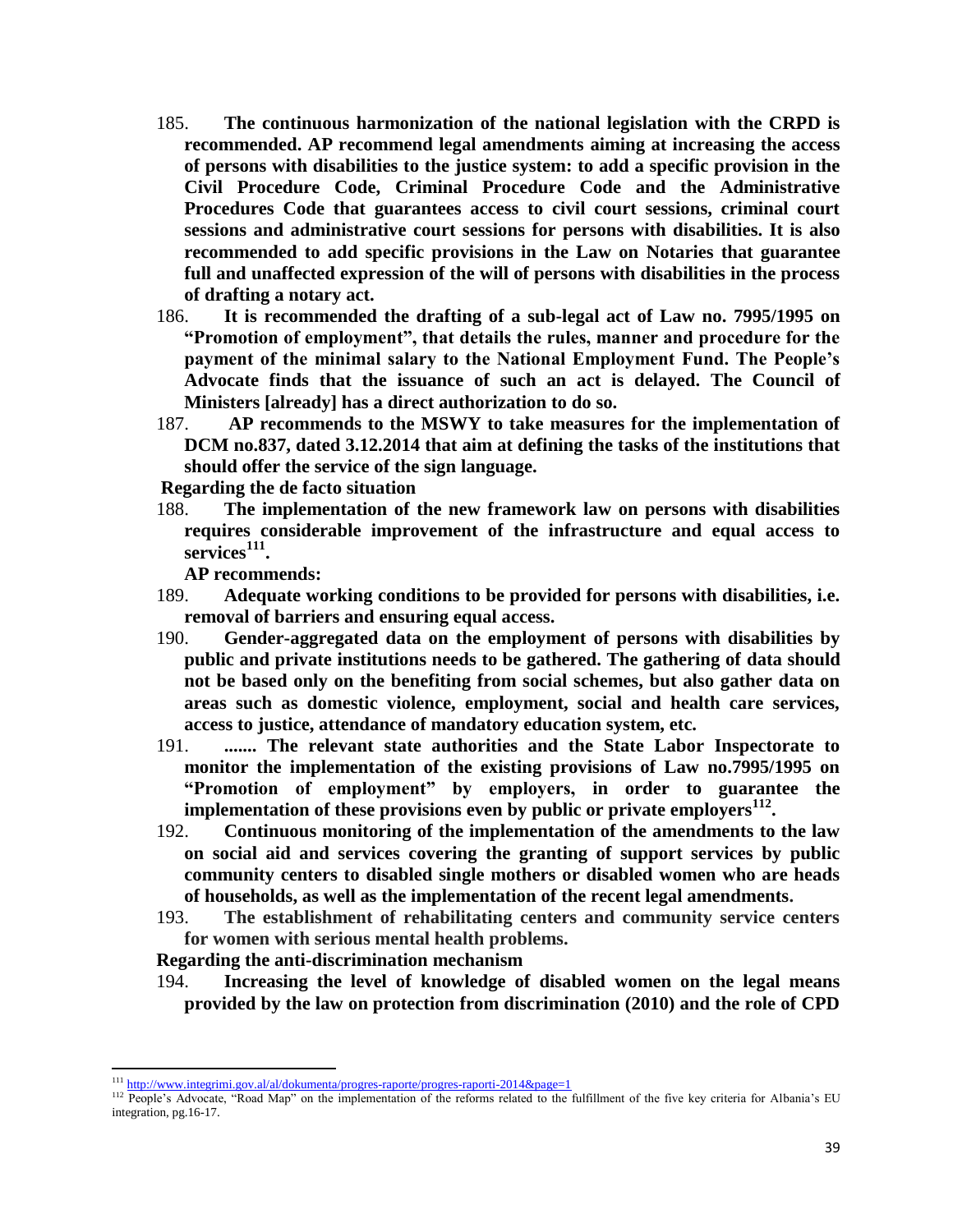185. **The continuous harmonization of the national legislation with the CRPD is recommended. AP recommend legal amendments aiming at increasing the access of persons with disabilities to the justice system: to add a specific provision in the Civil Procedure Code, Criminal Procedure Code and the Administrative Procedures Code that guarantees access to civil court sessions, criminal court sessions and administrative court sessions for persons with disabilities. It is also recommended to add specific provisions in the Law on Notaries that guarantee full and unaffected expression of the will of persons with disabilities in the process of drafting a notary act.**

186. **It is recommended the drafting of a sub-legal act of Law no. 7995/1995 on "Promotion of employment", that details the rules, manner and procedure for the payment of the minimal salary to the National Employment Fund. The People's Advocate finds that the issuance of such an act is delayed. The Council of Ministers [already] has a direct authorization to do so.**

187. **AP recommends to the MSWY to take measures for the implementation of DCM no.837, dated 3.12.2014 that aim at defining the tasks of the institutions that should offer the service of the sign language.**

**Regarding the de facto situation**

188. **The implementation of the new framework law on persons with disabilities requires considerable improvement of the infrastructure and equal access to services[111].**

**AP recommends:**

189. **Adequate working conditions to be provided for persons with disabilities, i.e. removal of barriers and ensuring equal access.**

190. **Gender-aggregated data on the employment of persons with disabilities by public and private institutions needs to be gathered. The gathering of data should not be based only on the benefiting from social schemes, but also gather data on areas such as domestic violence, employment, social and health care services, access to justice, attendance of mandatory education system, etc.**

191. **....... The relevant state authorities and the State Labor Inspectorate to monitor the implementation of the existing provisions of Law no.7995/1995 on "Promotion of employment" by employers, in order to guarantee the implementation of these provisions even by public or private employers[112].**

192. **Continuous monitoring of the implementation of the amendments to the law on social aid and services covering the granting of support services by public community centers to disabled single mothers or disabled women who are heads of households, as well as the implementation of the recent legal amendments.**

193. **The establishment of rehabilitating centers and community service centers for women with serious mental health problems.**

**Regarding the anti-discrimination mechanism**

194. **Increasing the level of knowledge of disabled women on the legal means provided by the law on protection from discrimination (2010) and the role of CPD**

---

[111] http://www.integrimi.gov.al/al/dokumenta/progres-raporte/progres-raporti-2014&page=1

[112] People's Advocate, "Road Map" on the implementation of the reforms related to the fulfillment of the five key criteria for Albania's EU integration, pg.16-17.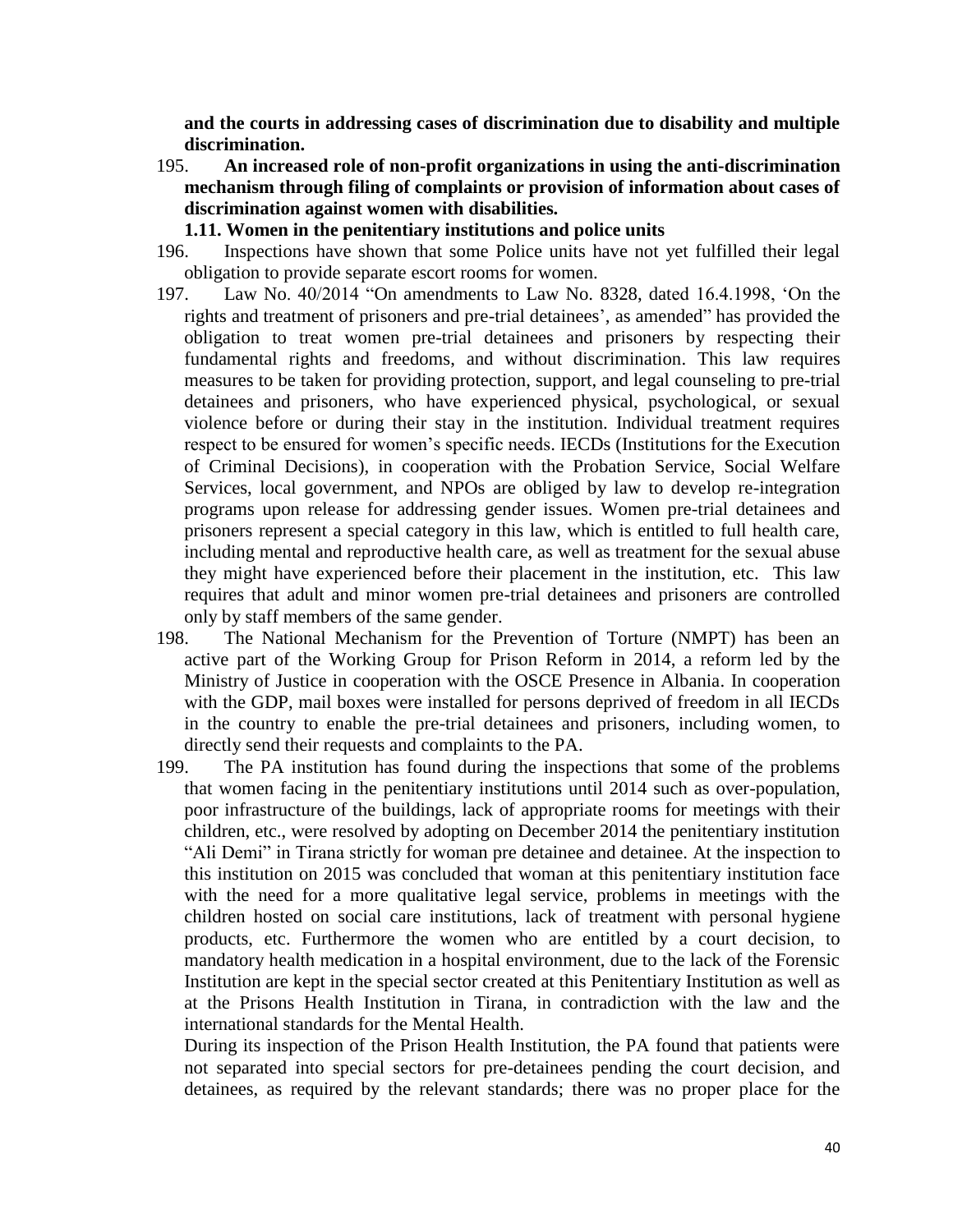**and the courts in addressing cases of discrimination due to disability and multiple discrimination.**

195. **An increased role of non-profit organizations in using the anti-discrimination mechanism through filing of complaints or provision of information about cases of discrimination against women with disabilities.**

### 1.11. Women in the penitentiary institutions and police units

196. Inspections have shown that some Police units have not yet fulfilled their legal obligation to provide separate escort rooms for women.

197. Law No. 40/2014 "On amendments to Law No. 8328, dated 16.4.1998, 'On the rights and treatment of prisoners and pre-trial detainees', as amended" has provided the obligation to treat women pre-trial detainees and prisoners by respecting their fundamental rights and freedoms, and without discrimination. This law requires measures to be taken for providing protection, support, and legal counseling to pre-trial detainees and prisoners, who have experienced physical, psychological, or sexual violence before or during their stay in the institution. Individual treatment requires respect to be ensured for women's specific needs. IECDs (Institutions for the Execution of Criminal Decisions), in cooperation with the Probation Service, Social Welfare Services, local government, and NPOs are obliged by law to develop re-integration programs upon release for addressing gender issues. Women pre-trial detainees and prisoners represent a special category in this law, which is entitled to full health care, including mental and reproductive health care, as well as treatment for the sexual abuse they might have experienced before their placement in the institution, etc. This law requires that adult and minor women pre-trial detainees and prisoners are controlled only by staff members of the same gender.

198. The National Mechanism for the Prevention of Torture (NMPT) has been an active part of the Working Group for Prison Reform in 2014, a reform led by the Ministry of Justice in cooperation with the OSCE Presence in Albania. In cooperation with the GDP, mail boxes were installed for persons deprived of freedom in all IECDs in the country to enable the pre-trial detainees and prisoners, including women, to directly send their requests and complaints to the PA.

199. The PA institution has found during the inspections that some of the problems that women facing in the penitentiary institutions until 2014 such as over-population, poor infrastructure of the buildings, lack of appropriate rooms for meetings with their children, etc., were resolved by adopting on December 2014 the penitentiary institution "Ali Demi" in Tirana strictly for woman pre detainee and detainee. At the inspection to this institution on 2015 was concluded that woman at this penitentiary institution face with the need for a more qualitative legal service, problems in meetings with the children hosted on social care institutions, lack of treatment with personal hygiene products, etc. Furthermore the women who are entitled by a court decision, to mandatory health medication in a hospital environment, due to the lack of the Forensic Institution are kept in the special sector created at this Penitentiary Institution as well as at the Prisons Health Institution in Tirana, in contradiction with the law and the international standards for the Mental Health.

During its inspection of the Prison Health Institution, the PA found that patients were not separated into special sectors for pre-detainees pending the court decision, and detainees, as required by the relevant standards; there was no proper place for the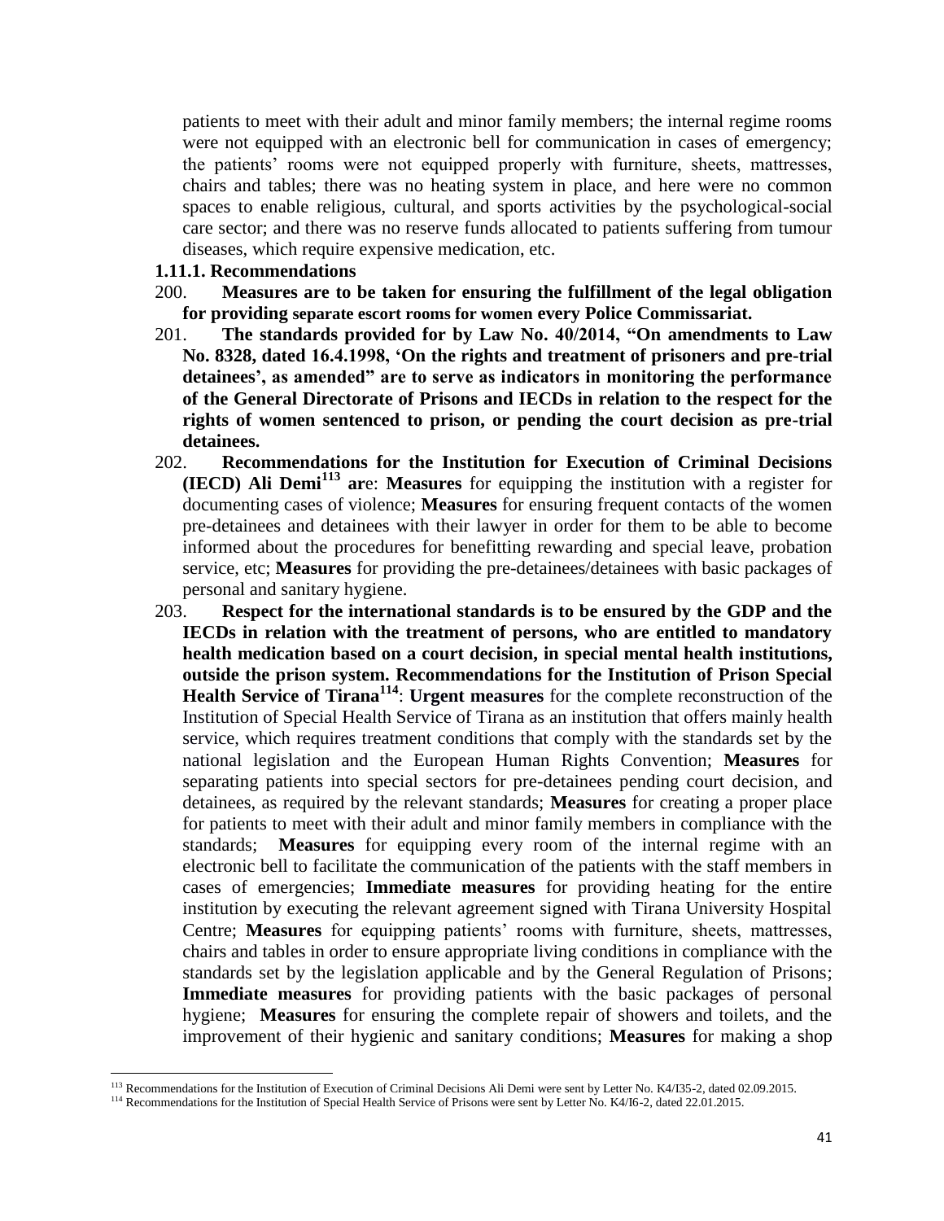patients to meet with their adult and minor family members; the internal regime rooms were not equipped with an electronic bell for communication in cases of emergency; the patients' rooms were not equipped properly with furniture, sheets, mattresses, chairs and tables; there was no heating system in place, and here were no common spaces to enable religious, cultural, and sports activities by the psychological-social care sector; and there was no reserve funds allocated to patients suffering from tumour diseases, which require expensive medication, etc.

#### 1.11.1. Recommendations

200. **Measures are to be taken for ensuring the fulfillment of the legal obligation for providing separate escort rooms for women every Police Commissariat.**

201. **The standards provided for by Law No. 40/2014, "On amendments to Law No. 8328, dated 16.4.1998, 'On the rights and treatment of prisoners and pre-trial detainees', as amended" are to serve as indicators in monitoring the performance of the General Directorate of Prisons and IECDs in relation to the respect for the rights of women sentenced to prison, or pending the court decision as pre-trial detainees.**

202. **Recommendations for the Institution for Execution of Criminal Decisions (IECD) Ali Demi[113] ar**e: **Measures** for equipping the institution with a register for documenting cases of violence; **Measures** for ensuring frequent contacts of the women pre-detainees and detainees with their lawyer in order for them to be able to become informed about the procedures for benefitting rewarding and special leave, probation service, etc; **Measures** for providing the pre-detainees/detainees with basic packages of personal and sanitary hygiene.

203. **Respect for the international standards is to be ensured by the GDP and the IECDs in relation with the treatment of persons, who are entitled to mandatory health medication based on a court decision, in special mental health institutions, outside the prison system. Recommendations for the Institution of Prison Special Health Service of Tirana[114]**: **Urgent measures** for the complete reconstruction of the Institution of Special Health Service of Tirana as an institution that offers mainly health service, which requires treatment conditions that comply with the standards set by the national legislation and the European Human Rights Convention; **Measures** for separating patients into special sectors for pre-detainees pending court decision, and detainees, as required by the relevant standards; **Measures** for creating a proper place for patients to meet with their adult and minor family members in compliance with the standards; **Measures** for equipping every room of the internal regime with an electronic bell to facilitate the communication of the patients with the staff members in cases of emergencies; **Immediate measures** for providing heating for the entire institution by executing the relevant agreement signed with Tirana University Hospital Centre; **Measures** for equipping patients' rooms with furniture, sheets, mattresses, chairs and tables in order to ensure appropriate living conditions in compliance with the standards set by the legislation applicable and by the General Regulation of Prisons; **Immediate measures** for providing patients with the basic packages of personal hygiene; **Measures** for ensuring the complete repair of showers and toilets, and the improvement of their hygienic and sanitary conditions; **Measures** for making a shop

---

[113] Recommendations for the Institution of Execution of Criminal Decisions Ali Demi were sent by Letter No. K4/I35-2, dated 02.09.2015.

[114] Recommendations for the Institution of Special Health Service of Prisons were sent by Letter No. K4/I6-2, dated 22.01.2015.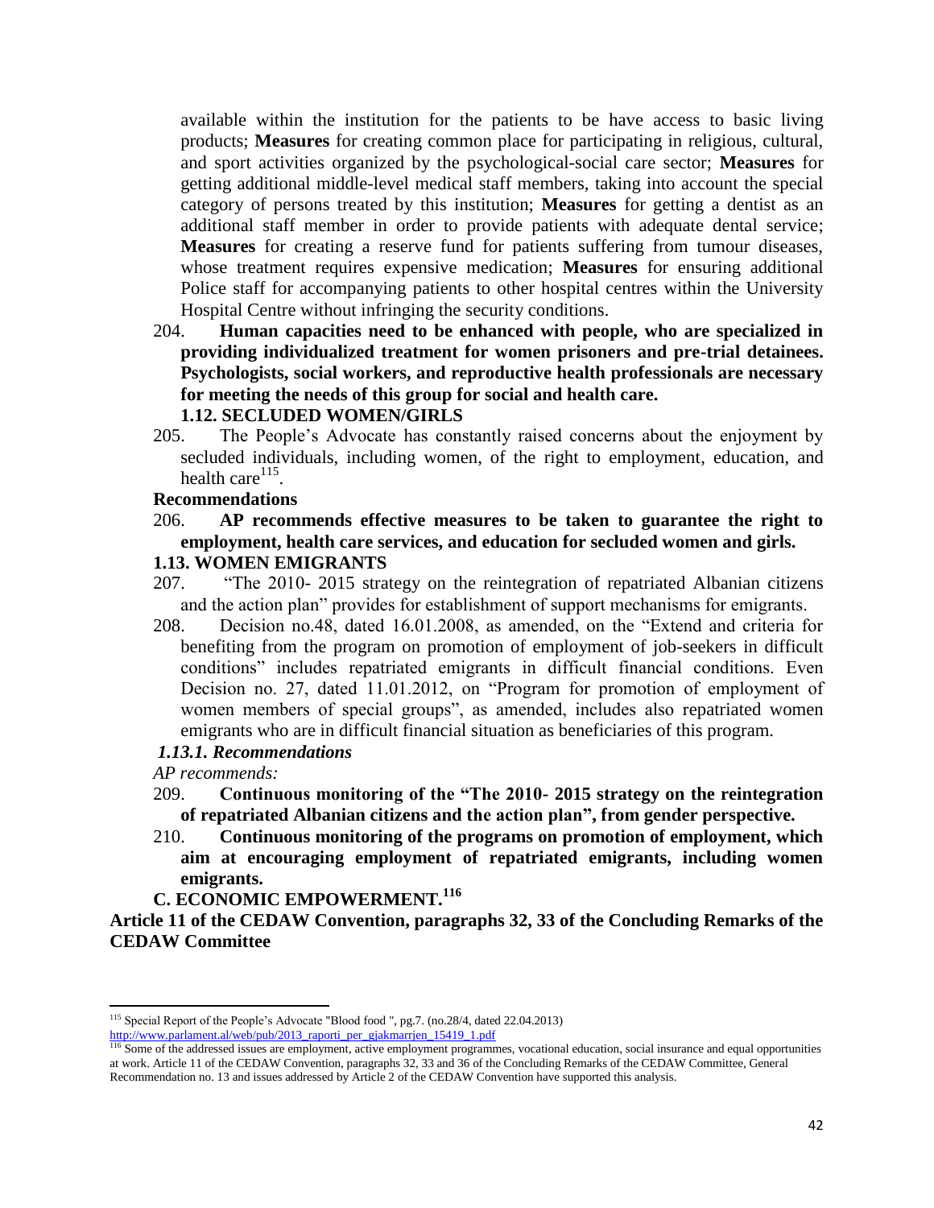available within the institution for the patients to be have access to basic living products; **Measures** for creating common place for participating in religious, cultural, and sport activities organized by the psychological-social care sector; **Measures** for getting additional middle-level medical staff members, taking into account the special category of persons treated by this institution; **Measures** for getting a dentist as an additional staff member in order to provide patients with adequate dental service; **Measures** for creating a reserve fund for patients suffering from tumour diseases, whose treatment requires expensive medication; **Measures** for ensuring additional Police staff for accompanying patients to other hospital centres within the University Hospital Centre without infringing the security conditions.

204. **Human capacities need to be enhanced with people, who are specialized in providing individualized treatment for women prisoners and pre-trial detainees. Psychologists, social workers, and reproductive health professionals are necessary for meeting the needs of this group for social and health care.**

### 1.12. SECLUDED WOMEN/GIRLS

205. The People's Advocate has constantly raised concerns about the enjoyment by secluded individuals, including women, of the right to employment, education, and health care[115].

**Recommendations**

206. **AP recommends effective measures to be taken to guarantee the right to employment, health care services, and education for secluded women and girls.**

### 1.13. WOMEN EMIGRANTS

207. "The 2010- 2015 strategy on the reintegration of repatriated Albanian citizens and the action plan" provides for establishment of support mechanisms for emigrants.

208. Decision no.48, dated 16.01.2008, as amended, on the "Extend and criteria for benefiting from the program on promotion of employment of job-seekers in difficult conditions" includes repatriated emigrants in difficult financial conditions. Even Decision no. 27, dated 11.01.2012, on "Program for promotion of employment of women members of special groups", as amended, includes also repatriated women emigrants who are in difficult financial situation as beneficiaries of this program.

#### *1.13.1. Recommendations*

*AP recommends:*

209. **Continuous monitoring of the "The 2010- 2015 strategy on the reintegration of repatriated Albanian citizens and the action plan", from gender perspective.**

210. **Continuous monitoring of the programs on promotion of employment, which aim at encouraging employment of repatriated emigrants, including women emigrants.**

## C. ECONOMIC EMPOWERMENT.[116]

**Article 11 of the CEDAW Convention, paragraphs 32, 33 of the Concluding Remarks of the CEDAW Committee**

---

[115] Special Report of the People's Advocate "Blood food ", pg.7. (no.28/4, dated 22.04.2013) http://www.parlament.al/web/pub/2013_raporti_per_gjakmarrjen_15419_1.pdf

[116] Some of the addressed issues are employment, active employment programmes, vocational education, social insurance and equal opportunities at work. Article 11 of the CEDAW Convention, paragraphs 32, 33 and 36 of the Concluding Remarks of the CEDAW Committee, General Recommendation no. 13 and issues addressed by Article 2 of the CEDAW Convention have supported this analysis.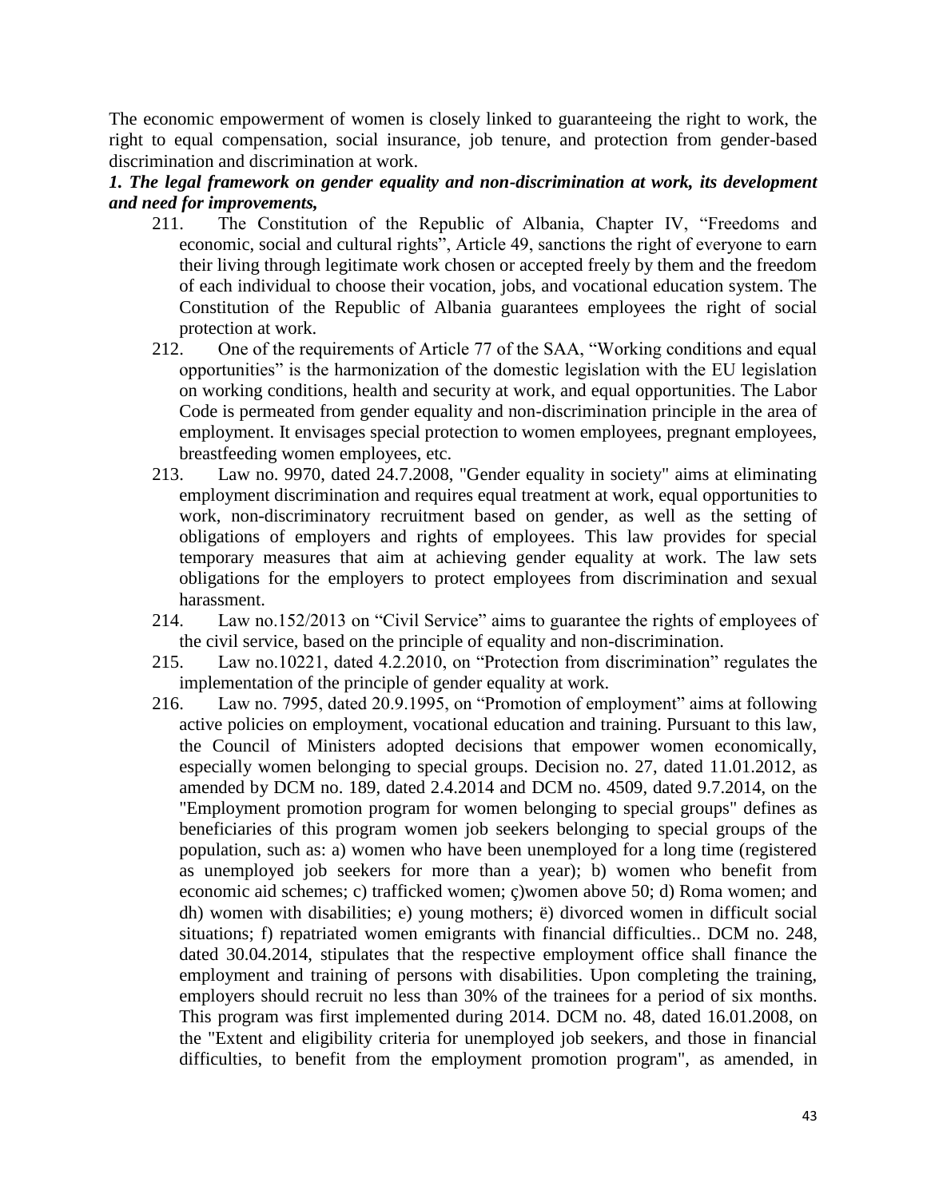The economic empowerment of women is closely linked to guaranteeing the right to work, the right to equal compensation, social insurance, job tenure, and protection from gender-based discrimination and discrimination at work.

***1. The legal framework on gender equality and non-discrimination at work, its development and need for improvements,***

211. The Constitution of the Republic of Albania, Chapter IV, "Freedoms and economic, social and cultural rights", Article 49, sanctions the right of everyone to earn their living through legitimate work chosen or accepted freely by them and the freedom of each individual to choose their vocation, jobs, and vocational education system. The Constitution of the Republic of Albania guarantees employees the right of social protection at work.

212. One of the requirements of Article 77 of the SAA, "Working conditions and equal opportunities" is the harmonization of the domestic legislation with the EU legislation on working conditions, health and security at work, and equal opportunities. The Labor Code is permeated from gender equality and non-discrimination principle in the area of employment. It envisages special protection to women employees, pregnant employees, breastfeeding women employees, etc.

213. Law no. 9970, dated 24.7.2008, "Gender equality in society" aims at eliminating employment discrimination and requires equal treatment at work, equal opportunities to work, non-discriminatory recruitment based on gender, as well as the setting of obligations of employers and rights of employees. This law provides for special temporary measures that aim at achieving gender equality at work. The law sets obligations for the employers to protect employees from discrimination and sexual harassment.

214. Law no.152/2013 on "Civil Service" aims to guarantee the rights of employees of the civil service, based on the principle of equality and non-discrimination.

215. Law no.10221, dated 4.2.2010, on "Protection from discrimination" regulates the implementation of the principle of gender equality at work.

216. Law no. 7995, dated 20.9.1995, on "Promotion of employment" aims at following active policies on employment, vocational education and training. Pursuant to this law, the Council of Ministers adopted decisions that empower women economically, especially women belonging to special groups. Decision no. 27, dated 11.01.2012, as amended by DCM no. 189, dated 2.4.2014 and DCM no. 4509, dated 9.7.2014, on the "Employment promotion program for women belonging to special groups" defines as beneficiaries of this program women job seekers belonging to special groups of the population, such as: a) women who have been unemployed for a long time (registered as unemployed job seekers for more than a year); b) women who benefit from economic aid schemes; c) trafficked women; ç)women above 50; d) Roma women; and dh) women with disabilities; e) young mothers; ë) divorced women in difficult social situations; f) repatriated women emigrants with financial difficulties.. DCM no. 248, dated 30.04.2014, stipulates that the respective employment office shall finance the employment and training of persons with disabilities. Upon completing the training, employers should recruit no less than 30% of the trainees for a period of six months. This program was first implemented during 2014. DCM no. 48, dated 16.01.2008, on the "Extent and eligibility criteria for unemployed job seekers, and those in financial difficulties, to benefit from the employment promotion program", as amended, in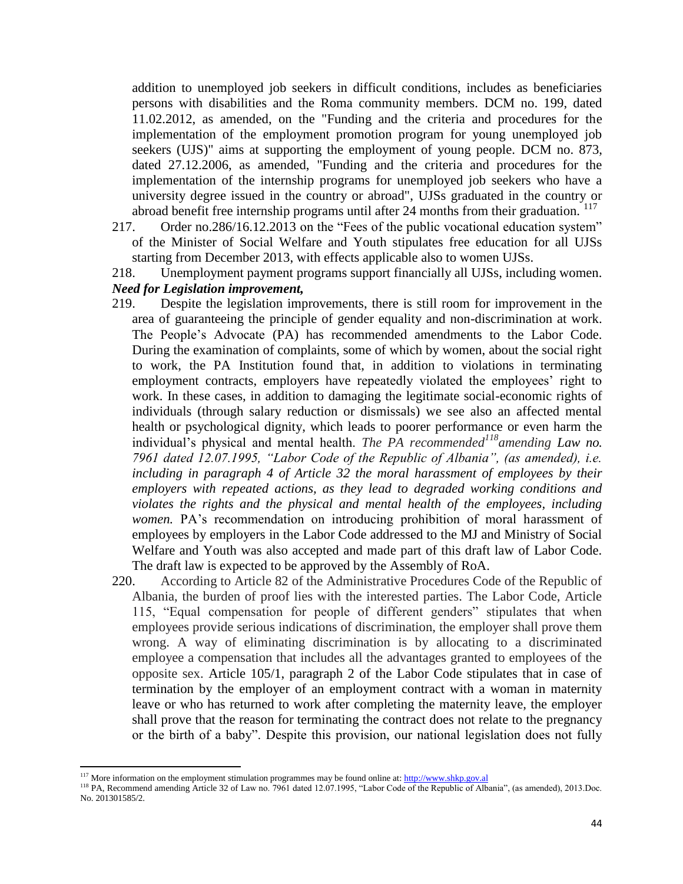addition to unemployed job seekers in difficult conditions, includes as beneficiaries persons with disabilities and the Roma community members. DCM no. 199, dated 11.02.2012, as amended, on the "Funding and the criteria and procedures for the implementation of the employment promotion program for young unemployed job seekers (UJS)" aims at supporting the employment of young people. DCM no. 873, dated 27.12.2006, as amended, "Funding and the criteria and procedures for the implementation of the internship programs for unemployed job seekers who have a university degree issued in the country or abroad", UJSs graduated in the country or abroad benefit free internship programs until after 24 months from their graduation. [117]

217. Order no.286/16.12.2013 on the "Fees of the public vocational education system" of the Minister of Social Welfare and Youth stipulates free education for all UJSs starting from December 2013, with effects applicable also to women UJSs.

218. Unemployment payment programs support financially all UJSs, including women.

***Need for Legislation improvement,***

219. Despite the legislation improvements, there is still room for improvement in the area of guaranteeing the principle of gender equality and non-discrimination at work. The People's Advocate (PA) has recommended amendments to the Labor Code. During the examination of complaints, some of which by women, about the social right to work, the PA Institution found that, in addition to violations in terminating employment contracts, employers have repeatedly violated the employees' right to work. In these cases, in addition to damaging the legitimate social-economic rights of individuals (through salary reduction or dismissals) we see also an affected mental health or psychological dignity, which leads to poorer performance or even harm the individual's physical and mental health. *The PA recommended[118]amending Law no. 7961 dated 12.07.1995, "Labor Code of the Republic of Albania", (as amended), i.e. including in paragraph 4 of Article 32 the moral harassment of employees by their employers with repeated actions, as they lead to degraded working conditions and violates the rights and the physical and mental health of the employees, including women.* PA's recommendation on introducing prohibition of moral harassment of employees by employers in the Labor Code addressed to the MJ and Ministry of Social Welfare and Youth was also accepted and made part of this draft law of Labor Code. The draft law is expected to be approved by the Assembly of RoA.

220. According to Article 82 of the Administrative Procedures Code of the Republic of Albania, the burden of proof lies with the interested parties. The Labor Code, Article 115, "Equal compensation for people of different genders" stipulates that when employees provide serious indications of discrimination, the employer shall prove them wrong. A way of eliminating discrimination is by allocating to a discriminated employee a compensation that includes all the advantages granted to employees of the opposite sex. Article 105/1, paragraph 2 of the Labor Code stipulates that in case of termination by the employer of an employment contract with a woman in maternity leave or who has returned to work after completing the maternity leave, the employer shall prove that the reason for terminating the contract does not relate to the pregnancy or the birth of a baby". Despite this provision, our national legislation does not fully

---

[117] More information on the employment stimulation programmes may be found online at: http://www.shkp.gov.al

[118] PA, Recommend amending Article 32 of Law no. 7961 dated 12.07.1995, "Labor Code of the Republic of Albania", (as amended), 2013.Doc. No. 201301585/2.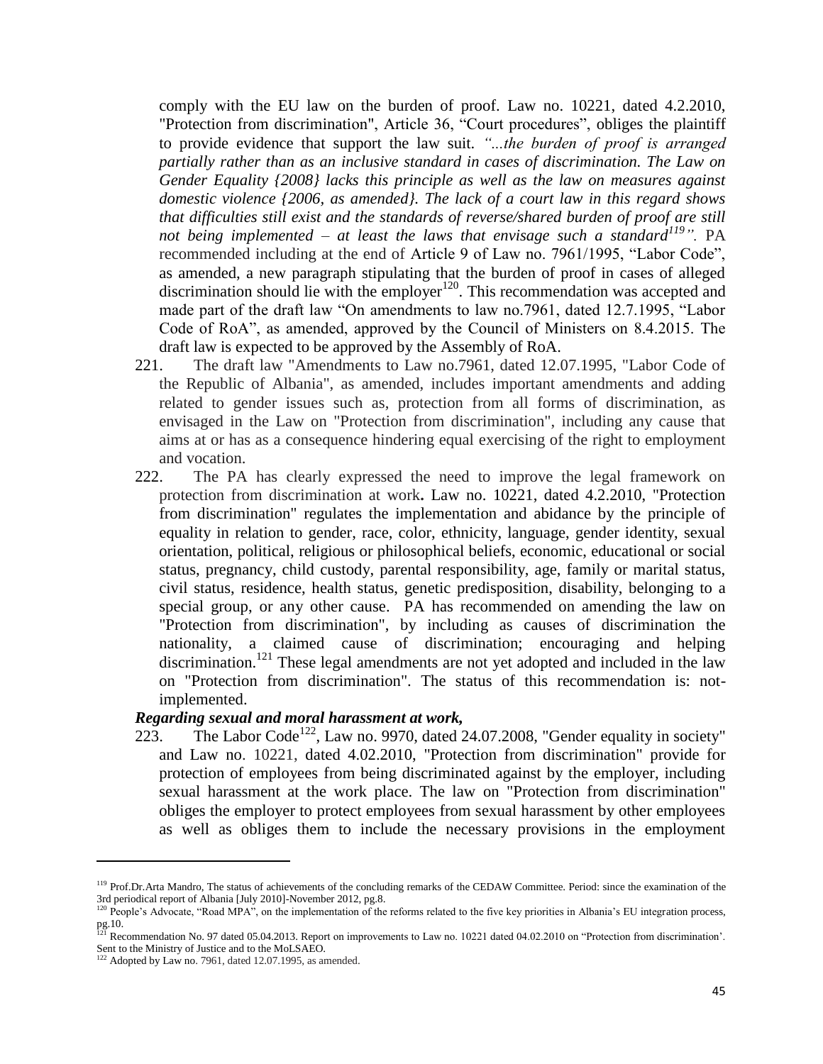comply with the EU law on the burden of proof. Law no. 10221, dated 4.2.2010, "Protection from discrimination", Article 36, "Court procedures", obliges the plaintiff to provide evidence that support the law suit. *"...the burden of proof is arranged partially rather than as an inclusive standard in cases of discrimination. The Law on Gender Equality {2008} lacks this principle as well as the law on measures against domestic violence {2006, as amended}. The lack of a court law in this regard shows that difficulties still exist and the standards of reverse/shared burden of proof are still not being implemented – at least the laws that envisage such a standard[119]".* PA recommended including at the end of Article 9 of Law no. 7961/1995, "Labor Code", as amended, a new paragraph stipulating that the burden of proof in cases of alleged discrimination should lie with the employer[120]. This recommendation was accepted and made part of the draft law "On amendments to law no.7961, dated 12.7.1995, "Labor Code of RoA", as amended, approved by the Council of Ministers on 8.4.2015. The draft law is expected to be approved by the Assembly of RoA.

221. The draft law "Amendments to Law no.7961, dated 12.07.1995, "Labor Code of the Republic of Albania", as amended, includes important amendments and adding related to gender issues such as, protection from all forms of discrimination, as envisaged in the Law on "Protection from discrimination", including any cause that aims at or has as a consequence hindering equal exercising of the right to employment and vocation.

222. The PA has clearly expressed the need to improve the legal framework on protection from discrimination at work**.** Law no. 10221, dated 4.2.2010, "Protection from discrimination" regulates the implementation and abidance by the principle of equality in relation to gender, race, color, ethnicity, language, gender identity, sexual orientation, political, religious or philosophical beliefs, economic, educational or social status, pregnancy, child custody, parental responsibility, age, family or marital status, civil status, residence, health status, genetic predisposition, disability, belonging to a special group, or any other cause. PA has recommended on amending the law on "Protection from discrimination", by including as causes of discrimination the nationality, a claimed cause of discrimination; encouraging and helping discrimination.[121] These legal amendments are not yet adopted and included in the law on "Protection from discrimination". The status of this recommendation is: not-implemented.

***Regarding sexual and moral harassment at work,***

223. The Labor Code[122], Law no. 9970, dated 24.07.2008, "Gender equality in society" and Law no. 10221, dated 4.02.2010, "Protection from discrimination" provide for protection of employees from being discriminated against by the employer, including sexual harassment at the work place. The law on "Protection from discrimination" obliges the employer to protect employees from sexual harassment by other employees as well as obliges them to include the necessary provisions in the employment

---

[119] Prof.Dr.Arta Mandro, The status of achievements of the concluding remarks of the CEDAW Committee. Period: since the examination of the 3rd periodical report of Albania [July 2010]-November 2012, pg.8.

[120] People's Advocate, "Road MPA", on the implementation of the reforms related to the five key priorities in Albania's EU integration process, pg.10.

[121] Recommendation No. 97 dated 05.04.2013. Report on improvements to Law no. 10221 dated 04.02.2010 on "Protection from discrimination'. Sent to the Ministry of Justice and to the MoLSAEO.

[122] Adopted by Law no. 7961, dated 12.07.1995, as amended.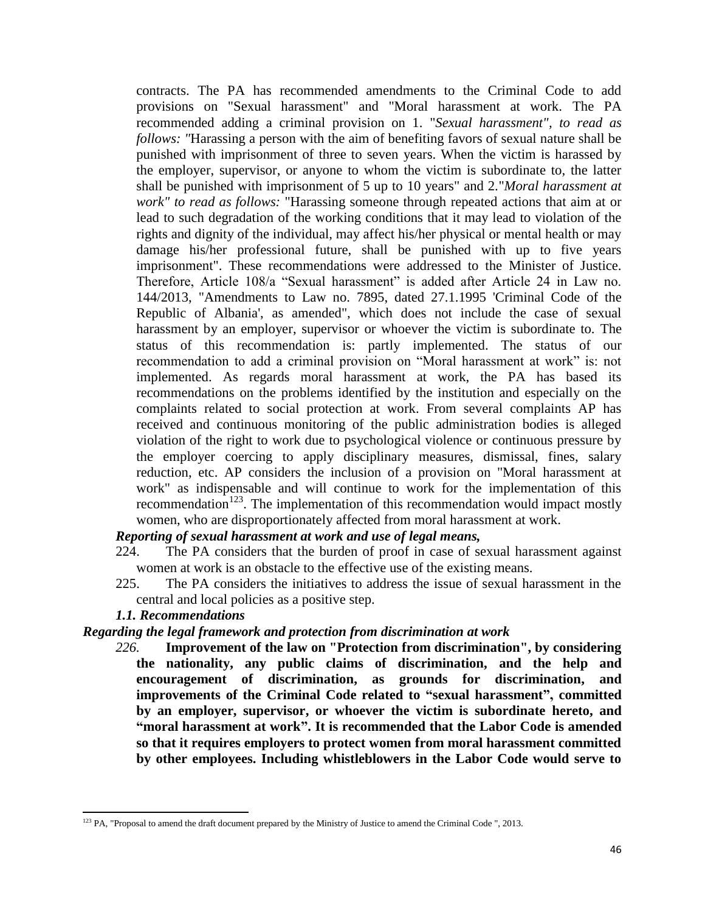contracts. The PA has recommended amendments to the Criminal Code to add provisions on "Sexual harassment" and "Moral harassment at work. The PA recommended adding a criminal provision on 1. "*Sexual harassment", to read as follows: "*Harassing a person with the aim of benefiting favors of sexual nature shall be punished with imprisonment of three to seven years. When the victim is harassed by the employer, supervisor, or anyone to whom the victim is subordinate to, the latter shall be punished with imprisonment of 5 up to 10 years" and 2."*Moral harassment at work" to read as follows:* "Harassing someone through repeated actions that aim at or lead to such degradation of the working conditions that it may lead to violation of the rights and dignity of the individual, may affect his/her physical or mental health or may damage his/her professional future, shall be punished with up to five years imprisonment". These recommendations were addressed to the Minister of Justice. Therefore, Article 108/a "Sexual harassment" is added after Article 24 in Law no. 144/2013, "Amendments to Law no. 7895, dated 27.1.1995 'Criminal Code of the Republic of Albania', as amended", which does not include the case of sexual harassment by an employer, supervisor or whoever the victim is subordinate to. The status of this recommendation is: partly implemented. The status of our recommendation to add a criminal provision on "Moral harassment at work" is: not implemented. As regards moral harassment at work, the PA has based its recommendations on the problems identified by the institution and especially on the complaints related to social protection at work. From several complaints AP has received and continuous monitoring of the public administration bodies is alleged violation of the right to work due to psychological violence or continuous pressure by the employer coercing to apply disciplinary measures, dismissal, fines, salary reduction, etc. AP considers the inclusion of a provision on "Moral harassment at work" as indispensable and will continue to work for the implementation of this recommendation[123]. The implementation of this recommendation would impact mostly women, who are disproportionately affected from moral harassment at work.

***Reporting of sexual harassment at work and use of legal means,***

224. The PA considers that the burden of proof in case of sexual harassment against women at work is an obstacle to the effective use of the existing means.

225. The PA considers the initiatives to address the issue of sexual harassment in the central and local policies as a positive step.

***1.1. Recommendations***

***Regarding the legal framework and protection from discrimination at work***

*226.* **Improvement of the law on "Protection from discrimination", by considering the nationality, any public claims of discrimination, and the help and encouragement of discrimination, as grounds for discrimination, and improvements of the Criminal Code related to "sexual harassment", committed by an employer, supervisor, or whoever the victim is subordinate hereto, and "moral harassment at work". It is recommended that the Labor Code is amended so that it requires employers to protect women from moral harassment committed by other employees. Including whistleblowers in the Labor Code would serve to**

[123] PA, "Proposal to amend the draft document prepared by the Ministry of Justice to amend the Criminal Code ", 2013.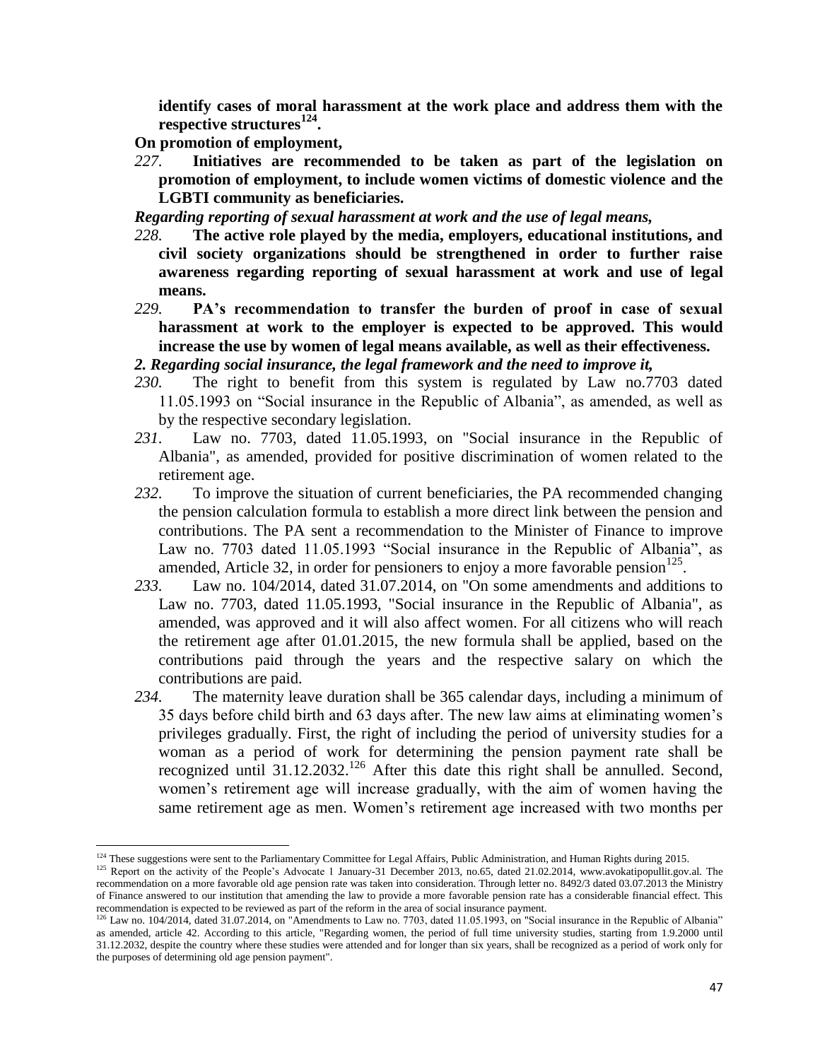**identify cases of moral harassment at the work place and address them with the respective structures[124].**

**On promotion of employment,**

*227.* **Initiatives are recommended to be taken as part of the legislation on promotion of employment, to include women victims of domestic violence and the LGBTI community as beneficiaries.**

***Regarding reporting of sexual harassment at work and the use of legal means,***

*228.* **The active role played by the media, employers, educational institutions, and civil society organizations should be strengthened in order to further raise awareness regarding reporting of sexual harassment at work and use of legal means.**

*229.* **PA's recommendation to transfer the burden of proof in case of sexual harassment at work to the employer is expected to be approved. This would increase the use by women of legal means available, as well as their effectiveness.**

***2. Regarding social insurance, the legal framework and the need to improve it,***

*230.* The right to benefit from this system is regulated by Law no.7703 dated 11.05.1993 on "Social insurance in the Republic of Albania", as amended, as well as by the respective secondary legislation.

*231.* Law no. 7703, dated 11.05.1993, on "Social insurance in the Republic of Albania", as amended, provided for positive discrimination of women related to the retirement age.

*232.* To improve the situation of current beneficiaries, the PA recommended changing the pension calculation formula to establish a more direct link between the pension and contributions. The PA sent a recommendation to the Minister of Finance to improve Law no. 7703 dated 11.05.1993 "Social insurance in the Republic of Albania", as amended, Article 32, in order for pensioners to enjoy a more favorable pension[125].

*233.* Law no. 104/2014, dated 31.07.2014, on "On some amendments and additions to Law no. 7703, dated 11.05.1993, "Social insurance in the Republic of Albania", as amended, was approved and it will also affect women. For all citizens who will reach the retirement age after 01.01.2015, the new formula shall be applied, based on the contributions paid through the years and the respective salary on which the contributions are paid.

*234.* The maternity leave duration shall be 365 calendar days, including a minimum of 35 days before child birth and 63 days after. The new law aims at eliminating women's privileges gradually. First, the right of including the period of university studies for a woman as a period of work for determining the pension payment rate shall be recognized until 31.12.2032.[126] After this date this right shall be annulled. Second, women's retirement age will increase gradually, with the aim of women having the same retirement age as men. Women's retirement age increased with two months per

---

[124] These suggestions were sent to the Parliamentary Committee for Legal Affairs, Public Administration, and Human Rights during 2015.

[125] Report on the activity of the People's Advocate 1 January-31 December 2013, no.65, dated 21.02.2014, www.avokatipopullit.gov.al. The recommendation on a more favorable old age pension rate was taken into consideration. Through letter no. 8492/3 dated 03.07.2013 the Ministry of Finance answered to our institution that amending the law to provide a more favorable pension rate has a considerable financial effect. This recommendation is expected to be reviewed as part of the reform in the area of social insurance payment.

[126] Law no. 104/2014, dated 31.07.2014, on "Amendments to Law no. 7703, dated 11.05.1993, on "Social insurance in the Republic of Albania" as amended, article 42. According to this article, "Regarding women, the period of full time university studies, starting from 1.9.2000 until 31.12.2032, despite the country where these studies were attended and for longer than six years, shall be recognized as a period of work only for the purposes of determining old age pension payment".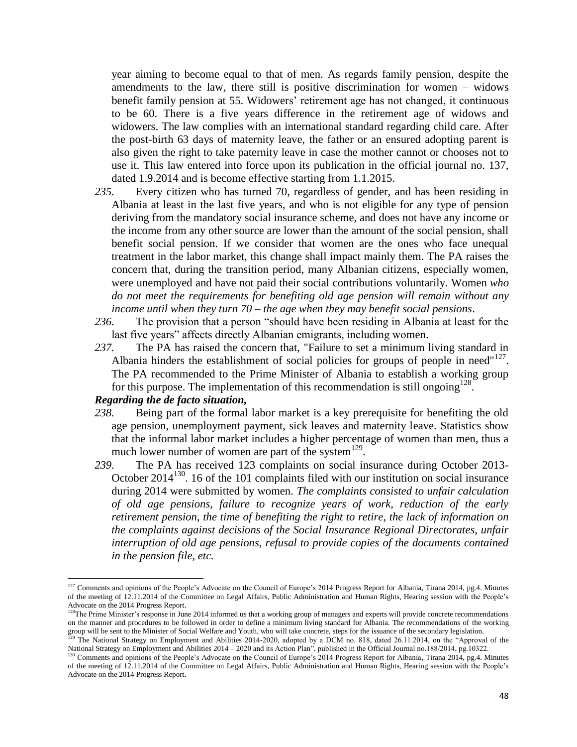year aiming to become equal to that of men. As regards family pension, despite the amendments to the law, there still is positive discrimination for women – widows benefit family pension at 55. Widowers' retirement age has not changed, it continuous to be 60. There is a five years difference in the retirement age of widows and widowers. The law complies with an international standard regarding child care. After the post-birth 63 days of maternity leave, the father or an ensured adopting parent is also given the right to take paternity leave in case the mother cannot or chooses not to use it. This law entered into force upon its publication in the official journal no. 137, dated 1.9.2014 and is become effective starting from 1.1.2015.

*235.* Every citizen who has turned 70, regardless of gender, and has been residing in Albania at least in the last five years, and who is not eligible for any type of pension deriving from the mandatory social insurance scheme, and does not have any income or the income from any other source are lower than the amount of the social pension, shall benefit social pension. If we consider that women are the ones who face unequal treatment in the labor market, this change shall impact mainly them. The PA raises the concern that, during the transition period, many Albanian citizens, especially women, were unemployed and have not paid their social contributions voluntarily. Women *who do not meet the requirements for benefiting old age pension will remain without any income until when they turn 70 – the age when they may benefit social pensions*.

*236.* The provision that a person "should have been residing in Albania at least for the last five years" affects directly Albanian emigrants, including women.

*237.* The PA has raised the concern that, "Failure to set a minimum living standard in Albania hinders the establishment of social policies for groups of people in need"[127]. The PA recommended to the Prime Minister of Albania to establish a working group for this purpose. The implementation of this recommendation is still ongoing[128].

***Regarding the de facto situation,***

*238.* Being part of the formal labor market is a key prerequisite for benefiting the old age pension, unemployment payment, sick leaves and maternity leave. Statistics show that the informal labor market includes a higher percentage of women than men, thus a much lower number of women are part of the system[129].

*239.* The PA has received 123 complaints on social insurance during October 2013-October 2014[130]. 16 of the 101 complaints filed with our institution on social insurance during 2014 were submitted by women. *The complaints consisted to unfair calculation of old age pensions, failure to recognize years of work, reduction of the early retirement pension, the time of benefiting the right to retire, the lack of information on the complaints against decisions of the Social Insurance Regional Directorates, unfair interruption of old age pensions, refusal to provide copies of the documents contained in the pension file, etc.*

---

[127] Comments and opinions of the People's Advocate on the Council of Europe's 2014 Progress Report for Albania, Tirana 2014, pg.4. Minutes of the meeting of 12.11.2014 of the Committee on Legal Affairs, Public Administration and Human Rights, Hearing session with the People's Advocate on the 2014 Progress Report.

[128] The Prime Minister's response in June 2014 informed us that a working group of managers and experts will provide concrete recommendations on the manner and procedures to be followed in order to define a minimum living standard for Albania. The recommendations of the working group will be sent to the Minister of Social Welfare and Youth, who will take concrete, steps for the issuance of the secondary legislation.

[129] The National Strategy on Employment and Abilities 2014-2020, adopted by a DCM no. 818, dated 26.11.2014, on the "Approval of the National Strategy on Employment and Abilities 2014 – 2020 and its Action Plan", published in the Official Journal no.188/2014, pg.10322.

[130] Comments and opinions of the People's Advocate on the Council of Europe's 2014 Progress Report for Albania, Tirana 2014, pg.4. Minutes of the meeting of 12.11.2014 of the Committee on Legal Affairs, Public Administration and Human Rights, Hearing session with the People's Advocate on the 2014 Progress Report.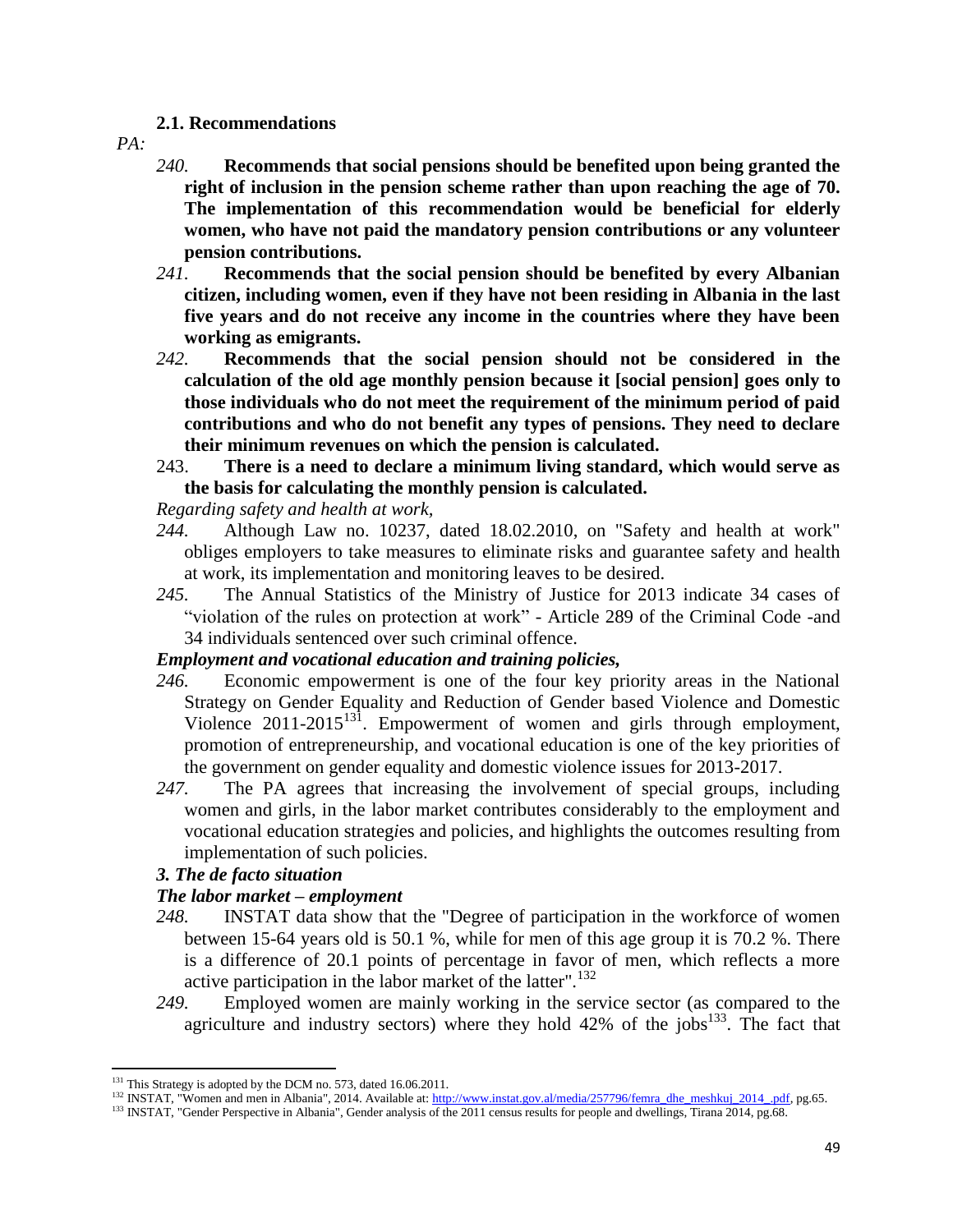### 2.1. Recommendations

*PA:*

*240.* **Recommends that social pensions should be benefited upon being granted the right of inclusion in the pension scheme rather than upon reaching the age of 70. The implementation of this recommendation would be beneficial for elderly women, who have not paid the mandatory pension contributions or any volunteer pension contributions.**

*241.* **Recommends that the social pension should be benefited by every Albanian citizen, including women, even if they have not been residing in Albania in the last five years and do not receive any income in the countries where they have been working as emigrants.**

*242.* **Recommends that the social pension should not be considered in the calculation of the old age monthly pension because it [social pension] goes only to those individuals who do not meet the requirement of the minimum period of paid contributions and who do not benefit any types of pensions. They need to declare their minimum revenues on which the pension is calculated.**

243. **There is a need to declare a minimum living standard, which would serve as the basis for calculating the monthly pension is calculated.**

*Regarding safety and health at work,*

*244.* Although Law no. 10237, dated 18.02.2010, on "Safety and health at work" obliges employers to take measures to eliminate risks and guarantee safety and health at work, its implementation and monitoring leaves to be desired.

*245.* The Annual Statistics of the Ministry of Justice for 2013 indicate 34 cases of "violation of the rules on protection at work" - Article 289 of the Criminal Code -and 34 individuals sentenced over such criminal offence.

***Employment and vocational education and training policies,***

*246.* Economic empowerment is one of the four key priority areas in the National Strategy on Gender Equality and Reduction of Gender based Violence and Domestic Violence 2011-2015[131]. Empowerment of women and girls through employment, promotion of entrepreneurship, and vocational education is one of the key priorities of the government on gender equality and domestic violence issues for 2013-2017.

*247.* The PA agrees that increasing the involvement of special groups, including women and girls, in the labor market contributes considerably to the employment and vocational education strategies and policies, and highlights the outcomes resulting from implementation of such policies.

### *3. The de facto situation*

***The labor market – employment***

*248.* INSTAT data show that the "Degree of participation in the workforce of women between 15-64 years old is 50.1 %, while for men of this age group it is 70.2 %. There is a difference of 20.1 points of percentage in favor of men, which reflects a more active participation in the labor market of the latter".[132]

*249.* Employed women are mainly working in the service sector (as compared to the agriculture and industry sectors) where they hold 42% of the jobs[133]. The fact that

---

[131] This Strategy is adopted by the DCM no. 573, dated 16.06.2011.

[132] INSTAT, "Women and men in Albania", 2014. Available at: http://www.instat.gov.al/media/257796/femra_dhe_meshkuj_2014_.pdf, pg.65.

[133] INSTAT, "Gender Perspective in Albania", Gender analysis of the 2011 census results for people and dwellings, Tirana 2014, pg.68.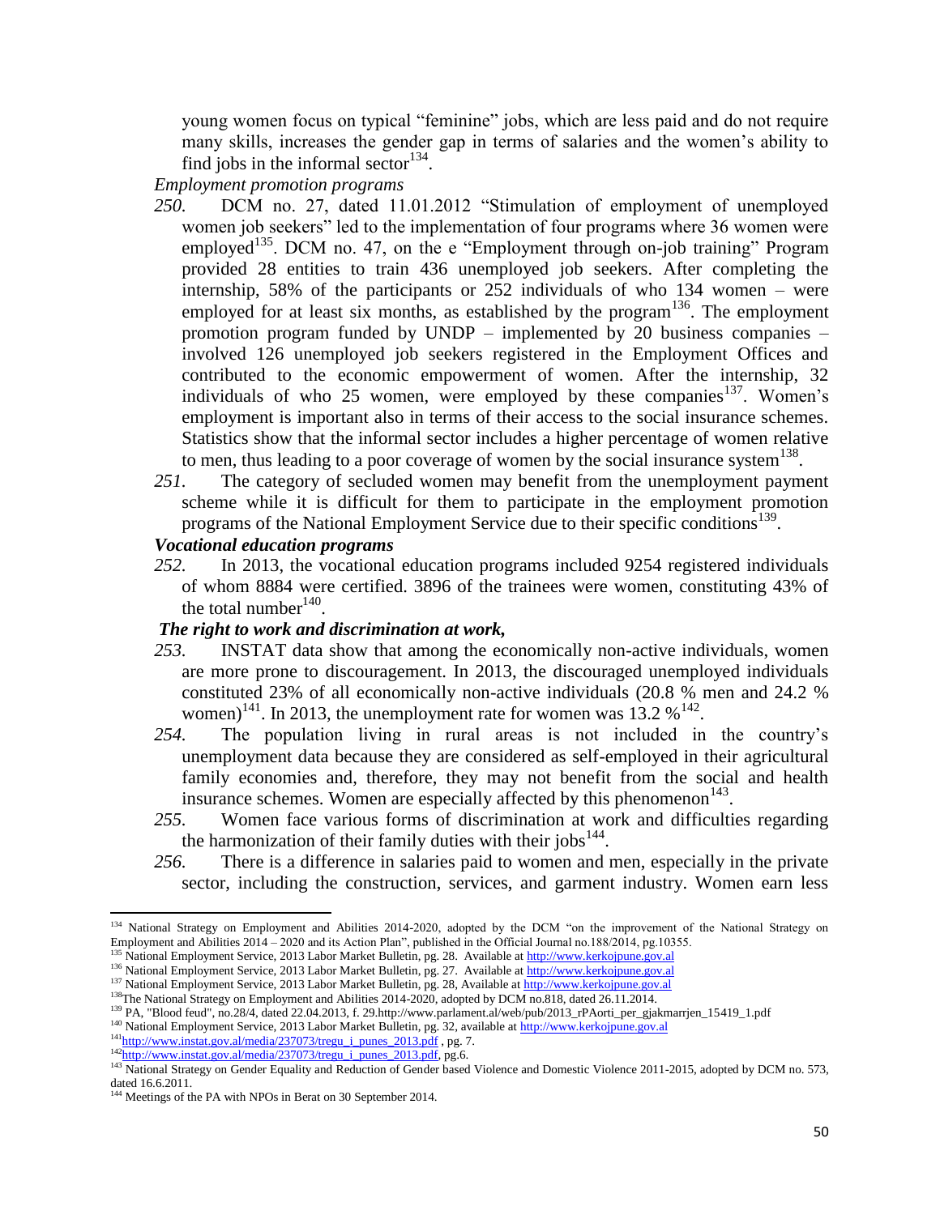young women focus on typical "feminine" jobs, which are less paid and do not require many skills, increases the gender gap in terms of salaries and the women's ability to find jobs in the informal sector[134].

*Employment promotion programs*

*250.* DCM no. 27, dated 11.01.2012 "Stimulation of employment of unemployed women job seekers" led to the implementation of four programs where 36 women were employed[135]. DCM no. 47, on the e "Employment through on-job training" Program provided 28 entities to train 436 unemployed job seekers. After completing the internship, 58% of the participants or 252 individuals of who 134 women – were employed for at least six months, as established by the program[136]. The employment promotion program funded by UNDP – implemented by 20 business companies – involved 126 unemployed job seekers registered in the Employment Offices and contributed to the economic empowerment of women. After the internship, 32 individuals of who 25 women, were employed by these companies[137]. Women's employment is important also in terms of their access to the social insurance schemes. Statistics show that the informal sector includes a higher percentage of women relative to men, thus leading to a poor coverage of women by the social insurance system[138].

*251.* The category of secluded women may benefit from the unemployment payment scheme while it is difficult for them to participate in the employment promotion programs of the National Employment Service due to their specific conditions[139].

***Vocational education programs***

*252.* In 2013, the vocational education programs included 9254 registered individuals of whom 8884 were certified. 3896 of the trainees were women, constituting 43% of the total number[140].

***The right to work and discrimination at work,***

*253.* INSTAT data show that among the economically non-active individuals, women are more prone to discouragement. In 2013, the discouraged unemployed individuals constituted 23% of all economically non-active individuals (20.8 % men and 24.2 % women)[141]. In 2013, the unemployment rate for women was 13.2 %[142].

*254.* The population living in rural areas is not included in the country's unemployment data because they are considered as self-employed in their agricultural family economies and, therefore, they may not benefit from the social and health insurance schemes. Women are especially affected by this phenomenon[143].

*255.* Women face various forms of discrimination at work and difficulties regarding the harmonization of their family duties with their jobs[144].

*256.* There is a difference in salaries paid to women and men, especially in the private sector, including the construction, services, and garment industry. Women earn less

---

[134] National Strategy on Employment and Abilities 2014-2020, adopted by the DCM "on the improvement of the National Strategy on Employment and Abilities 2014 – 2020 and its Action Plan", published in the Official Journal no.188/2014, pg.10355.

[135] National Employment Service, 2013 Labor Market Bulletin, pg. 28. Available at http://www.kerkojpune.gov.al

[136] National Employment Service, 2013 Labor Market Bulletin, pg. 27. Available at http://www.kerkojpune.gov.al

[137] National Employment Service, 2013 Labor Market Bulletin, pg. 28, Available at http://www.kerkojpune.gov.al

[138] The National Strategy on Employment and Abilities 2014-2020, adopted by DCM no.818, dated 26.11.2014.

[139] PA, "Blood feud", no.28/4, dated 22.04.2013, f. 29.http://www.parlament.al/web/pub/2013_rPAorti_per_gjakmarrjen_15419_1.pdf

[140] National Employment Service, 2013 Labor Market Bulletin, pg. 32, available at http://www.kerkojpune.gov.al

[141] http://www.instat.gov.al/media/237073/tregu_i_punes_2013.pdf , pg. 7.

[142] http://www.instat.gov.al/media/237073/tregu_i_punes_2013.pdf, pg.6.

[143] National Strategy on Gender Equality and Reduction of Gender based Violence and Domestic Violence 2011-2015, adopted by DCM no. 573, dated 16.6.2011.

[144] Meetings of the PA with NPOs in Berat on 30 September 2014.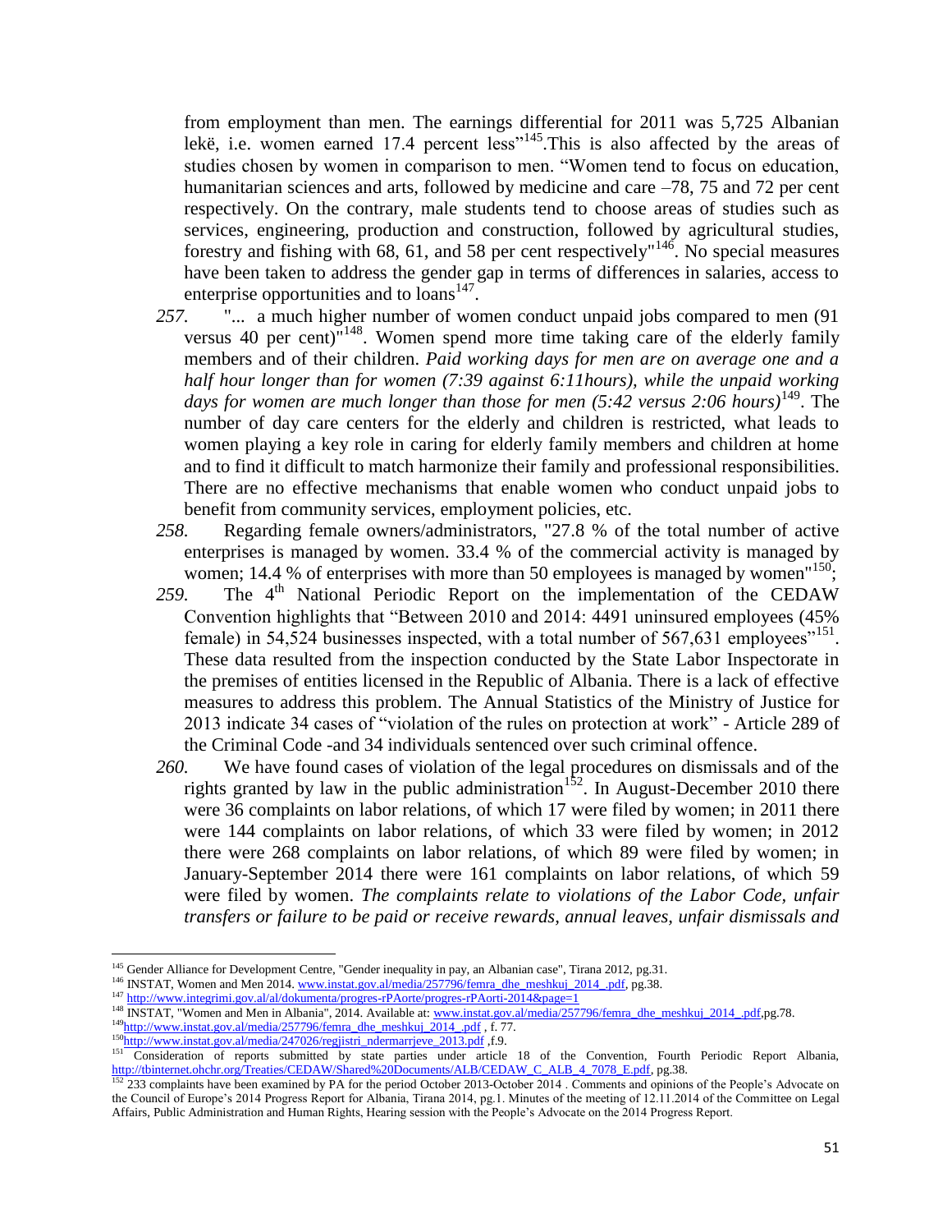from employment than men. The earnings differential for 2011 was 5,725 Albanian lekë, i.e. women earned 17.4 percent less"[145].This is also affected by the areas of studies chosen by women in comparison to men. "Women tend to focus on education, humanitarian sciences and arts, followed by medicine and care –78, 75 and 72 per cent respectively. On the contrary, male students tend to choose areas of studies such as services, engineering, production and construction, followed by agricultural studies, forestry and fishing with 68, 61, and 58 per cent respectively"[146]. No special measures have been taken to address the gender gap in terms of differences in salaries, access to enterprise opportunities and to loans[147].

*257.* "... a much higher number of women conduct unpaid jobs compared to men (91 versus 40 per cent)"[148]. Women spend more time taking care of the elderly family members and of their children. *Paid working days for men are on average one and a half hour longer than for women (7:39 against 6:11hours), while the unpaid working days for women are much longer than those for men (5:42 versus 2:06 hours)*[149]. The number of day care centers for the elderly and children is restricted, what leads to women playing a key role in caring for elderly family members and children at home and to find it difficult to match harmonize their family and professional responsibilities. There are no effective mechanisms that enable women who conduct unpaid jobs to benefit from community services, employment policies, etc.

*258.* Regarding female owners/administrators, "27.8 % of the total number of active enterprises is managed by women. 33.4 % of the commercial activity is managed by women; 14.4 % of enterprises with more than 50 employees is managed by women"[150];

*259.* The 4th National Periodic Report on the implementation of the CEDAW Convention highlights that "Between 2010 and 2014: 4491 uninsured employees (45% female) in 54,524 businesses inspected, with a total number of 567,631 employees"[151]. These data resulted from the inspection conducted by the State Labor Inspectorate in the premises of entities licensed in the Republic of Albania. There is a lack of effective measures to address this problem. The Annual Statistics of the Ministry of Justice for 2013 indicate 34 cases of "violation of the rules on protection at work" - Article 289 of the Criminal Code -and 34 individuals sentenced over such criminal offence.

*260.* We have found cases of violation of the legal procedures on dismissals and of the rights granted by law in the public administration[152]. In August-December 2010 there were 36 complaints on labor relations, of which 17 were filed by women; in 2011 there were 144 complaints on labor relations, of which 33 were filed by women; in 2012 there were 268 complaints on labor relations, of which 89 were filed by women; in January-September 2014 there were 161 complaints on labor relations, of which 59 were filed by women. *The complaints relate to violations of the Labor Code, unfair transfers or failure to be paid or receive rewards, annual leaves, unfair dismissals and*

---

[145] Gender Alliance for Development Centre, "Gender inequality in pay, an Albanian case", Tirana 2012, pg.31.

[146] INSTAT, Women and Men 2014. www.instat.gov.al/media/257796/femra_dhe_meshkuj_2014_.pdf, pg.38.

[147] http://www.integrimi.gov.al/al/dokumenta/progres-rPAorte/progres-rPAorti-2014&page=1

[148] INSTAT, "Women and Men in Albania", 2014. Available at: www.instat.gov.al/media/257796/femra_dhe_meshkuj_2014_.pdf,pg.78.

[149] http://www.instat.gov.al/media/257796/femra_dhe_meshkuj_2014_.pdf , f. 77.

[150] http://www.instat.gov.al/media/247026/regjistri_ndermarrjeve_2013.pdf ,f.9.

[151] Consideration of reports submitted by state parties under article 18 of the Convention, Fourth Periodic Report Albania, http://tbinternet.ohchr.org/Treaties/CEDAW/Shared%20Documents/ALB/CEDAW_C_ALB_4_7078_E.pdf, pg.38.

[152] 233 complaints have been examined by PA for the period October 2013-October 2014 . Comments and opinions of the People's Advocate on the Council of Europe's 2014 Progress Report for Albania, Tirana 2014, pg.1. Minutes of the meeting of 12.11.2014 of the Committee on Legal Affairs, Public Administration and Human Rights, Hearing session with the People's Advocate on the 2014 Progress Report.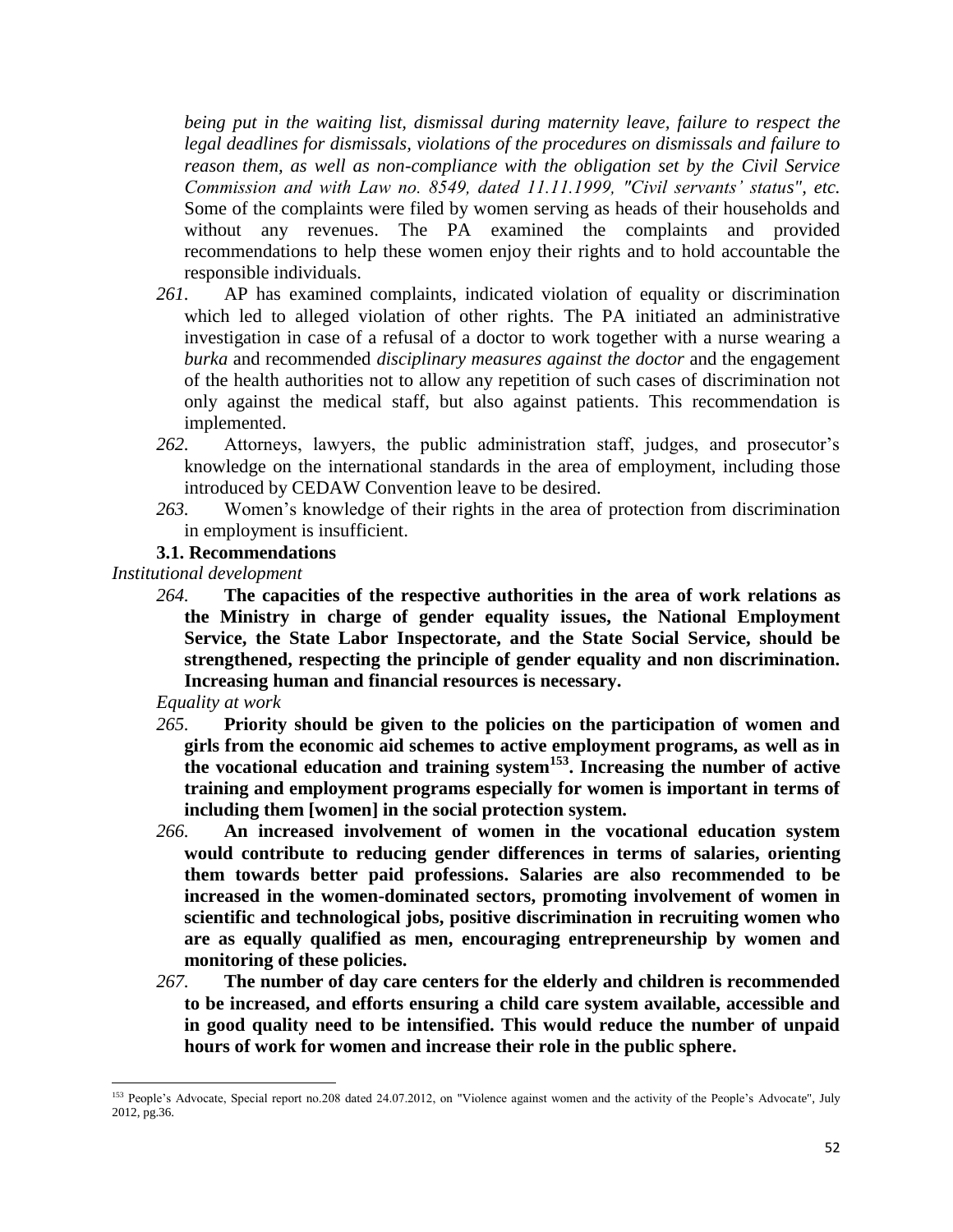*being put in the waiting list, dismissal during maternity leave, failure to respect the legal deadlines for dismissals, violations of the procedures on dismissals and failure to reason them, as well as non-compliance with the obligation set by the Civil Service Commission and with Law no. 8549, dated 11.11.1999, "Civil servants' status", etc.* Some of the complaints were filed by women serving as heads of their households and without any revenues. The PA examined the complaints and provided recommendations to help these women enjoy their rights and to hold accountable the responsible individuals.

*261.* AP has examined complaints, indicated violation of equality or discrimination which led to alleged violation of other rights. The PA initiated an administrative investigation in case of a refusal of a doctor to work together with a nurse wearing a *burka* and recommended *disciplinary measures against the doctor* and the engagement of the health authorities not to allow any repetition of such cases of discrimination not only against the medical staff, but also against patients. This recommendation is implemented.

*262.* Attorneys, lawyers, the public administration staff, judges, and prosecutor's knowledge on the international standards in the area of employment, including those introduced by CEDAW Convention leave to be desired.

*263.* Women's knowledge of their rights in the area of protection from discrimination in employment is insufficient.

### 3.1. Recommendations

*Institutional development*

*264.* **The capacities of the respective authorities in the area of work relations as the Ministry in charge of gender equality issues, the National Employment Service, the State Labor Inspectorate, and the State Social Service, should be strengthened, respecting the principle of gender equality and non discrimination. Increasing human and financial resources is necessary.**

*Equality at work*

*265.* **Priority should be given to the policies on the participation of women and girls from the economic aid schemes to active employment programs, as well as in the vocational education and training system[153]. Increasing the number of active training and employment programs especially for women is important in terms of including them [women] in the social protection system.**

*266.* **An increased involvement of women in the vocational education system would contribute to reducing gender differences in terms of salaries, orienting them towards better paid professions. Salaries are also recommended to be increased in the women-dominated sectors, promoting involvement of women in scientific and technological jobs, positive discrimination in recruiting women who are as equally qualified as men, encouraging entrepreneurship by women and monitoring of these policies.**

*267.* **The number of day care centers for the elderly and children is recommended to be increased, and efforts ensuring a child care system available, accessible and in good quality need to be intensified. This would reduce the number of unpaid hours of work for women and increase their role in the public sphere.**

---

[153] People's Advocate, Special report no.208 dated 24.07.2012, on "Violence against women and the activity of the People's Advocate", July 2012, pg.36.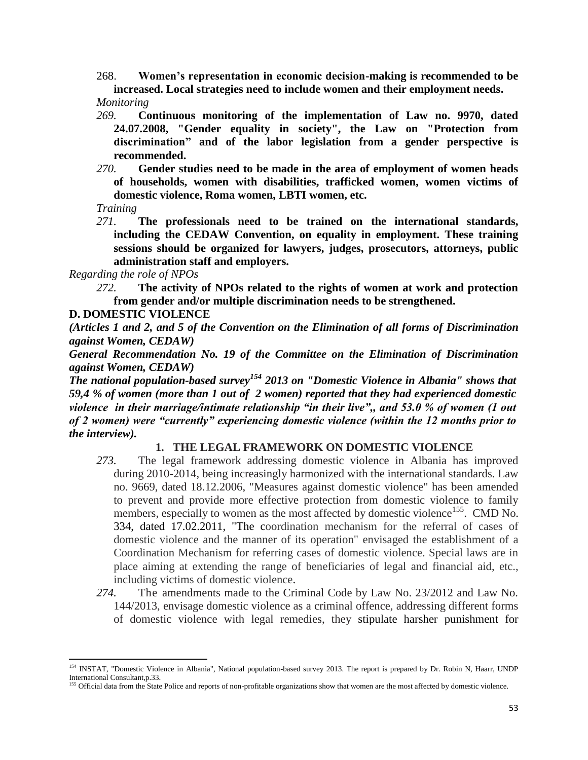268. **Women's representation in economic decision-making is recommended to be increased. Local strategies need to include women and their employment needs.**

*Monitoring*

*269.* **Continuous monitoring of the implementation of Law no. 9970, dated 24.07.2008, "Gender equality in society", the Law on "Protection from discrimination" and of the labor legislation from a gender perspective is recommended.**

*270.* **Gender studies need to be made in the area of employment of women heads of households, women with disabilities, trafficked women, women victims of domestic violence, Roma women, LBTI women, etc.**

*Training*

*271.* **The professionals need to be trained on the international standards, including the CEDAW Convention, on equality in employment. These training sessions should be organized for lawyers, judges, prosecutors, attorneys, public administration staff and employers.**

*Regarding the role of NPOs*

*272.* **The activity of NPOs related to the rights of women at work and protection from gender and/or multiple discrimination needs to be strengthened.**

## D. DOMESTIC VIOLENCE

***(Articles 1 and 2, and 5 of the Convention on the Elimination of all forms of Discrimination against Women, CEDAW)***

***General Recommendation No. 19 of the Committee on the Elimination of Discrimination against Women, CEDAW)***

***The national population-based survey[154] 2013 on "Domestic Violence in Albania" shows that 59,4 % of women (more than 1 out of 2 women) reported that they had experienced domestic violence in their marriage/intimate relationship "in their live",, and 53.0 % of women (1 out of 2 women) were "currently" experiencing domestic violence (within the 12 months prior to the interview).***

### 1. THE LEGAL FRAMEWORK ON DOMESTIC VIOLENCE

*273.* The legal framework addressing domestic violence in Albania has improved during 2010-2014, being increasingly harmonized with the international standards. Law no. 9669, dated 18.12.2006, "Measures against domestic violence" has been amended to prevent and provide more effective protection from domestic violence to family members, especially to women as the most affected by domestic violence[155]. CMD No. 334, dated 17.02.2011, "The coordination mechanism for the referral of cases of domestic violence and the manner of its operation" envisaged the establishment of a Coordination Mechanism for referring cases of domestic violence. Special laws are in place aiming at extending the range of beneficiaries of legal and financial aid, etc., including victims of domestic violence.

*274.* The amendments made to the Criminal Code by Law No. 23/2012 and Law No. 144/2013, envisage domestic violence as a criminal offence, addressing different forms of domestic violence with legal remedies, they stipulate harsher punishment for

---

[154] INSTAT, "Domestic Violence in Albania", National population-based survey 2013. The report is prepared by Dr. Robin N, Haarr, UNDP International Consultant,p.33.

[155] Official data from the State Police and reports of non-profitable organizations show that women are the most affected by domestic violence.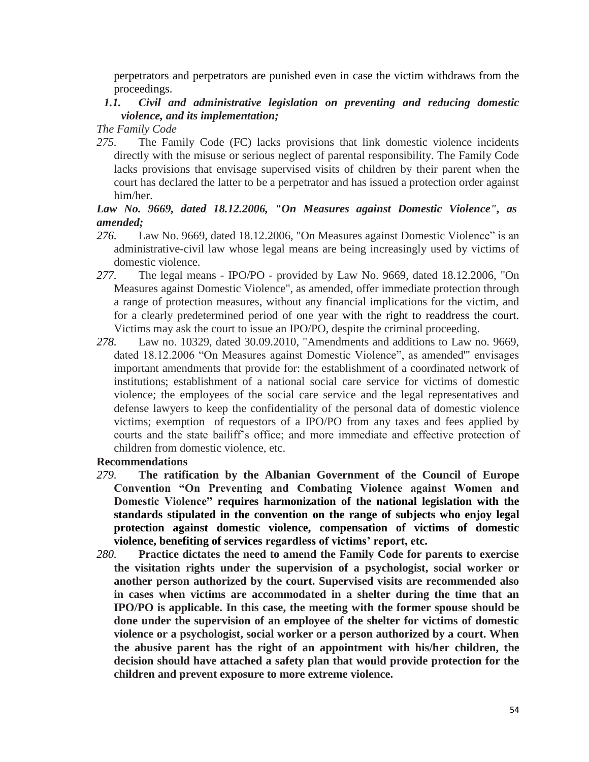perpetrators and perpetrators are punished even in case the victim withdraws from the proceedings.

### *1.1. Civil and administrative legislation on preventing and reducing domestic violence, and its implementation;*

*The Family Code*

*275.* The Family Code (FC) lacks provisions that link domestic violence incidents directly with the misuse or serious neglect of parental responsibility. The Family Code lacks provisions that envisage supervised visits of children by their parent when the court has declared the latter to be a perpetrator and has issued a protection order against him/her.

***Law No. 9669, dated 18.12.2006, "On Measures against Domestic Violence", as amended;***

*276.* Law No. 9669, dated 18.12.2006, "On Measures against Domestic Violence" is an administrative-civil law whose legal means are being increasingly used by victims of domestic violence.

*277.* The legal means - IPO/PO - provided by Law No. 9669, dated 18.12.2006, "On Measures against Domestic Violence", as amended, offer immediate protection through a range of protection measures, without any financial implications for the victim, and for a clearly predetermined period of one year with the right to readdress the court. Victims may ask the court to issue an IPO/PO, despite the criminal proceeding.

*278.* Law no. 10329, dated 30.09.2010, "Amendments and additions to Law no. 9669, dated 18.12.2006 "On Measures against Domestic Violence", as amended"' envisages important amendments that provide for: the establishment of a coordinated network of institutions; establishment of a national social care service for victims of domestic violence; the employees of the social care service and the legal representatives and defense lawyers to keep the confidentiality of the personal data of domestic violence victims; exemption of requestors of a IPO/PO from any taxes and fees applied by courts and the state bailiff's office; and more immediate and effective protection of children from domestic violence, etc.

**Recommendations**

*279.* **The ratification by the Albanian Government of the Council of Europe Convention "On Preventing and Combating Violence against Women and Domestic Violence" requires harmonization of the national legislation with the standards stipulated in the convention on the range of subjects who enjoy legal protection against domestic violence, compensation of victims of domestic violence, benefiting of services regardless of victims' report, etc.**

*280.* **Practice dictates the need to amend the Family Code for parents to exercise the visitation rights under the supervision of a psychologist, social worker or another person authorized by the court. Supervised visits are recommended also in cases when victims are accommodated in a shelter during the time that an IPO/PO is applicable. In this case, the meeting with the former spouse should be done under the supervision of an employee of the shelter for victims of domestic violence or a psychologist, social worker or a person authorized by a court. When the abusive parent has the right of an appointment with his/her children, the decision should have attached a safety plan that would provide protection for the children and prevent exposure to more extreme violence.**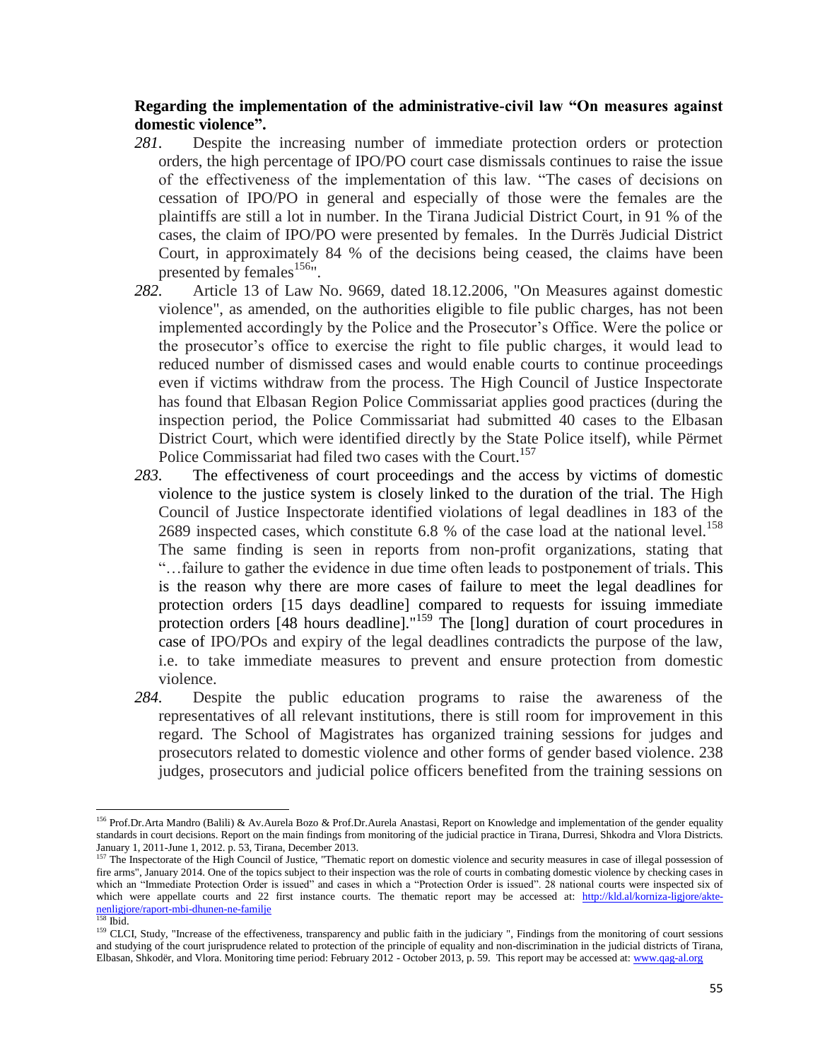**Regarding the implementation of the administrative-civil law "On measures against domestic violence".**

*281.* Despite the increasing number of immediate protection orders or protection orders, the high percentage of IPO/PO court case dismissals continues to raise the issue of the effectiveness of the implementation of this law. "The cases of decisions on cessation of IPO/PO in general and especially of those were the females are the plaintiffs are still a lot in number. In the Tirana Judicial District Court, in 91 % of the cases, the claim of IPO/PO were presented by females. In the Durrës Judicial District Court, in approximately 84 % of the decisions being ceased, the claims have been presented by females[156]".

*282.* Article 13 of Law No. 9669, dated 18.12.2006, "On Measures against domestic violence", as amended, on the authorities eligible to file public charges, has not been implemented accordingly by the Police and the Prosecutor's Office. Were the police or the prosecutor's office to exercise the right to file public charges, it would lead to reduced number of dismissed cases and would enable courts to continue proceedings even if victims withdraw from the process. The High Council of Justice Inspectorate has found that Elbasan Region Police Commissariat applies good practices (during the inspection period, the Police Commissariat had submitted 40 cases to the Elbasan District Court, which were identified directly by the State Police itself), while Përmet Police Commissariat had filed two cases with the Court.[157]

*283.* The effectiveness of court proceedings and the access by victims of domestic violence to the justice system is closely linked to the duration of the trial. The High Council of Justice Inspectorate identified violations of legal deadlines in 183 of the 2689 inspected cases, which constitute 6.8 % of the case load at the national level.[158] The same finding is seen in reports from non-profit organizations, stating that "…failure to gather the evidence in due time often leads to postponement of trials. This is the reason why there are more cases of failure to meet the legal deadlines for protection orders [15 days deadline] compared to requests for issuing immediate protection orders [48 hours deadline]."[159] The [long] duration of court procedures in case of IPO/POs and expiry of the legal deadlines contradicts the purpose of the law, i.e. to take immediate measures to prevent and ensure protection from domestic violence.

*284.* Despite the public education programs to raise the awareness of the representatives of all relevant institutions, there is still room for improvement in this regard. The School of Magistrates has organized training sessions for judges and prosecutors related to domestic violence and other forms of gender based violence. 238 judges, prosecutors and judicial police officers benefited from the training sessions on

---

[156] Prof.Dr.Arta Mandro (Balili) & Av.Aurela Bozo & Prof.Dr.Aurela Anastasi, Report on Knowledge and implementation of the gender equality standards in court decisions. Report on the main findings from monitoring of the judicial practice in Tirana, Durresi, Shkodra and Vlora Districts. January 1, 2011-June 1, 2012. p. 53, Tirana, December 2013.

[157] The Inspectorate of the High Council of Justice, "Thematic report on domestic violence and security measures in case of illegal possession of fire arms", January 2014. One of the topics subject to their inspection was the role of courts in combating domestic violence by checking cases in which an "Immediate Protection Order is issued" and cases in which a "Protection Order is issued". 28 national courts were inspected six of which were appellate courts and 22 first instance courts. The thematic report may be accessed at: http://kld.al/korniza-ligjore/akte-nenligjore/raport-mbi-dhunen-ne-familje

[158] Ibid.

[159] CLCI, Study, "Increase of the effectiveness, transparency and public faith in the judiciary ", Findings from the monitoring of court sessions and studying of the court jurisprudence related to protection of the principle of equality and non-discrimination in the judicial districts of Tirana, Elbasan, Shkodër, and Vlora. Monitoring time period: February 2012 - October 2013, p. 59. This report may be accessed at: www.qag-al.org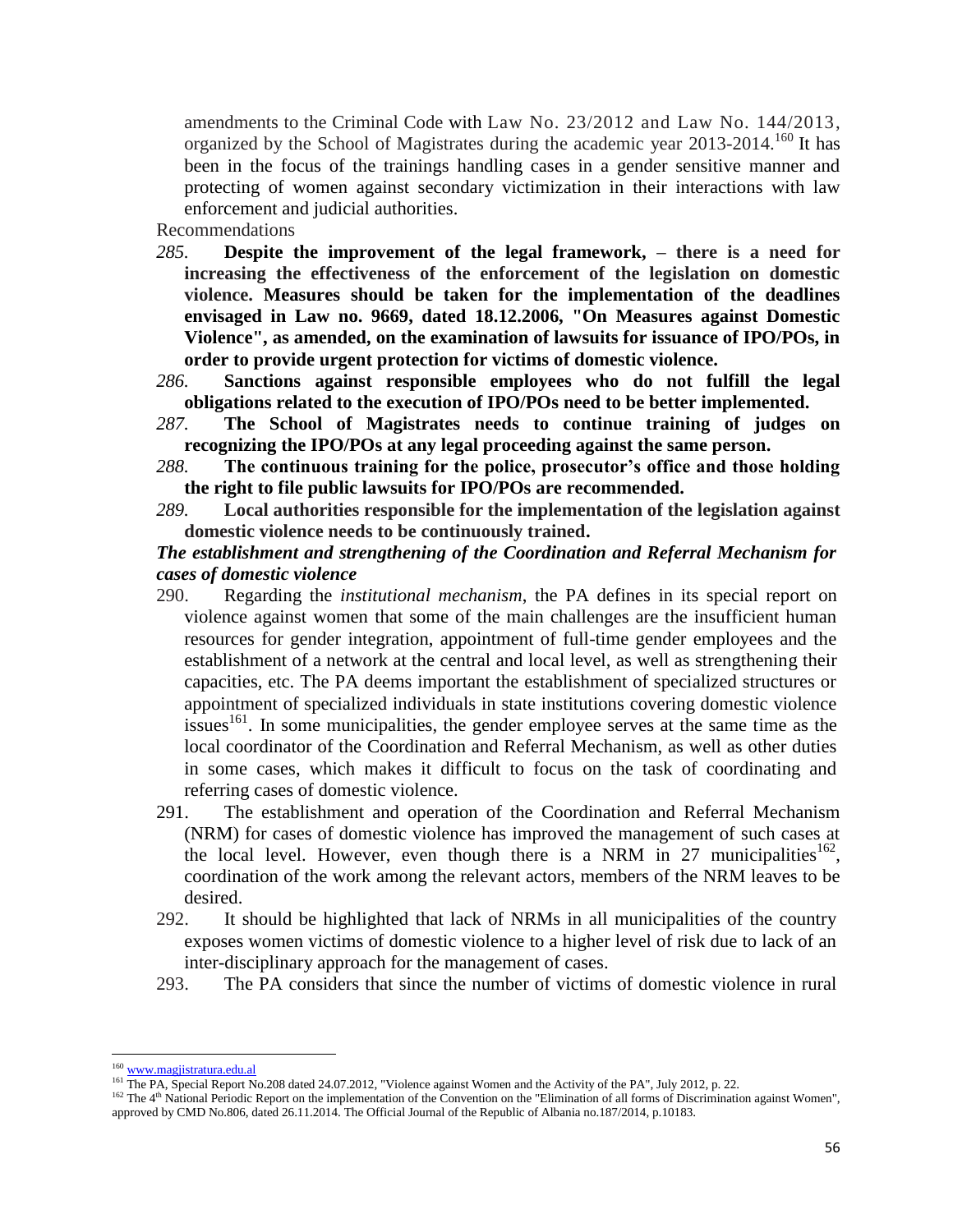amendments to the Criminal Code with Law No. 23/2012 and Law No. 144/2013, organized by the School of Magistrates during the academic year 2013-2014.[160] It has been in the focus of the trainings handling cases in a gender sensitive manner and protecting of women against secondary victimization in their interactions with law enforcement and judicial authorities.

Recommendations

*285.* **Despite the improvement of the legal framework, – there is a need for increasing the effectiveness of the enforcement of the legislation on domestic violence. Measures should be taken for the implementation of the deadlines envisaged in Law no. 9669, dated 18.12.2006, "On Measures against Domestic Violence", as amended, on the examination of lawsuits for issuance of IPO/POs, in order to provide urgent protection for victims of domestic violence.**

*286.* **Sanctions against responsible employees who do not fulfill the legal obligations related to the execution of IPO/POs need to be better implemented.**

*287.* **The School of Magistrates needs to continue training of judges on recognizing the IPO/POs at any legal proceeding against the same person.**

*288.* **The continuous training for the police, prosecutor's office and those holding the right to file public lawsuits for IPO/POs are recommended.**

*289.* **Local authorities responsible for the implementation of the legislation against domestic violence needs to be continuously trained.**

***The establishment and strengthening of the Coordination and Referral Mechanism for cases of domestic violence***

290. Regarding the *institutional mechanism*, the PA defines in its special report on violence against women that some of the main challenges are the insufficient human resources for gender integration, appointment of full-time gender employees and the establishment of a network at the central and local level, as well as strengthening their capacities, etc. The PA deems important the establishment of specialized structures or appointment of specialized individuals in state institutions covering domestic violence issues[161]. In some municipalities, the gender employee serves at the same time as the local coordinator of the Coordination and Referral Mechanism, as well as other duties in some cases, which makes it difficult to focus on the task of coordinating and referring cases of domestic violence.

291. The establishment and operation of the Coordination and Referral Mechanism (NRM) for cases of domestic violence has improved the management of such cases at the local level. However, even though there is a NRM in 27 municipalities[162], coordination of the work among the relevant actors, members of the NRM leaves to be desired.

292. It should be highlighted that lack of NRMs in all municipalities of the country exposes women victims of domestic violence to a higher level of risk due to lack of an inter-disciplinary approach for the management of cases.

293. The PA considers that since the number of victims of domestic violence in rural

---

[160] www.magjistratura.edu.al

[161] The PA, Special Report No.208 dated 24.07.2012, "Violence against Women and the Activity of the PA", July 2012, p. 22.

[162] The 4th National Periodic Report on the implementation of the Convention on the "Elimination of all forms of Discrimination against Women", approved by CMD No.806, dated 26.11.2014. The Official Journal of the Republic of Albania no.187/2014, p.10183.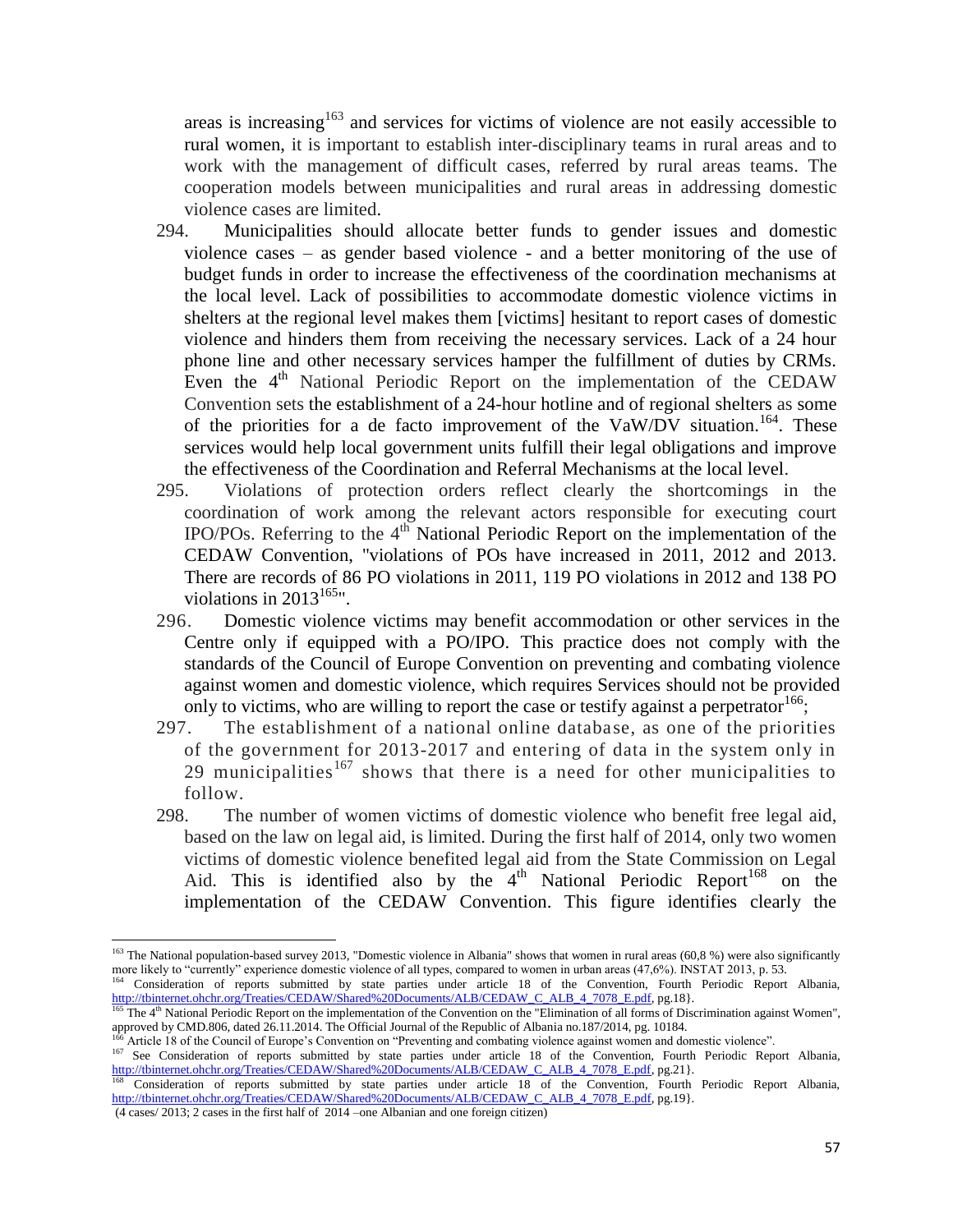areas is increasing[163] and services for victims of violence are not easily accessible to rural women, it is important to establish inter-disciplinary teams in rural areas and to work with the management of difficult cases, referred by rural areas teams. The cooperation models between municipalities and rural areas in addressing domestic violence cases are limited.

294. Municipalities should allocate better funds to gender issues and domestic violence cases – as gender based violence - and a better monitoring of the use of budget funds in order to increase the effectiveness of the coordination mechanisms at the local level. Lack of possibilities to accommodate domestic violence victims in shelters at the regional level makes them [victims] hesitant to report cases of domestic violence and hinders them from receiving the necessary services. Lack of a 24 hour phone line and other necessary services hamper the fulfillment of duties by CRMs. Even the 4th National Periodic Report on the implementation of the CEDAW Convention sets the establishment of a 24-hour hotline and of regional shelters as some of the priorities for a de facto improvement of the VaW/DV situation.[164]. These services would help local government units fulfill their legal obligations and improve the effectiveness of the Coordination and Referral Mechanisms at the local level.

295. Violations of protection orders reflect clearly the shortcomings in the coordination of work among the relevant actors responsible for executing court IPO/POs. Referring to the 4th National Periodic Report on the implementation of the CEDAW Convention, "violations of POs have increased in 2011, 2012 and 2013. There are records of 86 PO violations in 2011, 119 PO violations in 2012 and 138 PO violations in 2013[165]".

296. Domestic violence victims may benefit accommodation or other services in the Centre only if equipped with a PO/IPO. This practice does not comply with the standards of the Council of Europe Convention on preventing and combating violence against women and domestic violence, which requires Services should not be provided only to victims, who are willing to report the case or testify against a perpetrator[166];

297. The establishment of a national online database, as one of the priorities of the government for 2013-2017 and entering of data in the system only in 29 municipalities[167] shows that there is a need for other municipalities to follow.

298. The number of women victims of domestic violence who benefit free legal aid, based on the law on legal aid, is limited. During the first half of 2014, only two women victims of domestic violence benefited legal aid from the State Commission on Legal Aid. This is identified also by the 4th National Periodic Report[168] on the implementation of the CEDAW Convention. This figure identifies clearly the

---

[163] The National population-based survey 2013, "Domestic violence in Albania" shows that women in rural areas (60,8 %) were also significantly more likely to "currently" experience domestic violence of all types, compared to women in urban areas (47,6%). INSTAT 2013, p. 53.

[164] Consideration of reports submitted by state parties under article 18 of the Convention, Fourth Periodic Report Albania, http://tbinternet.ohchr.org/Treaties/CEDAW/Shared%20Documents/ALB/CEDAW_C_ALB_4_7078_E.pdf, pg.18}.

[165] The 4th National Periodic Report on the implementation of the Convention on the "Elimination of all forms of Discrimination against Women", approved by CMD.806, dated 26.11.2014. The Official Journal of the Republic of Albania no.187/2014, pg. 10184.

[166] Article 18 of the Council of Europe's Convention on "Preventing and combating violence against women and domestic violence".

[167] See Consideration of reports submitted by state parties under article 18 of the Convention, Fourth Periodic Report Albania, http://tbinternet.ohchr.org/Treaties/CEDAW/Shared%20Documents/ALB/CEDAW_C_ALB_4_7078_E.pdf, pg.21}.

[168] Consideration of reports submitted by state parties under article 18 of the Convention, Fourth Periodic Report Albania, http://tbinternet.ohchr.org/Treaties/CEDAW/Shared%20Documents/ALB/CEDAW_C_ALB_4_7078_E.pdf, pg.19}.
(4 cases/ 2013; 2 cases in the first half of 2014 –one Albanian and one foreign citizen)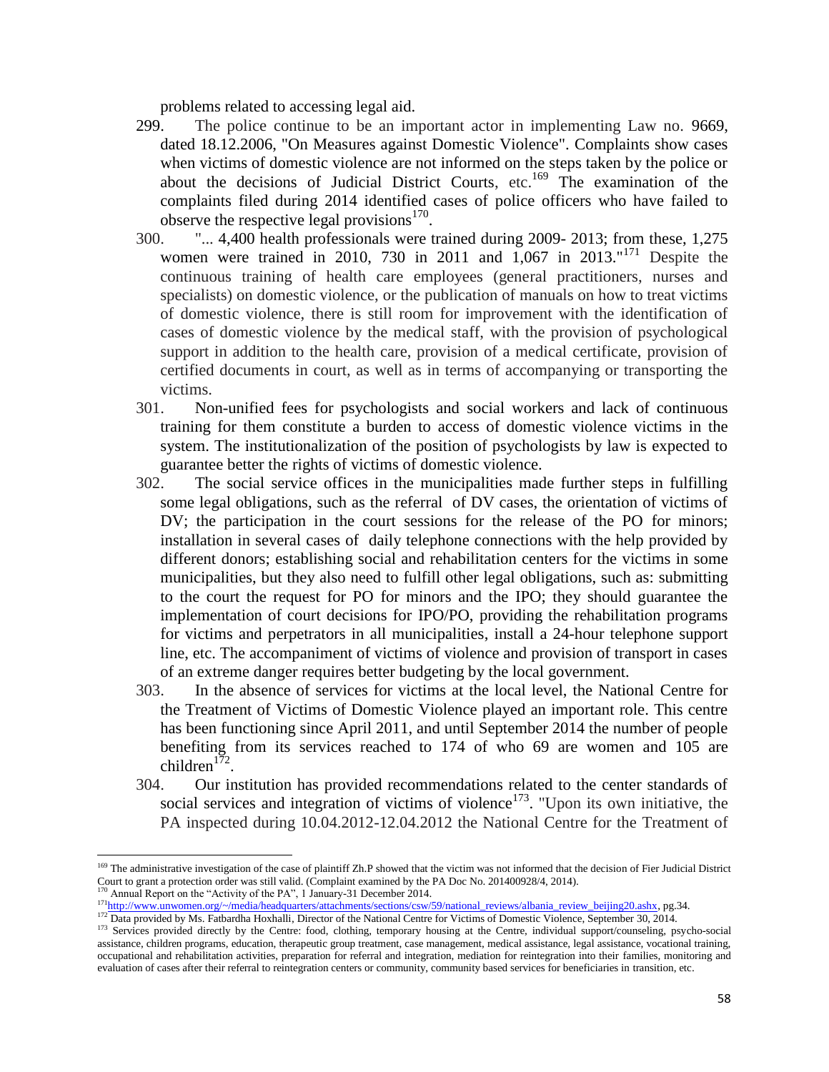problems related to accessing legal aid.

299. The police continue to be an important actor in implementing Law no. 9669, dated 18.12.2006, "On Measures against Domestic Violence". Complaints show cases when victims of domestic violence are not informed on the steps taken by the police or about the decisions of Judicial District Courts, etc.[169] The examination of the complaints filed during 2014 identified cases of police officers who have failed to observe the respective legal provisions[170].

300. "... 4,400 health professionals were trained during 2009- 2013; from these, 1,275 women were trained in 2010, 730 in 2011 and 1,067 in 2013."[171] Despite the continuous training of health care employees (general practitioners, nurses and specialists) on domestic violence, or the publication of manuals on how to treat victims of domestic violence, there is still room for improvement with the identification of cases of domestic violence by the medical staff, with the provision of psychological support in addition to the health care, provision of a medical certificate, provision of certified documents in court, as well as in terms of accompanying or transporting the victims.

301. Non-unified fees for psychologists and social workers and lack of continuous training for them constitute a burden to access of domestic violence victims in the system. The institutionalization of the position of psychologists by law is expected to guarantee better the rights of victims of domestic violence.

302. The social service offices in the municipalities made further steps in fulfilling some legal obligations, such as the referral of DV cases, the orientation of victims of DV; the participation in the court sessions for the release of the PO for minors; installation in several cases of daily telephone connections with the help provided by different donors; establishing social and rehabilitation centers for the victims in some municipalities, but they also need to fulfill other legal obligations, such as: submitting to the court the request for PO for minors and the IPO; they should guarantee the implementation of court decisions for IPO/PO, providing the rehabilitation programs for victims and perpetrators in all municipalities, install a 24-hour telephone support line, etc. The accompaniment of victims of violence and provision of transport in cases of an extreme danger requires better budgeting by the local government.

303. In the absence of services for victims at the local level, the National Centre for the Treatment of Victims of Domestic Violence played an important role. This centre has been functioning since April 2011, and until September 2014 the number of people benefiting from its services reached to 174 of who 69 are women and 105 are children[172].

304. Our institution has provided recommendations related to the center standards of social services and integration of victims of violence[173]. "Upon its own initiative, the PA inspected during 10.04.2012-12.04.2012 the National Centre for the Treatment of

---

[169] The administrative investigation of the case of plaintiff Zh.P showed that the victim was not informed that the decision of Fier Judicial District Court to grant a protection order was still valid. (Complaint examined by the PA Doc No. 201400928/4, 2014).

[170] Annual Report on the "Activity of the PA", 1 January-31 December 2014.

[171] http://www.unwomen.org/~/media/headquarters/attachments/sections/csw/59/national_reviews/albania_review_beijing20.ashx, pg.34.

[172] Data provided by Ms. Fatbardha Hoxhalli, Director of the National Centre for Victims of Domestic Violence, September 30, 2014.

[173] Services provided directly by the Centre: food, clothing, temporary housing at the Centre, individual support/counseling, psycho-social assistance, children programs, education, therapeutic group treatment, case management, medical assistance, legal assistance, vocational training, occupational and rehabilitation activities, preparation for referral and integration, mediation for reintegration into their families, monitoring and evaluation of cases after their referral to reintegration centers or community, community based services for beneficiaries in transition, etc.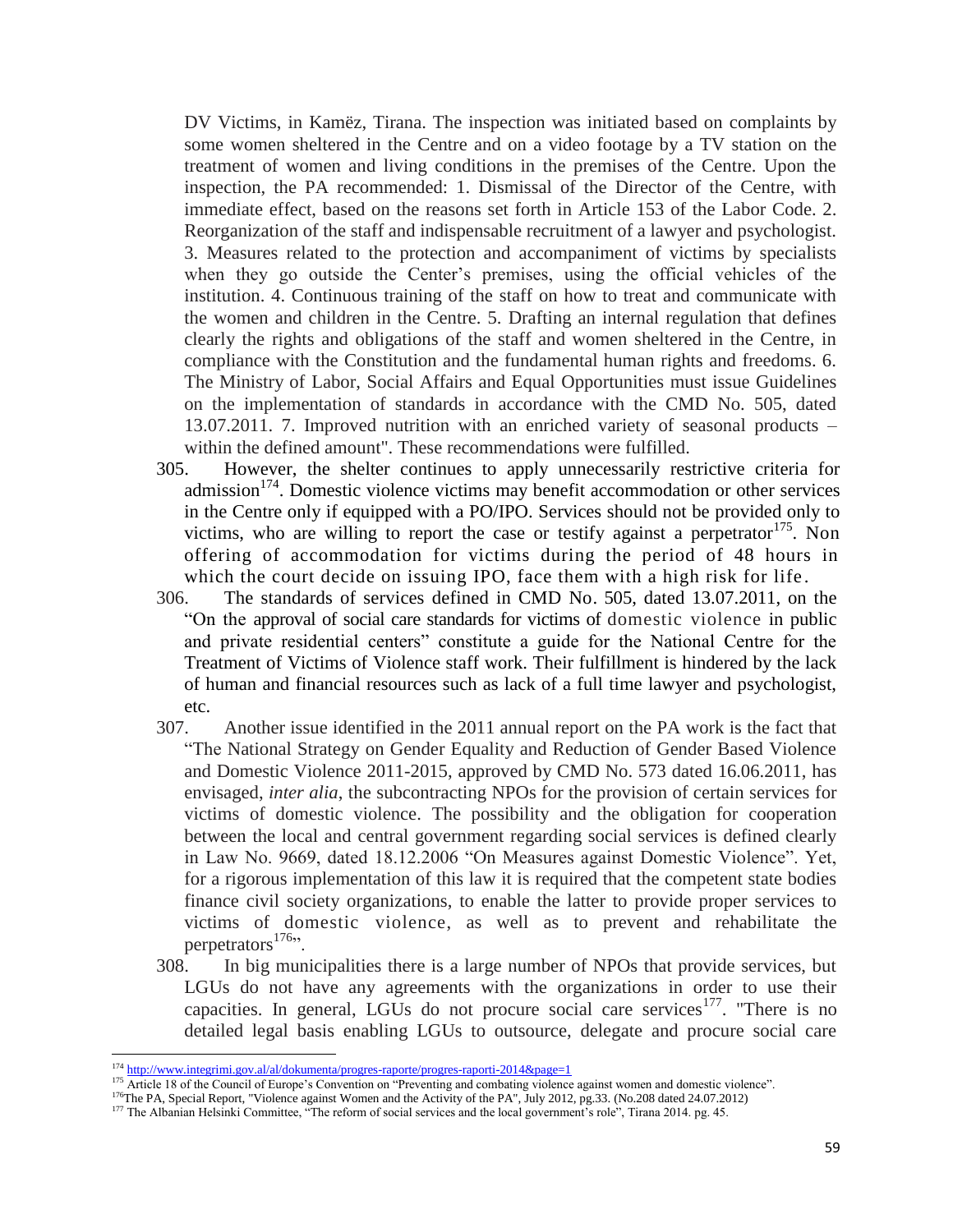DV Victims, in Kamëz, Tirana. The inspection was initiated based on complaints by some women sheltered in the Centre and on a video footage by a TV station on the treatment of women and living conditions in the premises of the Centre. Upon the inspection, the PA recommended: 1. Dismissal of the Director of the Centre, with immediate effect, based on the reasons set forth in Article 153 of the Labor Code. 2. Reorganization of the staff and indispensable recruitment of a lawyer and psychologist. 3. Measures related to the protection and accompaniment of victims by specialists when they go outside the Center's premises, using the official vehicles of the institution. 4. Continuous training of the staff on how to treat and communicate with the women and children in the Centre. 5. Drafting an internal regulation that defines clearly the rights and obligations of the staff and women sheltered in the Centre, in compliance with the Constitution and the fundamental human rights and freedoms. 6. The Ministry of Labor, Social Affairs and Equal Opportunities must issue Guidelines on the implementation of standards in accordance with the CMD No. 505, dated 13.07.2011. 7. Improved nutrition with an enriched variety of seasonal products – within the defined amount". These recommendations were fulfilled.

305. However, the shelter continues to apply unnecessarily restrictive criteria for admission[174]. Domestic violence victims may benefit accommodation or other services in the Centre only if equipped with a PO/IPO. Services should not be provided only to victims, who are willing to report the case or testify against a perpetrator[175]. Non offering of accommodation for victims during the period of 48 hours in which the court decide on issuing IPO, face them with a high risk for life.

306. The standards of services defined in CMD No. 505, dated 13.07.2011, on the "On the approval of social care standards for victims of domestic violence in public and private residential centers" constitute a guide for the National Centre for the Treatment of Victims of Violence staff work. Their fulfillment is hindered by the lack of human and financial resources such as lack of a full time lawyer and psychologist, etc.

307. Another issue identified in the 2011 annual report on the PA work is the fact that "The National Strategy on Gender Equality and Reduction of Gender Based Violence and Domestic Violence 2011-2015, approved by CMD No. 573 dated 16.06.2011, has envisaged, *inter alia*, the subcontracting NPOs for the provision of certain services for victims of domestic violence. The possibility and the obligation for cooperation between the local and central government regarding social services is defined clearly in Law No. 9669, dated 18.12.2006 "On Measures against Domestic Violence". Yet, for a rigorous implementation of this law it is required that the competent state bodies finance civil society organizations, to enable the latter to provide proper services to victims of domestic violence, as well as to prevent and rehabilitate the perpetrators[176]".

308. In big municipalities there is a large number of NPOs that provide services, but LGUs do not have any agreements with the organizations in order to use their capacities. In general, LGUs do not procure social care services[177]. "There is no detailed legal basis enabling LGUs to outsource, delegate and procure social care

---

[174] http://www.integrimi.gov.al/al/dokumenta/progres-raporte/progres-raporti-2014&page=1

[175] Article 18 of the Council of Europe's Convention on "Preventing and combating violence against women and domestic violence".

[176] The PA, Special Report, "Violence against Women and the Activity of the PA", July 2012, pg.33. (No.208 dated 24.07.2012)

[177] The Albanian Helsinki Committee, "The reform of social services and the local government's role", Tirana 2014. pg. 45.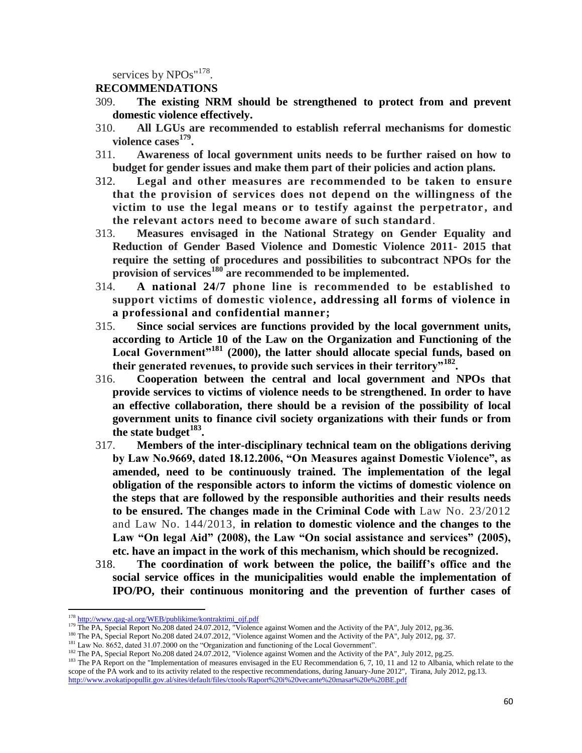services by NPOs"[178].

**RECOMMENDATIONS**

309. **The existing NRM should be strengthened to protect from and prevent domestic violence effectively.**
310. **All LGUs are recommended to establish referral mechanisms for domestic violence cases[179].**
311. **Awareness of local government units needs to be further raised on how to budget for gender issues and make them part of their policies and action plans.**
312. **Legal and other measures are recommended to be taken to ensure that the provision of services does not depend on the willingness of the victim to use the legal means or to testify against the perpetrator, and the relevant actors need to become aware of such standard.**
313. **Measures envisaged in the National Strategy on Gender Equality and Reduction of Gender Based Violence and Domestic Violence 2011- 2015 that require the setting of procedures and possibilities to subcontract NPOs for the provision of services[180] are recommended to be implemented.**
314. **A national 24/7 phone line is recommended to be established to support victims of domestic violence, addressing all forms of violence in a professional and confidential manner;**
315. **Since social services are functions provided by the local government units, according to Article 10 of the Law on the Organization and Functioning of the Local Government"[181] (2000), the latter should allocate special funds, based on their generated revenues, to provide such services in their territory"[182].**
316. **Cooperation between the central and local government and NPOs that provide services to victims of violence needs to be strengthened. In order to have an effective collaboration, there should be a revision of the possibility of local government units to finance civil society organizations with their funds or from the state budget[183].**
317. **Members of the inter-disciplinary technical team on the obligations deriving by Law No.9669, dated 18.12.2006, "On Measures against Domestic Violence", as amended, need to be continuously trained. The implementation of the legal obligation of the responsible actors to inform the victims of domestic violence on the steps that are followed by the responsible authorities and their results needs to be ensured. The changes made in the Criminal Code with** Law No. 23/2012 and Law No. 144/2013, **in relation to domestic violence and the changes to the Law "On legal Aid" (2008), the Law "On social assistance and services" (2005), etc. have an impact in the work of this mechanism, which should be recognized.**
318. **The coordination of work between the police, the bailiff's office and the social service offices in the municipalities would enable the implementation of IPO/PO, their continuous monitoring and the prevention of further cases of**

---

[178] http://www.qag-al.org/WEB/publikime/kontraktimi_ojf.pdf

[179] The PA, Special Report No.208 dated 24.07.2012, "Violence against Women and the Activity of the PA", July 2012, pg.36.

[180] The PA, Special Report No.208 dated 24.07.2012, "Violence against Women and the Activity of the PA", July 2012, pg. 37.

[181] Law No. 8652, dated 31.07.2000 on the "Organization and functioning of the Local Government".

[182] The PA, Special Report No.208 dated 24.07.2012, "Violence against Women and the Activity of the PA", July 2012, pg.25.

[183] The PA Report on the "Implementation of measures envisaged in the EU Recommendation 6, 7, 10, 11 and 12 to Albania, which relate to the scope of the PA work and to its activity related to the respective recommendations, during January-June 2012", Tirana, July 2012, pg.13. http://www.avokatipopullit.gov.al/sites/default/files/ctools/Raport%20i%20vecante%20masat%20e%20BE.pdf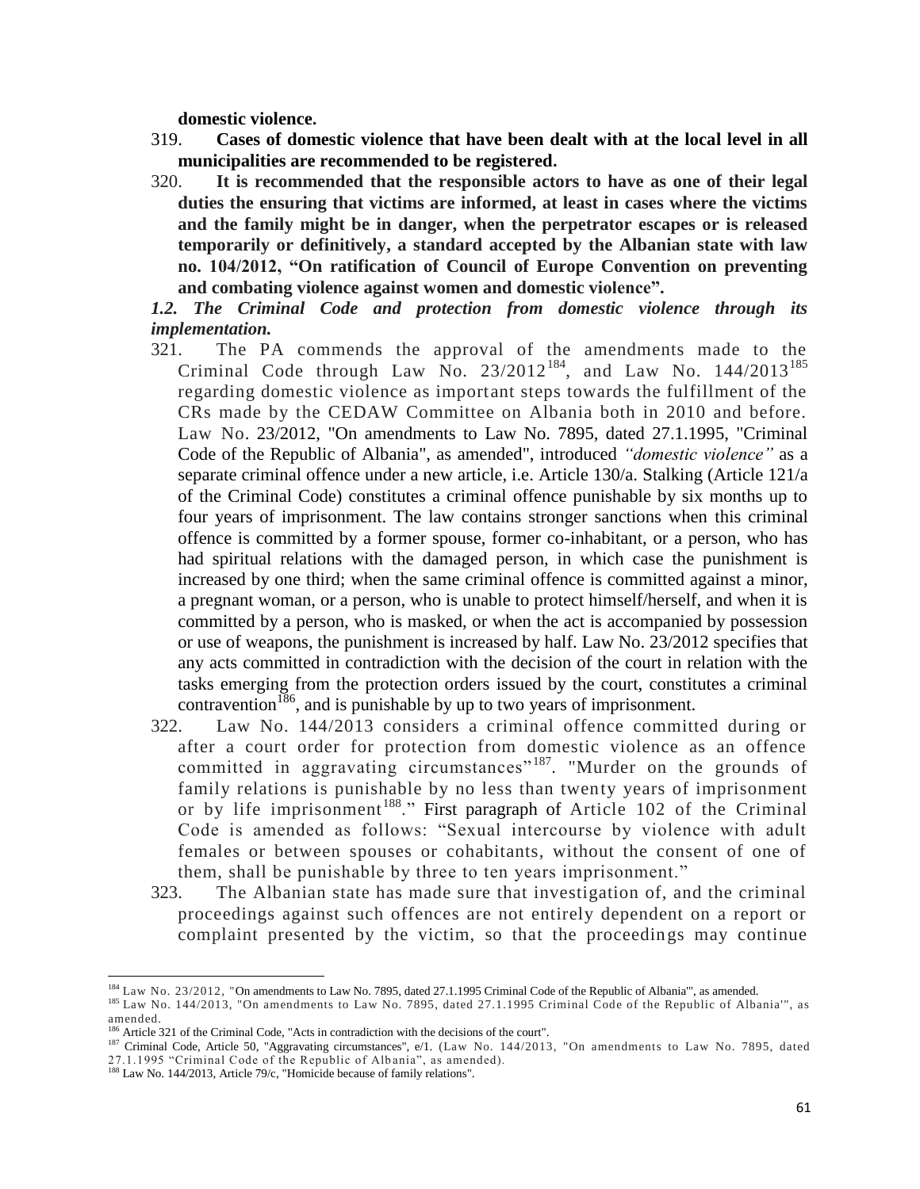**domestic violence.**

319. **Cases of domestic violence that have been dealt with at the local level in all municipalities are recommended to be registered.**

320. **It is recommended that the responsible actors to have as one of their legal duties the ensuring that victims are informed, at least in cases where the victims and the family might be in danger, when the perpetrator escapes or is released temporarily or definitively, a standard accepted by the Albanian state with law no. 104/2012, "On ratification of Council of Europe Convention on preventing and combating violence against women and domestic violence".**

### *1.2. The Criminal Code and protection from domestic violence through its implementation.*

321. The PA commends the approval of the amendments made to the Criminal Code through Law No. 23/2012[184], and Law No. 144/2013[185] regarding domestic violence as important steps towards the fulfillment of the CRs made by the CEDAW Committee on Albania both in 2010 and before. Law No. 23/2012, "On amendments to Law No. 7895, dated 27.1.1995, "Criminal Code of the Republic of Albania", as amended", introduced *"domestic violence"* as a separate criminal offence under a new article, i.e. Article 130/a. Stalking (Article 121/a of the Criminal Code) constitutes a criminal offence punishable by six months up to four years of imprisonment. The law contains stronger sanctions when this criminal offence is committed by a former spouse, former co-inhabitant, or a person, who has had spiritual relations with the damaged person, in which case the punishment is increased by one third; when the same criminal offence is committed against a minor, a pregnant woman, or a person, who is unable to protect himself/herself, and when it is committed by a person, who is masked, or when the act is accompanied by possession or use of weapons, the punishment is increased by half. Law No. 23/2012 specifies that any acts committed in contradiction with the decision of the court in relation with the tasks emerging from the protection orders issued by the court, constitutes a criminal contravention[186], and is punishable by up to two years of imprisonment.

322. Law No. 144/2013 considers a criminal offence committed during or after a court order for protection from domestic violence as an offence committed in aggravating circumstances"[187]. "Murder on the grounds of family relations is punishable by no less than twenty years of imprisonment or by life imprisonment[188]." First paragraph of Article 102 of the Criminal Code is amended as follows: "Sexual intercourse by violence with adult females or between spouses or cohabitants, without the consent of one of them, shall be punishable by three to ten years imprisonment."

323. The Albanian state has made sure that investigation of, and the criminal proceedings against such offences are not entirely dependent on a report or complaint presented by the victim, so that the proceedings may continue

---

[184] Law No. 23/2012, "On amendments to Law No. 7895, dated 27.1.1995 Criminal Code of the Republic of Albania'", as amended.

[185] Law No. 144/2013, "On amendments to Law No. 7895, dated 27.1.1995 Criminal Code of the Republic of Albania'", as amended.

[186] Article 321 of the Criminal Code, "Acts in contradiction with the decisions of the court".

[187] Criminal Code, Article 50, "Aggravating circumstances", e/1. (Law No. 144/2013, "On amendments to Law No. 7895, dated 27.1.1995 "Criminal Code of the Republic of Albania", as amended).

[188] Law No. 144/2013, Article 79/c, "Homicide because of family relations".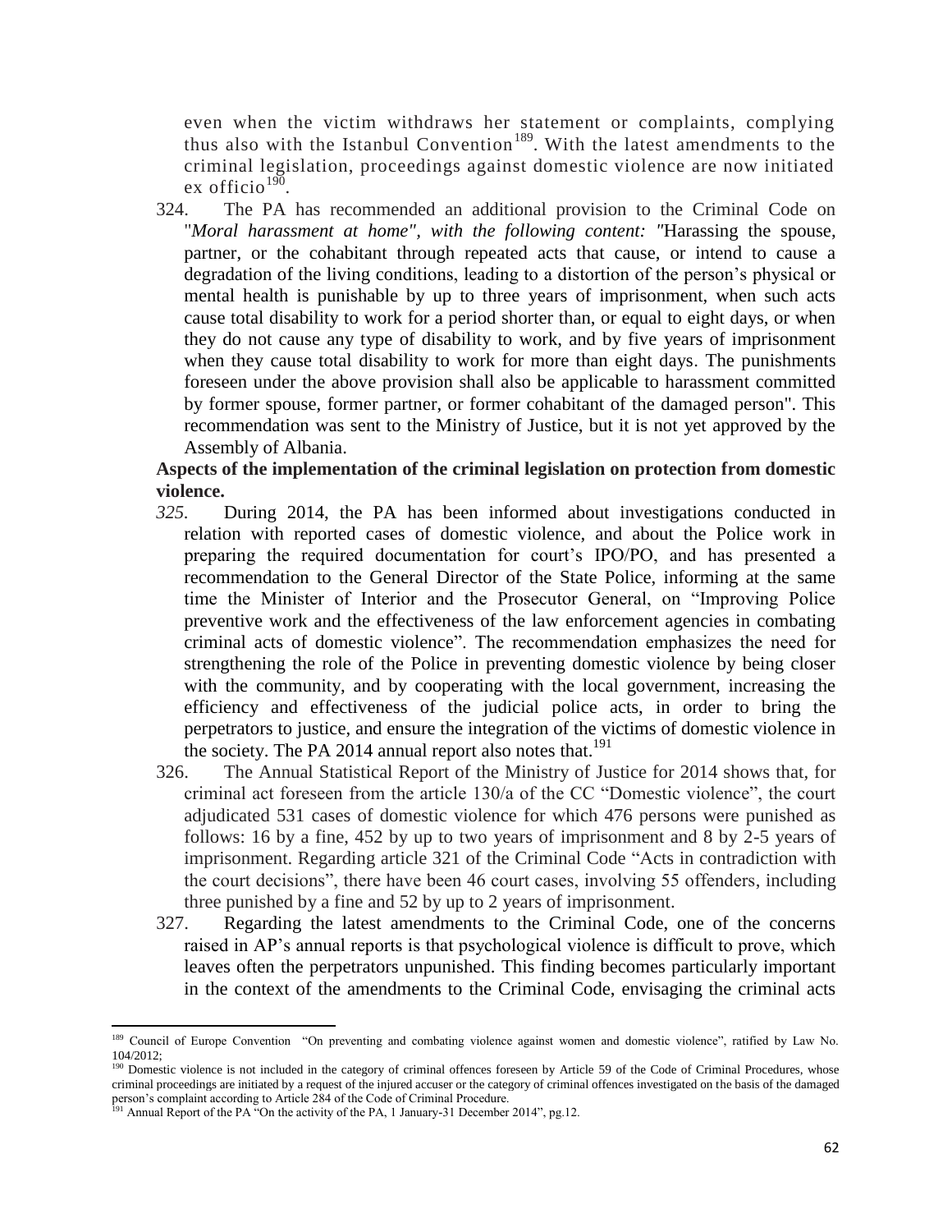even when the victim withdraws her statement or complaints, complying thus also with the Istanbul Convention[189]. With the latest amendments to the criminal legislation, proceedings against domestic violence are now initiated ex officio[190].

324. The PA has recommended an additional provision to the Criminal Code on "*Moral harassment at home", with the following content: "*Harassing the spouse, partner, or the cohabitant through repeated acts that cause, or intend to cause a degradation of the living conditions, leading to a distortion of the person's physical or mental health is punishable by up to three years of imprisonment, when such acts cause total disability to work for a period shorter than, or equal to eight days, or when they do not cause any type of disability to work, and by five years of imprisonment when they cause total disability to work for more than eight days. The punishments foreseen under the above provision shall also be applicable to harassment committed by former spouse, former partner, or former cohabitant of the damaged person". This recommendation was sent to the Ministry of Justice, but it is not yet approved by the Assembly of Albania.

**Aspects of the implementation of the criminal legislation on protection from domestic violence.**

*325.* During 2014, the PA has been informed about investigations conducted in relation with reported cases of domestic violence, and about the Police work in preparing the required documentation for court's IPO/PO, and has presented a recommendation to the General Director of the State Police, informing at the same time the Minister of Interior and the Prosecutor General, on "Improving Police preventive work and the effectiveness of the law enforcement agencies in combating criminal acts of domestic violence". The recommendation emphasizes the need for strengthening the role of the Police in preventing domestic violence by being closer with the community, and by cooperating with the local government, increasing the efficiency and effectiveness of the judicial police acts, in order to bring the perpetrators to justice, and ensure the integration of the victims of domestic violence in the society. The PA 2014 annual report also notes that.[191]

326. The Annual Statistical Report of the Ministry of Justice for 2014 shows that, for criminal act foreseen from the article 130/a of the CC "Domestic violence", the court adjudicated 531 cases of domestic violence for which 476 persons were punished as follows: 16 by a fine, 452 by up to two years of imprisonment and 8 by 2-5 years of imprisonment. Regarding article 321 of the Criminal Code "Acts in contradiction with the court decisions", there have been 46 court cases, involving 55 offenders, including three punished by a fine and 52 by up to 2 years of imprisonment.

327. Regarding the latest amendments to the Criminal Code, one of the concerns raised in AP's annual reports is that psychological violence is difficult to prove, which leaves often the perpetrators unpunished. This finding becomes particularly important in the context of the amendments to the Criminal Code, envisaging the criminal acts

---

[189] Council of Europe Convention "On preventing and combating violence against women and domestic violence", ratified by Law No. 104/2012;

[190] Domestic violence is not included in the category of criminal offences foreseen by Article 59 of the Code of Criminal Procedures, whose criminal proceedings are initiated by a request of the injured accuser or the category of criminal offences investigated on the basis of the damaged person's complaint according to Article 284 of the Code of Criminal Procedure.

[191] Annual Report of the PA "On the activity of the PA, 1 January-31 December 2014", pg.12.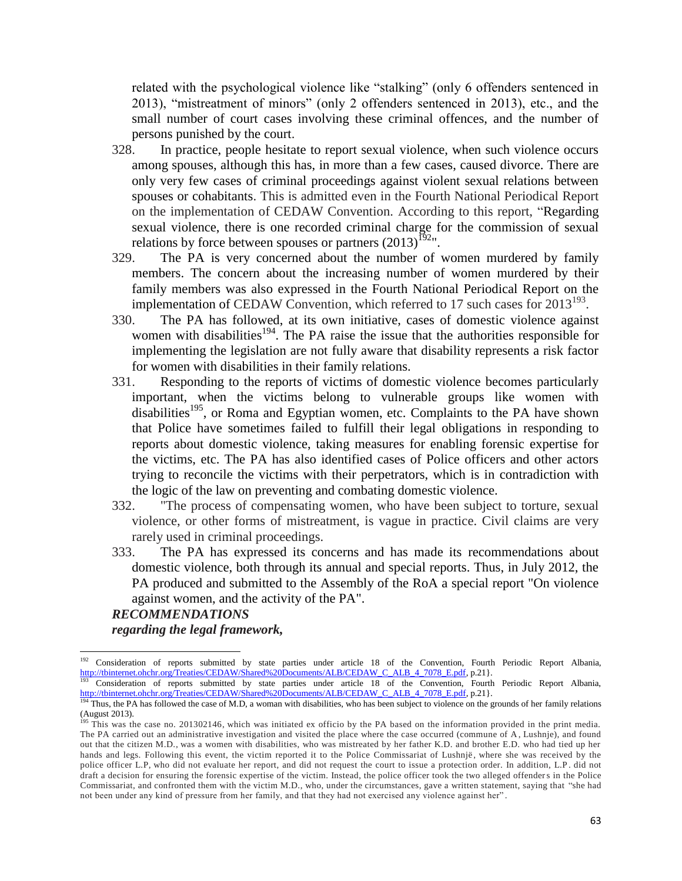related with the psychological violence like "stalking" (only 6 offenders sentenced in 2013), "mistreatment of minors" (only 2 offenders sentenced in 2013), etc., and the small number of court cases involving these criminal offences, and the number of persons punished by the court.

328. In practice, people hesitate to report sexual violence, when such violence occurs among spouses, although this has, in more than a few cases, caused divorce. There are only very few cases of criminal proceedings against violent sexual relations between spouses or cohabitants. This is admitted even in the Fourth National Periodical Report on the implementation of CEDAW Convention. According to this report, "Regarding sexual violence, there is one recorded criminal charge for the commission of sexual relations by force between spouses or partners (2013)[192]".

329. The PA is very concerned about the number of women murdered by family members. The concern about the increasing number of women murdered by their family members was also expressed in the Fourth National Periodical Report on the implementation of CEDAW Convention, which referred to 17 such cases for 2013[193].

330. The PA has followed, at its own initiative, cases of domestic violence against women with disabilities[194]. The PA raise the issue that the authorities responsible for implementing the legislation are not fully aware that disability represents a risk factor for women with disabilities in their family relations.

331. Responding to the reports of victims of domestic violence becomes particularly important, when the victims belong to vulnerable groups like women with disabilities[195], or Roma and Egyptian women, etc. Complaints to the PA have shown that Police have sometimes failed to fulfill their legal obligations in responding to reports about domestic violence, taking measures for enabling forensic expertise for the victims, etc. The PA has also identified cases of Police officers and other actors trying to reconcile the victims with their perpetrators, which is in contradiction with the logic of the law on preventing and combating domestic violence.

332. "The process of compensating women, who have been subject to torture, sexual violence, or other forms of mistreatment, is vague in practice. Civil claims are very rarely used in criminal proceedings.

333. The PA has expressed its concerns and has made its recommendations about domestic violence, both through its annual and special reports. Thus, in July 2012, the PA produced and submitted to the Assembly of the RoA a special report "On violence against women, and the activity of the PA".

***RECOMMENDATIONS***
***regarding the legal framework,***

---

[192] Consideration of reports submitted by state parties under article 18 of the Convention, Fourth Periodic Report Albania, http://tbinternet.ohchr.org/Treaties/CEDAW/Shared%20Documents/ALB/CEDAW_C_ALB_4_7078_E.pdf, p.21}.

[193] Consideration of reports submitted by state parties under article 18 of the Convention, Fourth Periodic Report Albania, http://tbinternet.ohchr.org/Treaties/CEDAW/Shared%20Documents/ALB/CEDAW_C_ALB_4_7078_E.pdf, p.21}.

[194] Thus, the PA has followed the case of M.D, a woman with disabilities, who has been subject to violence on the grounds of her family relations (August 2013).

[195] This was the case no. 201302146, which was initiated ex officio by the PA based on the information provided in the print media. The PA carried out an administrative investigation and visited the place where the case occurred (commune of A, Lushnje), and found out that the citizen M.D., was a women with disabilities, who was mistreated by her father K.D. and brother E.D. who had tied up her hands and legs. Following this event, the victim reported it to the Police Commissariat of Lushnjë, where she was received by the police officer L.P, who did not evaluate her report, and did not request the court to issue a protection order. In addition, L.P. did not draft a decision for ensuring the forensic expertise of the victim. Instead, the police officer took the two alleged offenders in the Police Commissariat, and confronted them with the victim M.D., who, under the circumstances, gave a written statement, saying that "she had not been under any kind of pressure from her family, and that they had not exercised any violence against her".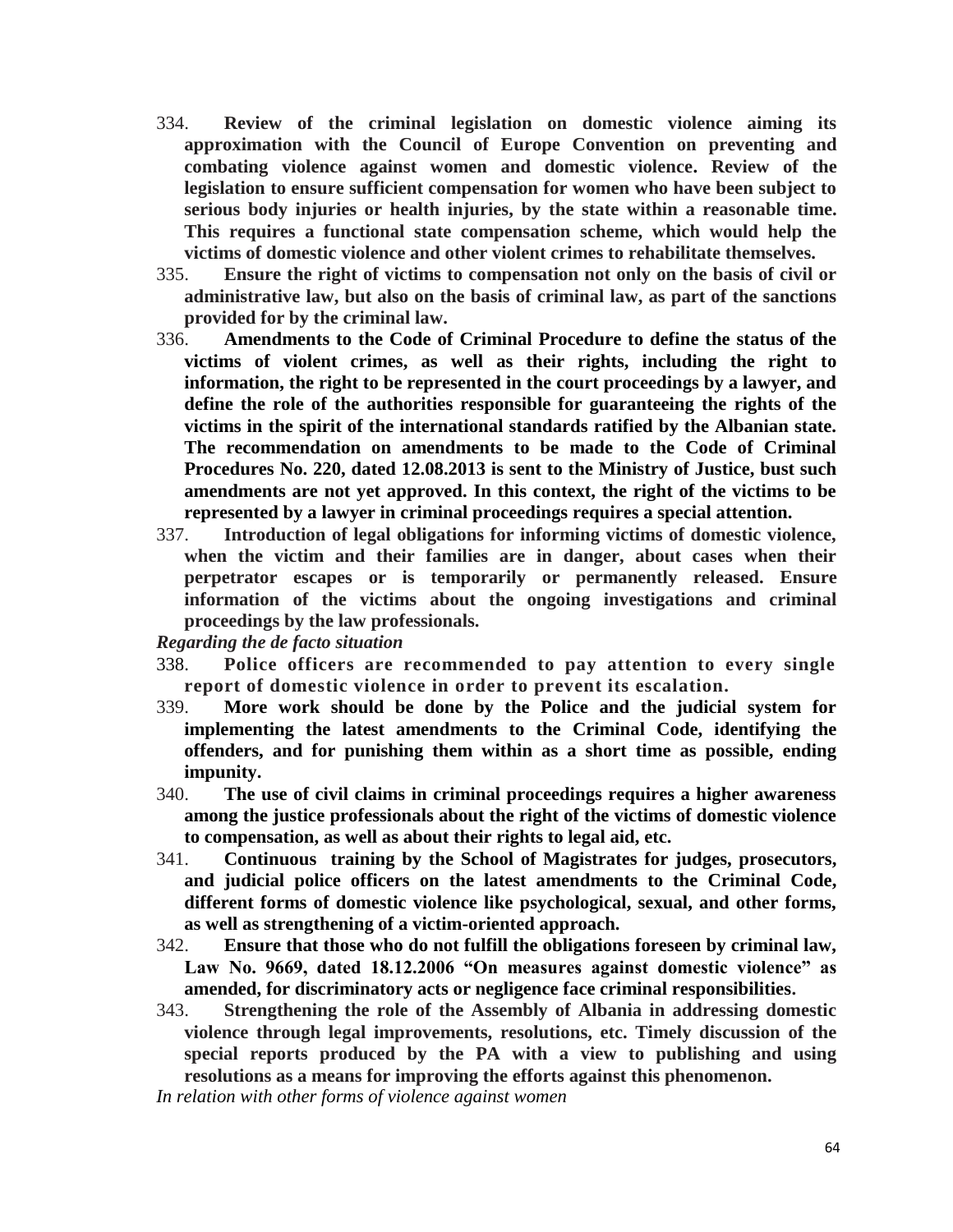334. **Review of the criminal legislation on domestic violence aiming its approximation with the Council of Europe Convention on preventing and combating violence against women and domestic violence. Review of the legislation to ensure sufficient compensation for women who have been subject to serious body injuries or health injuries, by the state within a reasonable time. This requires a functional state compensation scheme, which would help the victims of domestic violence and other violent crimes to rehabilitate themselves.**

335. **Ensure the right of victims to compensation not only on the basis of civil or administrative law, but also on the basis of criminal law, as part of the sanctions provided for by the criminal law.**

336. **Amendments to the Code of Criminal Procedure to define the status of the victims of violent crimes, as well as their rights, including the right to information, the right to be represented in the court proceedings by a lawyer, and define the role of the authorities responsible for guaranteeing the rights of the victims in the spirit of the international standards ratified by the Albanian state. The recommendation on amendments to be made to the Code of Criminal Procedures No. 220, dated 12.08.2013 is sent to the Ministry of Justice, bust such amendments are not yet approved. In this context, the right of the victims to be represented by a lawyer in criminal proceedings requires a special attention.**

337. **Introduction of legal obligations for informing victims of domestic violence, when the victim and their families are in danger, about cases when their perpetrator escapes or is temporarily or permanently released. Ensure information of the victims about the ongoing investigations and criminal proceedings by the law professionals.**

*Regarding the de facto situation*

338. **Police officers are recommended to pay attention to every single report of domestic violence in order to prevent its escalation.**

339. **More work should be done by the Police and the judicial system for implementing the latest amendments to the Criminal Code, identifying the offenders, and for punishing them within as a short time as possible, ending impunity.**

340. **The use of civil claims in criminal proceedings requires a higher awareness among the justice professionals about the right of the victims of domestic violence to compensation, as well as about their rights to legal aid, etc.**

341. **Continuous training by the School of Magistrates for judges, prosecutors, and judicial police officers on the latest amendments to the Criminal Code, different forms of domestic violence like psychological, sexual, and other forms, as well as strengthening of a victim-oriented approach.**

342. **Ensure that those who do not fulfill the obligations foreseen by criminal law, Law No. 9669, dated 18.12.2006 "On measures against domestic violence" as amended, for discriminatory acts or negligence face criminal responsibilities.**

343. **Strengthening the role of the Assembly of Albania in addressing domestic violence through legal improvements, resolutions, etc. Timely discussion of the special reports produced by the PA with a view to publishing and using resolutions as a means for improving the efforts against this phenomenon.**

*In relation with other forms of violence against women*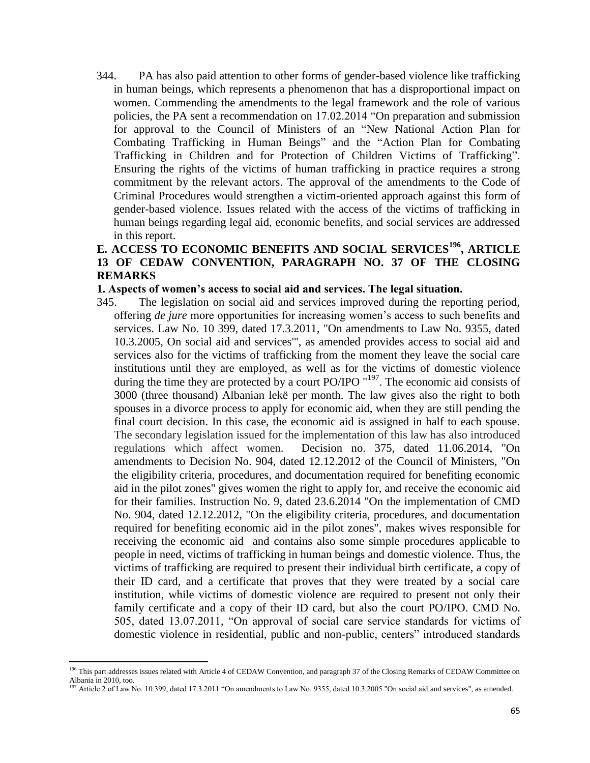344. PA has also paid attention to other forms of gender-based violence like trafficking in human beings, which represents a phenomenon that has a disproportional impact on women. Commending the amendments to the legal framework and the role of various policies, the PA sent a recommendation on 17.02.2014 “On preparation and submission for approval to the Council of Ministers of an “New National Action Plan for Combating Trafficking in Human Beings” and the “Action Plan for Combating Trafficking in Children and for Protection of Children Victims of Trafficking”. Ensuring the rights of the victims of human trafficking in practice requires a strong commitment by the relevant actors. The approval of the amendments to the Code of Criminal Procedures would strengthen a victim-oriented approach against this form of gender-based violence. Issues related with the access of the victims of trafficking in human beings regarding legal aid, economic benefits, and social services are addressed in this report.

## E. ACCESS TO ECONOMIC BENEFITS AND SOCIAL SERVICES[196], ARTICLE 13 OF CEDAW CONVENTION, PARAGRAPH NO. 37 OF THE CLOSING REMARKS

### 1. Aspects of women’s access to social aid and services. The legal situation.

345. The legislation on social aid and services improved during the reporting period, offering *de jure* more opportunities for increasing women’s access to such benefits and services. Law No. 10 399, dated 17.3.2011, "On amendments to Law No. 9355, dated 10.3.2005, On social aid and services"', as amended provides access to social aid and services also for the victims of trafficking from the moment they leave the social care institutions until they are employed, as well as for the victims of domestic violence during the time they are protected by a court PO/IPO "[197]. The economic aid consists of 3000 (three thousand) Albanian lekë per month. The law gives also the right to both spouses in a divorce process to apply for economic aid, when they are still pending the final court decision. In this case, the economic aid is assigned in half to each spouse. The secondary legislation issued for the implementation of this law has also introduced regulations which affect women. Decision no. 375, dated 11.06.2014, "On amendments to Decision No. 904, dated 12.12.2012 of the Council of Ministers, "On the eligibility criteria, procedures, and documentation required for benefiting economic aid in the pilot zones" gives women the right to apply for, and receive the economic aid for their families. Instruction No. 9, dated 23.6.2014 "On the implementation of CMD No. 904, dated 12.12.2012, "On the eligibility criteria, procedures, and documentation required for benefiting economic aid in the pilot zones", makes wives responsible for receiving the economic aid and contains also some simple procedures applicable to people in need, victims of trafficking in human beings and domestic violence. Thus, the victims of trafficking are required to present their individual birth certificate, a copy of their ID card, and a certificate that proves that they were treated by a social care institution, while victims of domestic violence are required to present not only their family certificate and a copy of their ID card, but also the court PO/IPO. CMD No. 505, dated 13.07.2011, “On approval of social care service standards for victims of domestic violence in residential, public and non-public, centers” introduced standards

---

[196] This part addresses issues related with Article 4 of CEDAW Convention, and paragraph 37 of the Closing Remarks of CEDAW Committee on Albania in 2010, too.

[197] Article 2 of Law No. 10 399, dated 17.3.2011 “On amendments to Law No. 9355, dated 10.3.2005 "On social aid and services", as amended.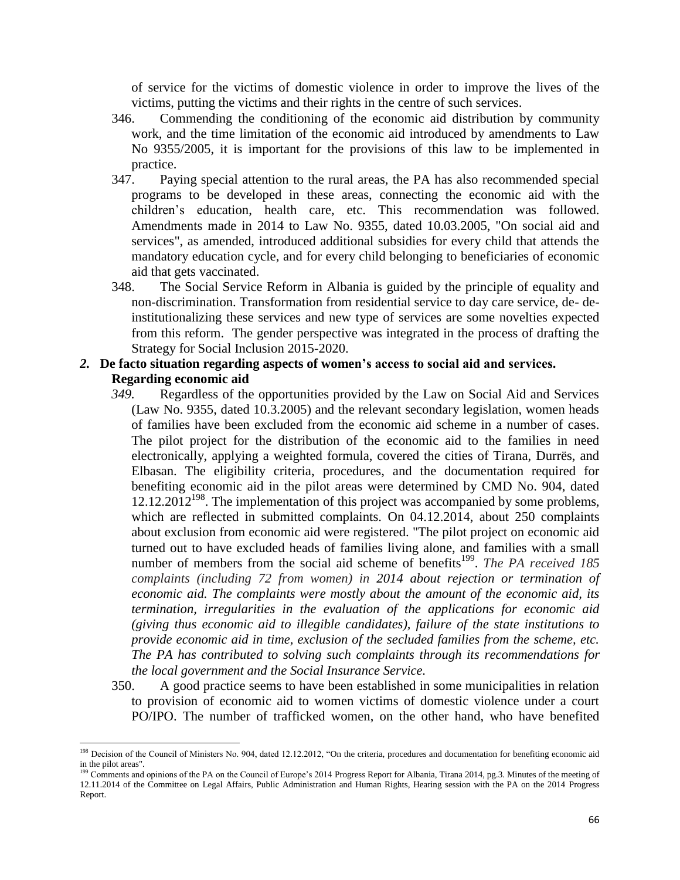of service for the victims of domestic violence in order to improve the lives of the victims, putting the victims and their rights in the centre of such services.

346. Commending the conditioning of the economic aid distribution by community work, and the time limitation of the economic aid introduced by amendments to Law No 9355/2005, it is important for the provisions of this law to be implemented in practice.

347. Paying special attention to the rural areas, the PA has also recommended special programs to be developed in these areas, connecting the economic aid with the children's education, health care, etc. This recommendation was followed. Amendments made in 2014 to Law No. 9355, dated 10.03.2005, "On social aid and services", as amended, introduced additional subsidies for every child that attends the mandatory education cycle, and for every child belonging to beneficiaries of economic aid that gets vaccinated.

348. The Social Service Reform in Albania is guided by the principle of equality and non-discrimination. Transformation from residential service to day care service, de- de-institutionalizing these services and new type of services are some novelties expected from this reform. The gender perspective was integrated in the process of drafting the Strategy for Social Inclusion 2015-2020.

## *2.* De facto situation regarding aspects of women's access to social aid and services.

### Regarding economic aid

*349.* Regardless of the opportunities provided by the Law on Social Aid and Services (Law No. 9355, dated 10.3.2005) and the relevant secondary legislation, women heads of families have been excluded from the economic aid scheme in a number of cases. The pilot project for the distribution of the economic aid to the families in need electronically, applying a weighted formula, covered the cities of Tirana, Durrës, and Elbasan. The eligibility criteria, procedures, and the documentation required for benefiting economic aid in the pilot areas were determined by CMD No. 904, dated 12.12.2012[198]. The implementation of this project was accompanied by some problems, which are reflected in submitted complaints. On 04.12.2014, about 250 complaints about exclusion from economic aid were registered. "The pilot project on economic aid turned out to have excluded heads of families living alone, and families with a small number of members from the social aid scheme of benefits[199]. *The PA received 185 complaints (including 72 from women) in 2014 about rejection or termination of economic aid. The complaints were mostly about the amount of the economic aid, its termination, irregularities in the evaluation of the applications for economic aid (giving thus economic aid to illegible candidates), failure of the state institutions to provide economic aid in time, exclusion of the secluded families from the scheme, etc. The PA has contributed to solving such complaints through its recommendations for the local government and the Social Insurance Service.*

350. A good practice seems to have been established in some municipalities in relation to provision of economic aid to women victims of domestic violence under a court PO/IPO. The number of trafficked women, on the other hand, who have benefited

---

[198] Decision of the Council of Ministers No. 904, dated 12.12.2012, "On the criteria, procedures and documentation for benefiting economic aid in the pilot areas".

[199] Comments and opinions of the PA on the Council of Europe's 2014 Progress Report for Albania, Tirana 2014, pg.3. Minutes of the meeting of 12.11.2014 of the Committee on Legal Affairs, Public Administration and Human Rights, Hearing session with the PA on the 2014 Progress Report.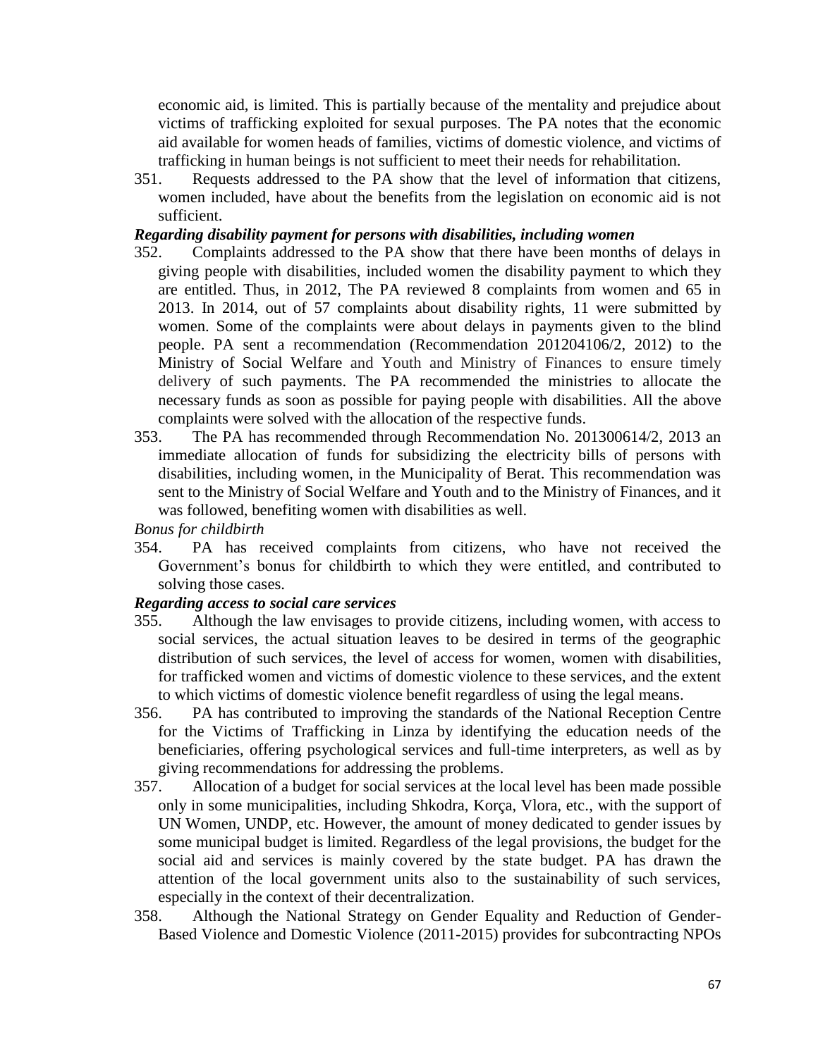economic aid, is limited. This is partially because of the mentality and prejudice about victims of trafficking exploited for sexual purposes. The PA notes that the economic aid available for women heads of families, victims of domestic violence, and victims of trafficking in human beings is not sufficient to meet their needs for rehabilitation.

351. Requests addressed to the PA show that the level of information that citizens, women included, have about the benefits from the legislation on economic aid is not sufficient.

***Regarding disability payment for persons with disabilities, including women***

352. Complaints addressed to the PA show that there have been months of delays in giving people with disabilities, included women the disability payment to which they are entitled. Thus, in 2012, The PA reviewed 8 complaints from women and 65 in 2013. In 2014, out of 57 complaints about disability rights, 11 were submitted by women. Some of the complaints were about delays in payments given to the blind people. PA sent a recommendation (Recommendation 201204106/2, 2012) to the Ministry of Social Welfare and Youth and Ministry of Finances to ensure timely delivery of such payments. The PA recommended the ministries to allocate the necessary funds as soon as possible for paying people with disabilities. All the above complaints were solved with the allocation of the respective funds.

353. The PA has recommended through Recommendation No. 201300614/2, 2013 an immediate allocation of funds for subsidizing the electricity bills of persons with disabilities, including women, in the Municipality of Berat. This recommendation was sent to the Ministry of Social Welfare and Youth and to the Ministry of Finances, and it was followed, benefiting women with disabilities as well.

*Bonus for childbirth*

354. PA has received complaints from citizens, who have not received the Government's bonus for childbirth to which they were entitled, and contributed to solving those cases.

***Regarding access to social care services***

355. Although the law envisages to provide citizens, including women, with access to social services, the actual situation leaves to be desired in terms of the geographic distribution of such services, the level of access for women, women with disabilities, for trafficked women and victims of domestic violence to these services, and the extent to which victims of domestic violence benefit regardless of using the legal means.

356. PA has contributed to improving the standards of the National Reception Centre for the Victims of Trafficking in Linza by identifying the education needs of the beneficiaries, offering psychological services and full-time interpreters, as well as by giving recommendations for addressing the problems.

357. Allocation of a budget for social services at the local level has been made possible only in some municipalities, including Shkodra, Korça, Vlora, etc., with the support of UN Women, UNDP, etc. However, the amount of money dedicated to gender issues by some municipal budget is limited. Regardless of the legal provisions, the budget for the social aid and services is mainly covered by the state budget. PA has drawn the attention of the local government units also to the sustainability of such services, especially in the context of their decentralization.

358. Although the National Strategy on Gender Equality and Reduction of Gender-Based Violence and Domestic Violence (2011-2015) provides for subcontracting NPOs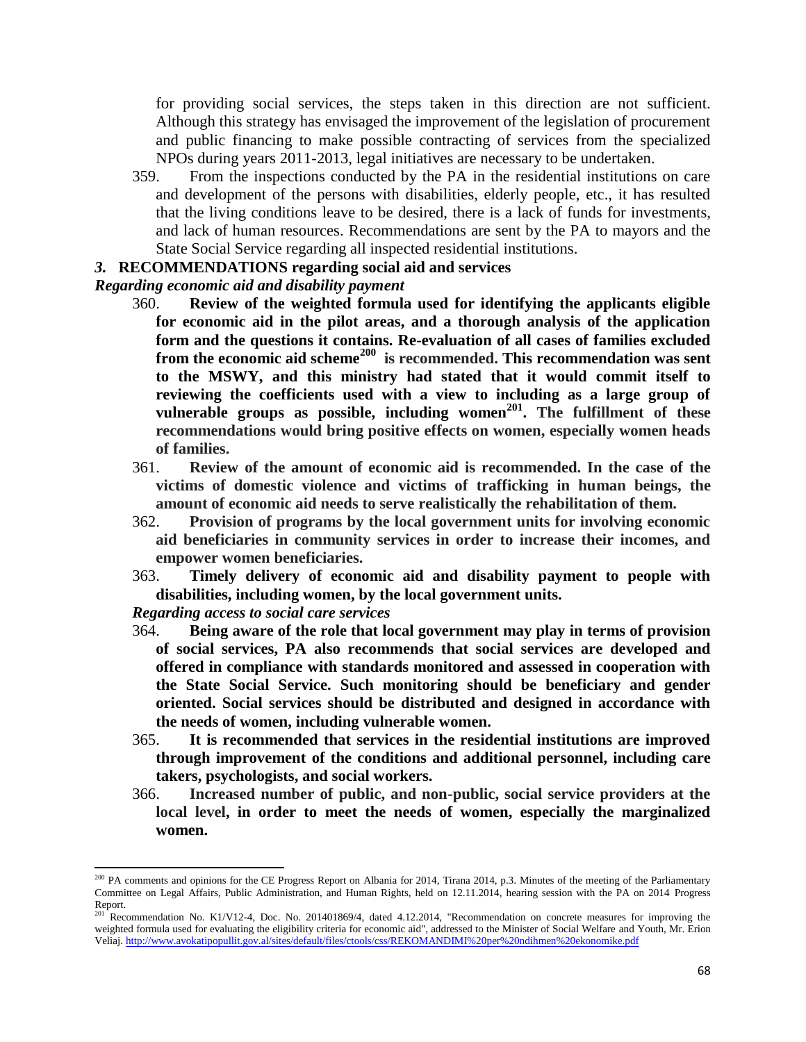for providing social services, the steps taken in this direction are not sufficient. Although this strategy has envisaged the improvement of the legislation of procurement and public financing to make possible contracting of services from the specialized NPOs during years 2011-2013, legal initiatives are necessary to be undertaken.

359. From the inspections conducted by the PA in the residential institutions on care and development of the persons with disabilities, elderly people, etc., it has resulted that the living conditions leave to be desired, there is a lack of funds for investments, and lack of human resources. Recommendations are sent by the PA to mayors and the State Social Service regarding all inspected residential institutions.

### *3.* RECOMMENDATIONS regarding social aid and services

***Regarding economic aid and disability payment***

360. **Review of the weighted formula used for identifying the applicants eligible for economic aid in the pilot areas, and a thorough analysis of the application form and the questions it contains. Re-evaluation of all cases of families excluded from the economic aid scheme[200] is recommended. This recommendation was sent to the MSWY, and this ministry had stated that it would commit itself to reviewing the coefficients used with a view to including as a large group of vulnerable groups as possible, including women[201]. The fulfillment of these recommendations would bring positive effects on women, especially women heads of families.**

361. **Review of the amount of economic aid is recommended. In the case of the victims of domestic violence and victims of trafficking in human beings, the amount of economic aid needs to serve realistically the rehabilitation of them.**

362. **Provision of programs by the local government units for involving economic aid beneficiaries in community services in order to increase their incomes, and empower women beneficiaries.**

363. **Timely delivery of economic aid and disability payment to people with disabilities, including women, by the local government units.**

***Regarding access to social care services***

364. **Being aware of the role that local government may play in terms of provision of social services, PA also recommends that social services are developed and offered in compliance with standards monitored and assessed in cooperation with the State Social Service. Such monitoring should be beneficiary and gender oriented. Social services should be distributed and designed in accordance with the needs of women, including vulnerable women.**

365. **It is recommended that services in the residential institutions are improved through improvement of the conditions and additional personnel, including care takers, psychologists, and social workers.**

366. **Increased number of public, and non-public, social service providers at the local level, in order to meet the needs of women, especially the marginalized women.**

---

[200] PA comments and opinions for the CE Progress Report on Albania for 2014, Tirana 2014, p.3. Minutes of the meeting of the Parliamentary Committee on Legal Affairs, Public Administration, and Human Rights, held on 12.11.2014, hearing session with the PA on 2014 Progress Report.

[201] Recommendation No. K1/V12-4, Doc. No. 201401869/4, dated 4.12.2014, "Recommendation on concrete measures for improving the weighted formula used for evaluating the eligibility criteria for economic aid", addressed to the Minister of Social Welfare and Youth, Mr. Erion Veliaj. http://www.avokatipopullit.gov.al/sites/default/files/ctools/css/REKOMANDIMI%20per%20ndihmen%20ekonomike.pdf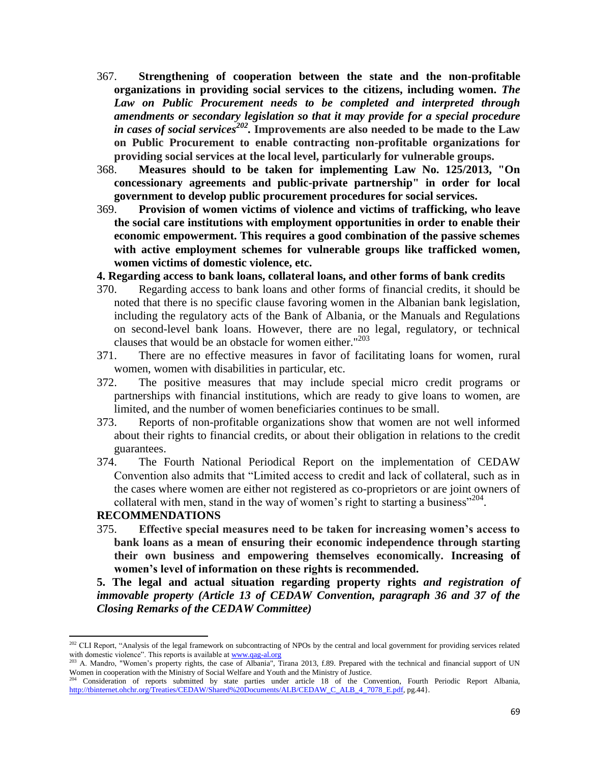367. **Strengthening of cooperation between the state and the non-profitable organizations in providing social services to the citizens, including women.** ***The Law on Public Procurement needs to be completed and interpreted through amendments or secondary legislation so that it may provide for a special procedure in cases of social services***[202]**. Improvements are also needed to be made to the Law on Public Procurement to enable contracting non-profitable organizations for providing social services at the local level, particularly for vulnerable groups.**

368. **Measures should to be taken for implementing Law No. 125/2013, "On concessionary agreements and public-private partnership" in order for local government to develop public procurement procedures for social services.**

369. **Provision of women victims of violence and victims of trafficking, who leave the social care institutions with employment opportunities in order to enable their economic empowerment. This requires a good combination of the passive schemes with active employment schemes for vulnerable groups like trafficked women, women victims of domestic violence, etc.**

**4. Regarding access to bank loans, collateral loans, and other forms of bank credits**

370. Regarding access to bank loans and other forms of financial credits, it should be noted that there is no specific clause favoring women in the Albanian bank legislation, including the regulatory acts of the Bank of Albania, or the Manuals and Regulations on second-level bank loans. However, there are no legal, regulatory, or technical clauses that would be an obstacle for women either."[203]

371. There are no effective measures in favor of facilitating loans for women, rural women, women with disabilities in particular, etc.

372. The positive measures that may include special micro credit programs or partnerships with financial institutions, which are ready to give loans to women, are limited, and the number of women beneficiaries continues to be small.

373. Reports of non-profitable organizations show that women are not well informed about their rights to financial credits, or about their obligation in relations to the credit guarantees.

374. The Fourth National Periodical Report on the implementation of CEDAW Convention also admits that "Limited access to credit and lack of collateral, such as in the cases where women are either not registered as co-proprietors or are joint owners of collateral with men, stand in the way of women's right to starting a business"[204].

**RECOMMENDATIONS**

375. **Effective special measures need to be taken for increasing women's access to bank loans as a mean of ensuring their economic independence through starting their own business and empowering themselves economically. Increasing of women's level of information on these rights is recommended.**

**5. The legal and actual situation regarding property rights** ***and registration of immovable property (Article 13 of CEDAW Convention, paragraph 36 and 37 of the Closing Remarks of the CEDAW Committee)***

---

[202] CLI Report, "Analysis of the legal framework on subcontracting of NPOs by the central and local government for providing services related with domestic violence". This reports is available at www.qag-al.org

[203] A. Mandro, "Women's property rights, the case of Albania", Tirana 2013, f.89. Prepared with the technical and financial support of UN Women in cooperation with the Ministry of Social Welfare and Youth and the Ministry of Justice.

[204] Consideration of reports submitted by state parties under article 18 of the Convention, Fourth Periodic Report Albania, http://tbinternet.ohchr.org/Treaties/CEDAW/Shared%20Documents/ALB/CEDAW_C_ALB_4_7078_E.pdf, pg.44}.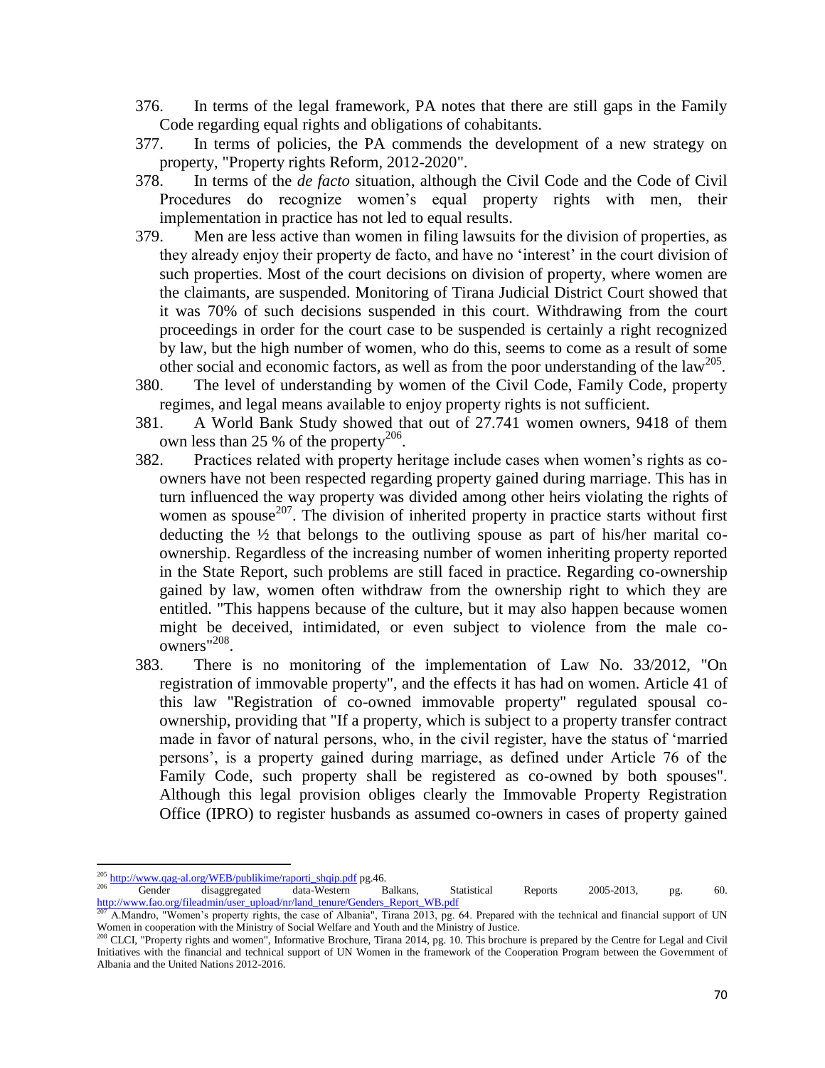376. In terms of the legal framework, PA notes that there are still gaps in the Family Code regarding equal rights and obligations of cohabitants.

377. In terms of policies, the PA commends the development of a new strategy on property, "Property rights Reform, 2012-2020".

378. In terms of the *de facto* situation, although the Civil Code and the Code of Civil Procedures do recognize women's equal property rights with men, their implementation in practice has not led to equal results.

379. Men are less active than women in filing lawsuits for the division of properties, as they already enjoy their property de facto, and have no 'interest' in the court division of such properties. Most of the court decisions on division of property, where women are the claimants, are suspended. Monitoring of Tirana Judicial District Court showed that it was 70% of such decisions suspended in this court. Withdrawing from the court proceedings in order for the court case to be suspended is certainly a right recognized by law, but the high number of women, who do this, seems to come as a result of some other social and economic factors, as well as from the poor understanding of the law[205].

380. The level of understanding by women of the Civil Code, Family Code, property regimes, and legal means available to enjoy property rights is not sufficient.

381. A World Bank Study showed that out of 27.741 women owners, 9418 of them own less than 25 % of the property[206].

382. Practices related with property heritage include cases when women's rights as co-owners have not been respected regarding property gained during marriage. This has in turn influenced the way property was divided among other heirs violating the rights of women as spouse[207]. The division of inherited property in practice starts without first deducting the ½ that belongs to the outliving spouse as part of his/her marital co-ownership. Regardless of the increasing number of women inheriting property reported in the State Report, such problems are still faced in practice. Regarding co-ownership gained by law, women often withdraw from the ownership right to which they are entitled. "This happens because of the culture, but it may also happen because women might be deceived, intimidated, or even subject to violence from the male co-owners"[208].

383. There is no monitoring of the implementation of Law No. 33/2012, "On registration of immovable property", and the effects it has had on women. Article 41 of this law "Registration of co-owned immovable property" regulated spousal co-ownership, providing that "If a property, which is subject to a property transfer contract made in favor of natural persons, who, in the civil register, have the status of 'married persons', is a property gained during marriage, as defined under Article 76 of the Family Code, such property shall be registered as co-owned by both spouses". Although this legal provision obliges clearly the Immovable Property Registration Office (IPRO) to register husbands as assumed co-owners in cases of property gained

---

[205] http://www.qag-al.org/WEB/publikime/raporti_shqip.pdf pg.46.

[206] Gender disaggregated data-Western Balkans, Statistical Reports 2005-2013, pg. 60. http://www.fao.org/fileadmin/user_upload/nr/land_tenure/Genders_Report_WB.pdf

[207] A.Mandro, "Women's property rights, the case of Albania", Tirana 2013, pg. 64. Prepared with the technical and financial support of UN Women in cooperation with the Ministry of Social Welfare and Youth and the Ministry of Justice.

[208] CLCI, "Property rights and women", Informative Brochure, Tirana 2014, pg. 10. This brochure is prepared by the Centre for Legal and Civil Initiatives with the financial and technical support of UN Women in the framework of the Cooperation Program between the Government of Albania and the United Nations 2012-2016.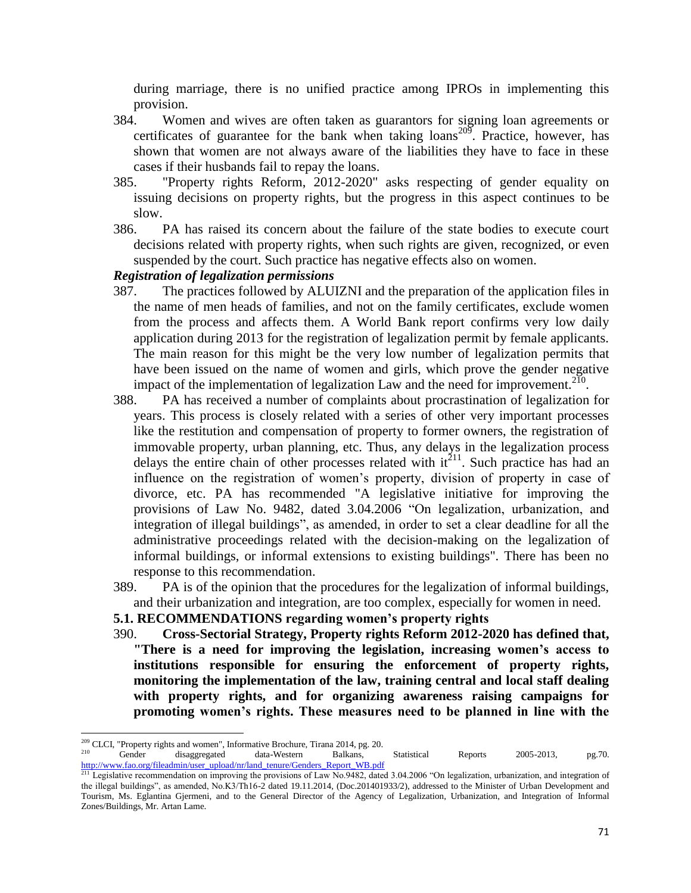during marriage, there is no unified practice among IPROs in implementing this provision.

384. Women and wives are often taken as guarantors for signing loan agreements or certificates of guarantee for the bank when taking loans[209]. Practice, however, has shown that women are not always aware of the liabilities they have to face in these cases if their husbands fail to repay the loans.

385. "Property rights Reform, 2012-2020" asks respecting of gender equality on issuing decisions on property rights, but the progress in this aspect continues to be slow.

386. PA has raised its concern about the failure of the state bodies to execute court decisions related with property rights, when such rights are given, recognized, or even suspended by the court. Such practice has negative effects also on women.

***Registration of legalization permissions***

387. The practices followed by ALUIZNI and the preparation of the application files in the name of men heads of families, and not on the family certificates, exclude women from the process and affects them. A World Bank report confirms very low daily application during 2013 for the registration of legalization permit by female applicants. The main reason for this might be the very low number of legalization permits that have been issued on the name of women and girls, which prove the gender negative impact of the implementation of legalization Law and the need for improvement.[210].

388. PA has received a number of complaints about procrastination of legalization for years. This process is closely related with a series of other very important processes like the restitution and compensation of property to former owners, the registration of immovable property, urban planning, etc. Thus, any delays in the legalization process delays the entire chain of other processes related with it[211]. Such practice has had an influence on the registration of women's property, division of property in case of divorce, etc. PA has recommended "A legislative initiative for improving the provisions of Law No. 9482, dated 3.04.2006 "On legalization, urbanization, and integration of illegal buildings", as amended, in order to set a clear deadline for all the administrative proceedings related with the decision-making on the legalization of informal buildings, or informal extensions to existing buildings". There has been no response to this recommendation.

389. PA is of the opinion that the procedures for the legalization of informal buildings, and their urbanization and integration, are too complex, especially for women in need.

**5.1. RECOMMENDATIONS regarding women's property rights**

390. **Cross-Sectorial Strategy, Property rights Reform 2012-2020 has defined that, "There is a need for improving the legislation, increasing women's access to institutions responsible for ensuring the enforcement of property rights, monitoring the implementation of the law, training central and local staff dealing with property rights, and for organizing awareness raising campaigns for promoting women's rights. These measures need to be planned in line with the**

---

[209] CLCI, "Property rights and women", Informative Brochure, Tirana 2014, pg. 20.

[210] Gender disaggregated data-Western Balkans, Statistical Reports 2005-2013, pg.70. http://www.fao.org/fileadmin/user_upload/nr/land_tenure/Genders_Report_WB.pdf

[211] Legislative recommendation on improving the provisions of Law No.9482, dated 3.04.2006 "On legalization, urbanization, and integration of the illegal buildings", as amended, No.K3/Th16-2 dated 19.11.2014, (Doc.201401933/2), addressed to the Minister of Urban Development and Tourism, Ms. Eglantina Gjermeni, and to the General Director of the Agency of Legalization, Urbanization, and Integration of Informal Zones/Buildings, Mr. Artan Lame.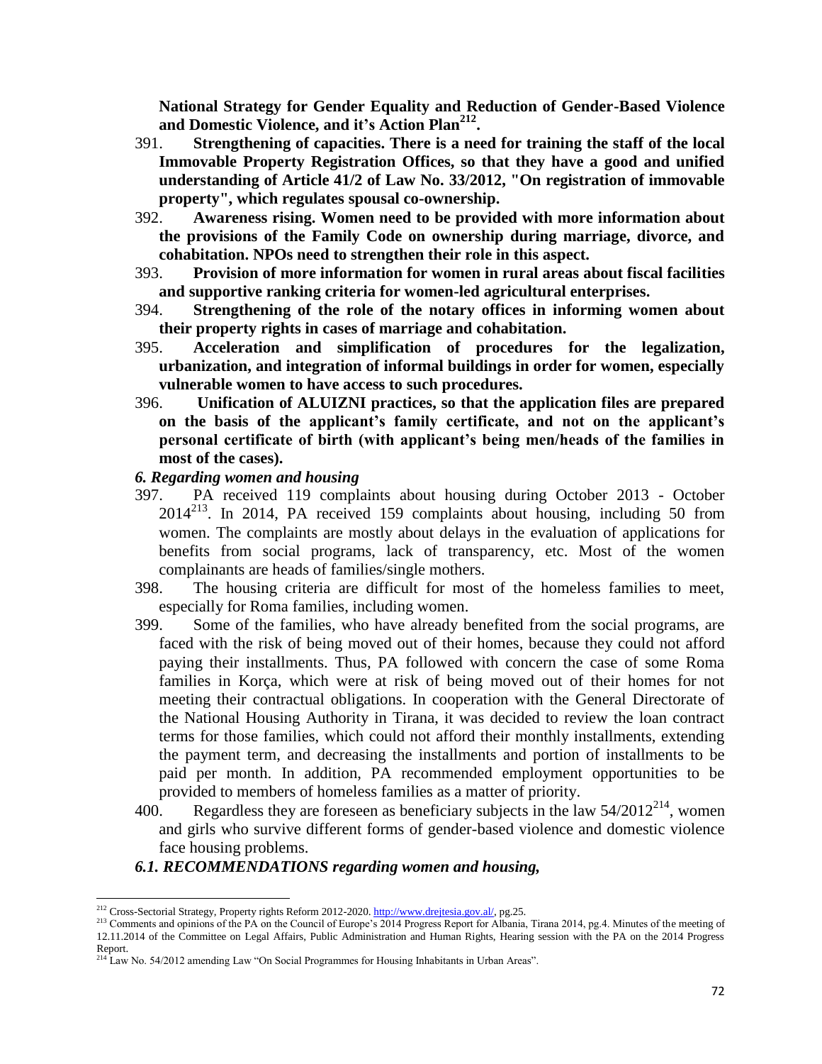**National Strategy for Gender Equality and Reduction of Gender-Based Violence and Domestic Violence, and it's Action Plan[212].**

391. **Strengthening of capacities. There is a need for training the staff of the local Immovable Property Registration Offices, so that they have a good and unified understanding of Article 41/2 of Law No. 33/2012, "On registration of immovable property", which regulates spousal co-ownership.**

392. **Awareness rising. Women need to be provided with more information about the provisions of the Family Code on ownership during marriage, divorce, and cohabitation. NPOs need to strengthen their role in this aspect.**

393. **Provision of more information for women in rural areas about fiscal facilities and supportive ranking criteria for women-led agricultural enterprises.**

394. **Strengthening of the role of the notary offices in informing women about their property rights in cases of marriage and cohabitation.**

395. **Acceleration and simplification of procedures for the legalization, urbanization, and integration of informal buildings in order for women, especially vulnerable women to have access to such procedures.**

396. **Unification of ALUIZNI practices, so that the application files are prepared on the basis of the applicant's family certificate, and not on the applicant's personal certificate of birth (with applicant's being men/heads of the families in most of the cases).**

### *6. Regarding women and housing*

397. PA received 119 complaints about housing during October 2013 - October 2014[213]. In 2014, PA received 159 complaints about housing, including 50 from women. The complaints are mostly about delays in the evaluation of applications for benefits from social programs, lack of transparency, etc. Most of the women complainants are heads of families/single mothers.

398. The housing criteria are difficult for most of the homeless families to meet, especially for Roma families, including women.

399. Some of the families, who have already benefited from the social programs, are faced with the risk of being moved out of their homes, because they could not afford paying their installments. Thus, PA followed with concern the case of some Roma families in Korça, which were at risk of being moved out of their homes for not meeting their contractual obligations. In cooperation with the General Directorate of the National Housing Authority in Tirana, it was decided to review the loan contract terms for those families, which could not afford their monthly installments, extending the payment term, and decreasing the installments and portion of installments to be paid per month. In addition, PA recommended employment opportunities to be provided to members of homeless families as a matter of priority.

400. Regardless they are foreseen as beneficiary subjects in the law 54/2012[214], women and girls who survive different forms of gender-based violence and domestic violence face housing problems.

### *6.1. RECOMMENDATIONS regarding women and housing,*

---

[212] Cross-Sectorial Strategy, Property rights Reform 2012-2020. http://www.drejtesia.gov.al/, pg.25.

[213] Comments and opinions of the PA on the Council of Europe's 2014 Progress Report for Albania, Tirana 2014, pg.4. Minutes of the meeting of 12.11.2014 of the Committee on Legal Affairs, Public Administration and Human Rights, Hearing session with the PA on the 2014 Progress Report.

[214] Law No. 54/2012 amending Law "On Social Programmes for Housing Inhabitants in Urban Areas".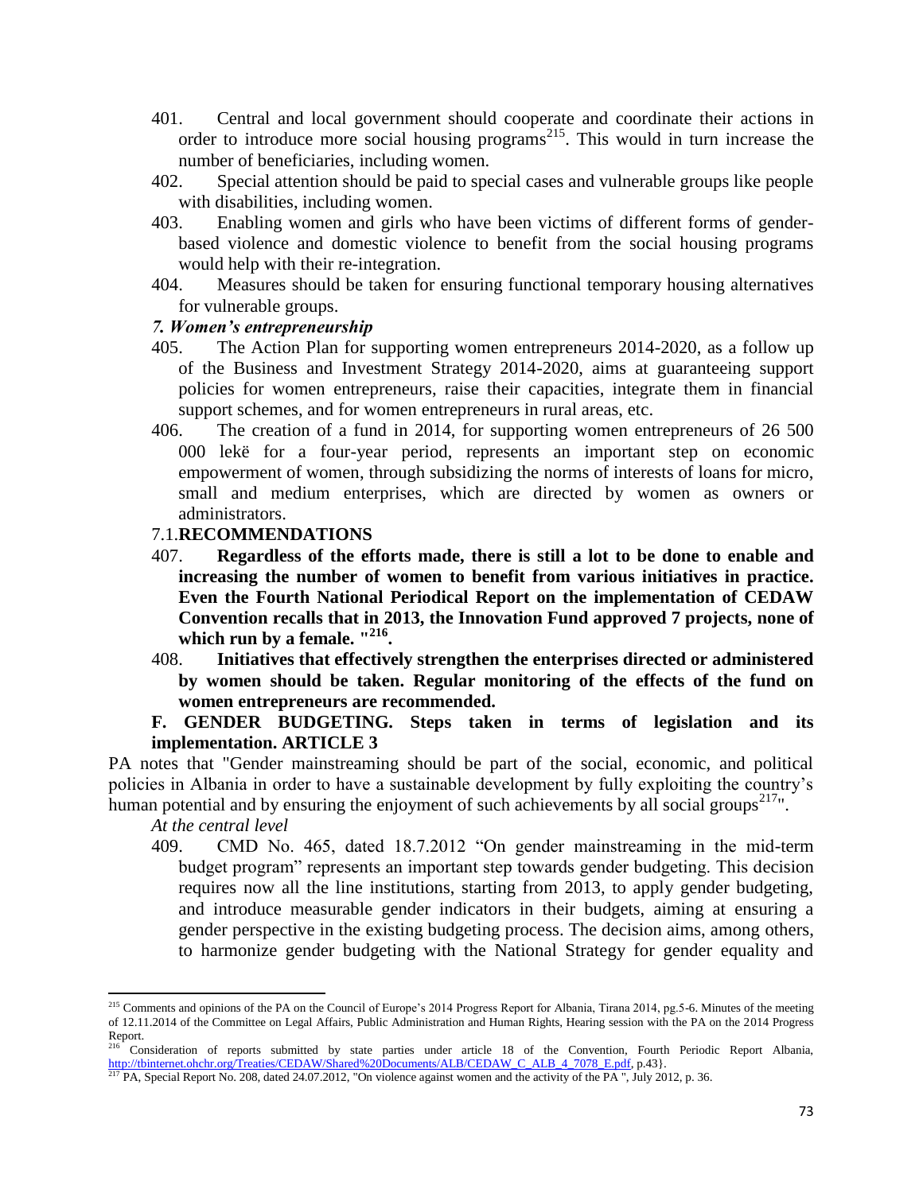401. Central and local government should cooperate and coordinate their actions in order to introduce more social housing programs[215]. This would in turn increase the number of beneficiaries, including women.

402. Special attention should be paid to special cases and vulnerable groups like people with disabilities, including women.

403. Enabling women and girls who have been victims of different forms of gender-based violence and domestic violence to benefit from the social housing programs would help with their re-integration.

404. Measures should be taken for ensuring functional temporary housing alternatives for vulnerable groups.

### *7. Women's entrepreneurship*

405. The Action Plan for supporting women entrepreneurs 2014-2020, as a follow up of the Business and Investment Strategy 2014-2020, aims at guaranteeing support policies for women entrepreneurs, raise their capacities, integrate them in financial support schemes, and for women entrepreneurs in rural areas, etc.

406. The creation of a fund in 2014, for supporting women entrepreneurs of 26 500 000 lekë for a four-year period, represents an important step on economic empowerment of women, through subsidizing the norms of interests of loans for micro, small and medium enterprises, which are directed by women as owners or administrators.

#### 7.1.**RECOMMENDATIONS**

407. **Regardless of the efforts made, there is still a lot to be done to enable and increasing the number of women to benefit from various initiatives in practice. Even the Fourth National Periodical Report on the implementation of CEDAW Convention recalls that in 2013, the Innovation Fund approved 7 projects, none of which run by a female. "[216].**

408. **Initiatives that effectively strengthen the enterprises directed or administered by women should be taken. Regular monitoring of the effects of the fund on women entrepreneurs are recommended.**

### F. GENDER BUDGETING. Steps taken in terms of legislation and its implementation. ARTICLE 3

PA notes that "Gender mainstreaming should be part of the social, economic, and political policies in Albania in order to have a sustainable development by fully exploiting the country's human potential and by ensuring the enjoyment of such achievements by all social groups[217]".

*At the central level*

409. CMD No. 465, dated 18.7.2012 "On gender mainstreaming in the mid-term budget program" represents an important step towards gender budgeting. This decision requires now all the line institutions, starting from 2013, to apply gender budgeting, and introduce measurable gender indicators in their budgets, aiming at ensuring a gender perspective in the existing budgeting process. The decision aims, among others, to harmonize gender budgeting with the National Strategy for gender equality and

---

[215] Comments and opinions of the PA on the Council of Europe's 2014 Progress Report for Albania, Tirana 2014, pg.5-6. Minutes of the meeting of 12.11.2014 of the Committee on Legal Affairs, Public Administration and Human Rights, Hearing session with the PA on the 2014 Progress Report.

[216] Consideration of reports submitted by state parties under article 18 of the Convention, Fourth Periodic Report Albania, http://tbinternet.ohchr.org/Treaties/CEDAW/Shared%20Documents/ALB/CEDAW_C_ALB_4_7078_E.pdf, p.43}.

[217] PA, Special Report No. 208, dated 24.07.2012, "On violence against women and the activity of the PA ", July 2012, p. 36.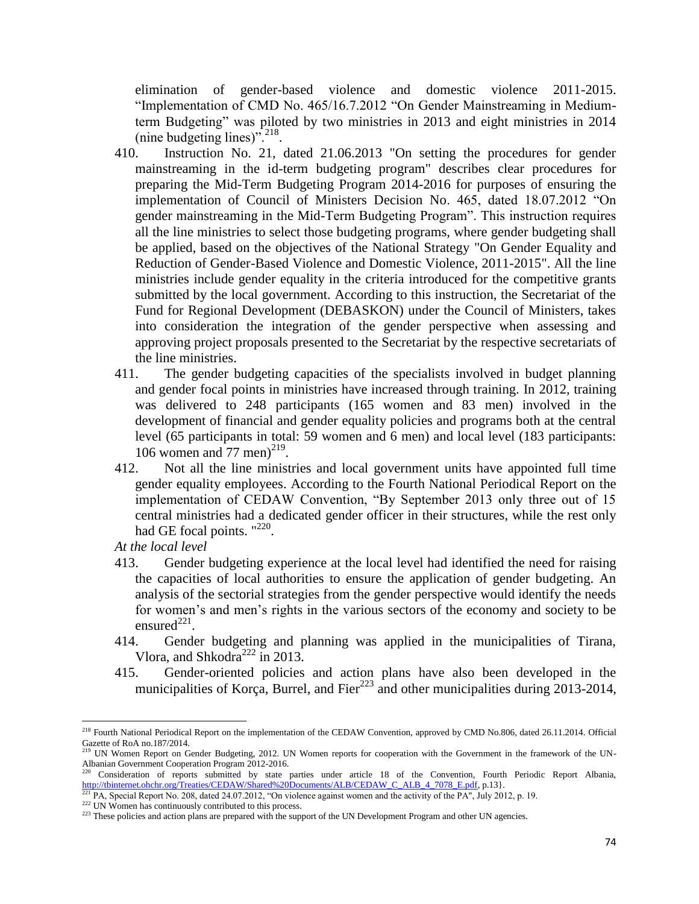elimination of gender-based violence and domestic violence 2011-2015. "Implementation of CMD No. 465/16.7.2012 "On Gender Mainstreaming in Medium-term Budgeting" was piloted by two ministries in 2013 and eight ministries in 2014 (nine budgeting lines)".[218].

410. Instruction No. 21, dated 21.06.2013 "On setting the procedures for gender mainstreaming in the id-term budgeting program" describes clear procedures for preparing the Mid-Term Budgeting Program 2014-2016 for purposes of ensuring the implementation of Council of Ministers Decision No. 465, dated 18.07.2012 "On gender mainstreaming in the Mid-Term Budgeting Program". This instruction requires all the line ministries to select those budgeting programs, where gender budgeting shall be applied, based on the objectives of the National Strategy "On Gender Equality and Reduction of Gender-Based Violence and Domestic Violence, 2011-2015". All the line ministries include gender equality in the criteria introduced for the competitive grants submitted by the local government. According to this instruction, the Secretariat of the Fund for Regional Development (DEBASKON) under the Council of Ministers, takes into consideration the integration of the gender perspective when assessing and approving project proposals presented to the Secretariat by the respective secretariats of the line ministries.

411. The gender budgeting capacities of the specialists involved in budget planning and gender focal points in ministries have increased through training. In 2012, training was delivered to 248 participants (165 women and 83 men) involved in the development of financial and gender equality policies and programs both at the central level (65 participants in total: 59 women and 6 men) and local level (183 participants: 106 women and 77 men)[219].

412. Not all the line ministries and local government units have appointed full time gender equality employees. According to the Fourth National Periodical Report on the implementation of CEDAW Convention, "By September 2013 only three out of 15 central ministries had a dedicated gender officer in their structures, while the rest only had GE focal points. "[220].

*At the local level*

413. Gender budgeting experience at the local level had identified the need for raising the capacities of local authorities to ensure the application of gender budgeting. An analysis of the sectorial strategies from the gender perspective would identify the needs for women's and men's rights in the various sectors of the economy and society to be ensured[221].

414. Gender budgeting and planning was applied in the municipalities of Tirana, Vlora, and Shkodra[222] in 2013.

415. Gender-oriented policies and action plans have also been developed in the municipalities of Korça, Burrel, and Fier[223] and other municipalities during 2013-2014,

---

[218] Fourth National Periodical Report on the implementation of the CEDAW Convention, approved by CMD No.806, dated 26.11.2014. Official Gazette of RoA no.187/2014.

[219] UN Women Report on Gender Budgeting, 2012. UN Women reports for cooperation with the Government in the framework of the UN-Albanian Government Cooperation Program 2012-2016.

[220] Consideration of reports submitted by state parties under article 18 of the Convention, Fourth Periodic Report Albania, http://tbinternet.ohchr.org/Treaties/CEDAW/Shared%20Documents/ALB/CEDAW_C_ALB_4_7078_E.pdf, p.13}.

[221] PA, Special Report No. 208, dated 24.07.2012, "On violence against women and the activity of the PA", July 2012, p. 19.

[222] UN Women has continuously contributed to this process.

[223] These policies and action plans are prepared with the support of the UN Development Program and other UN agencies.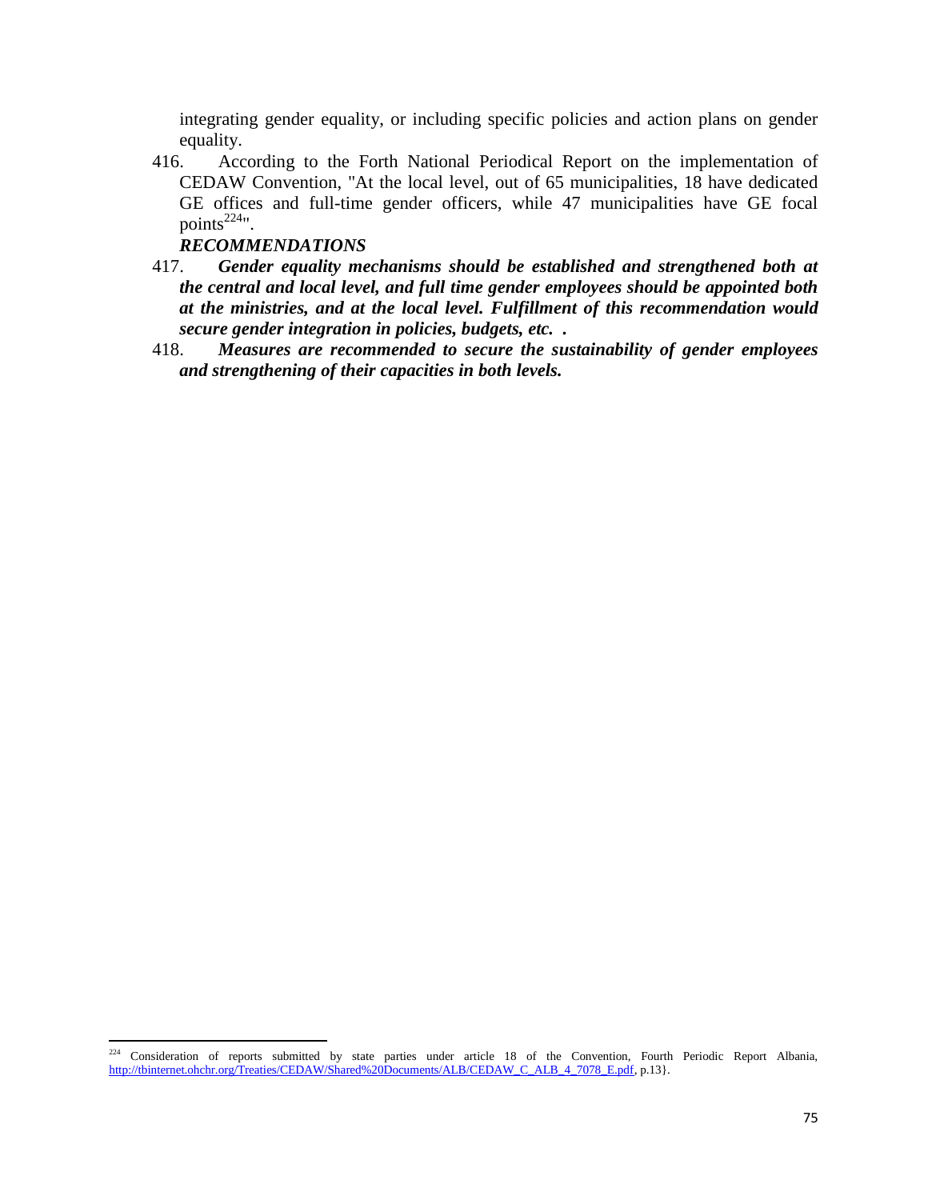integrating gender equality, or including specific policies and action plans on gender equality.

416. According to the Forth National Periodical Report on the implementation of CEDAW Convention, "At the local level, out of 65 municipalities, 18 have dedicated GE offices and full-time gender officers, while 47 municipalities have GE focal points[224]".

***RECOMMENDATIONS***

417. ***Gender equality mechanisms should be established and strengthened both at the central and local level, and full time gender employees should be appointed both at the ministries, and at the local level. Fulfillment of this recommendation would secure gender integration in policies, budgets, etc. .***

418. ***Measures are recommended to secure the sustainability of gender employees and strengthening of their capacities in both levels.***

---

[224] Consideration of reports submitted by state parties under article 18 of the Convention, Fourth Periodic Report Albania, http://tbinternet.ohchr.org/Treaties/CEDAW/Shared%20Documents/ALB/CEDAW_C_ALB_4_7078_E.pdf, p.13}.